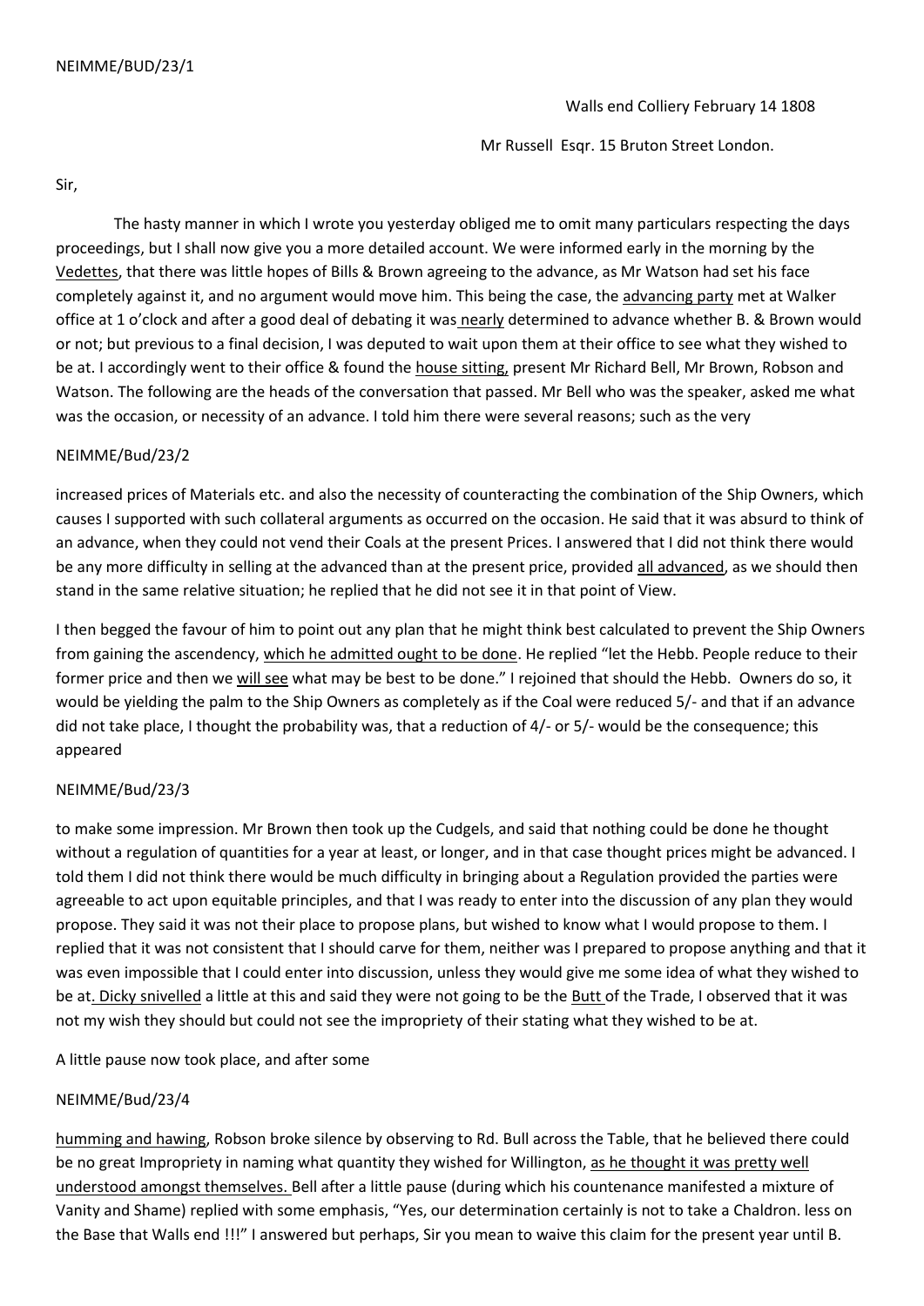NEIMME/BUD/23/1

Walls end Colliery February 14 1808

Mr Russell Esqr. 15 Bruton Street London.

Sir,

The hasty manner in which I wrote you yesterday obliged me to omit many particulars respecting the days proceedings, but I shall now give you a more detailed account. We were informed early in the morning by the <u>Vedettes</u>, that there was little hopes of Bills & Brown agreeing to the advance, as Mr Watson had set his face completely against it, and no argument would move him. This being the case, the <u>advancing party</u> met at Walker office at 1 o'clock and after a good deal of debating it was <u>nearly</u> determined to advance whether B. & Brown would or not; but previous to a final decision, I was deputed to wait upon them at their office to see what they wished to be at. I accordingly went to their office & found the <u>house sitting,</u> present Mr Richard Bell, Mr Brown, Robson and Watson. The following are the heads of the conversation that passed. Mr Bell who was the speaker, asked me what was the occasion, or necessity of an advance. I told him there were several reasons; such as the very

NEIMME/Bud/23/2

increased prices of Materials etc. and also the necessity of counteracting the combination of the Ship Owners, which causes I supported with such collateral arguments as occurred on the occasion. He said that it was absurd to think of an advance, when they could not vend their Coals at the present Prices. I answered that I did not think there would be any more difficulty in selling at the advanced than at the present price, provided <u>all advanced</u>, as we should then stand in the same relative situation; he replied that he did not see it in that point of View.

I then begged the favour of him to point out any plan that he might think best calculated to prevent the Ship Owners from gaining the ascendency, <u>which he admitted ought to be done</u>. He replied "let the Hebb. People reduce to their former price and then we <u>will see</u> what may be best to be done." I rejoined that should the Hebb. Owners do so, it would be yielding the palm to the Ship Owners as completely as if the Coal were reduced 5/- and that if an advance did not take place, I thought the probability was, that a reduction of 4/- or 5/- would be the consequence; this appeared

NEIMME/Bud/23/3

to make some impression. Mr Brown then took up the Cudgels, and said that nothing could be done he thought without a regulation of quantities for a year at least, or longer, and in that case thought prices might be advanced. I told them I did not think there would be much difficulty in bringing about a Regulation provided the parties were agreeable to act upon equitable principles, and that I was ready to enter into the discussion of any plan they would propose. They said it was not their place to propose plans, but wished to know what I would propose to them. I replied that it was not consistent that I should carve for them, neither was I prepared to propose anything and that it was even impossible that I could enter into discussion, unless they would give me some idea of what they wished to be at<u>. Dicky snivelled</u> a little at this and said they were not going to be the <u>Butt</u> of the Trade, I observed that it was not my wish they should but could not see the impropriety of their stating what they wished to be at.

A little pause now took place, and after some

NEIMME/Bud/23/4

<u>humming and hawing</u>, Robson broke silence by observing to Rd. Bull across the Table, that he believed there could be no great Impropriety in naming what quantity they wished for Willington, <u>as he thought it was pretty well understood amongst themselves.</u> Bell after a little pause (during which his countenance manifested a mixture of Vanity and Shame) replied with some emphasis, "Yes, our determination certainly is not to take a Chaldron. less on the Base that Walls end !!!" I answered but perhaps, Sir you mean to waive this claim for the present year until B.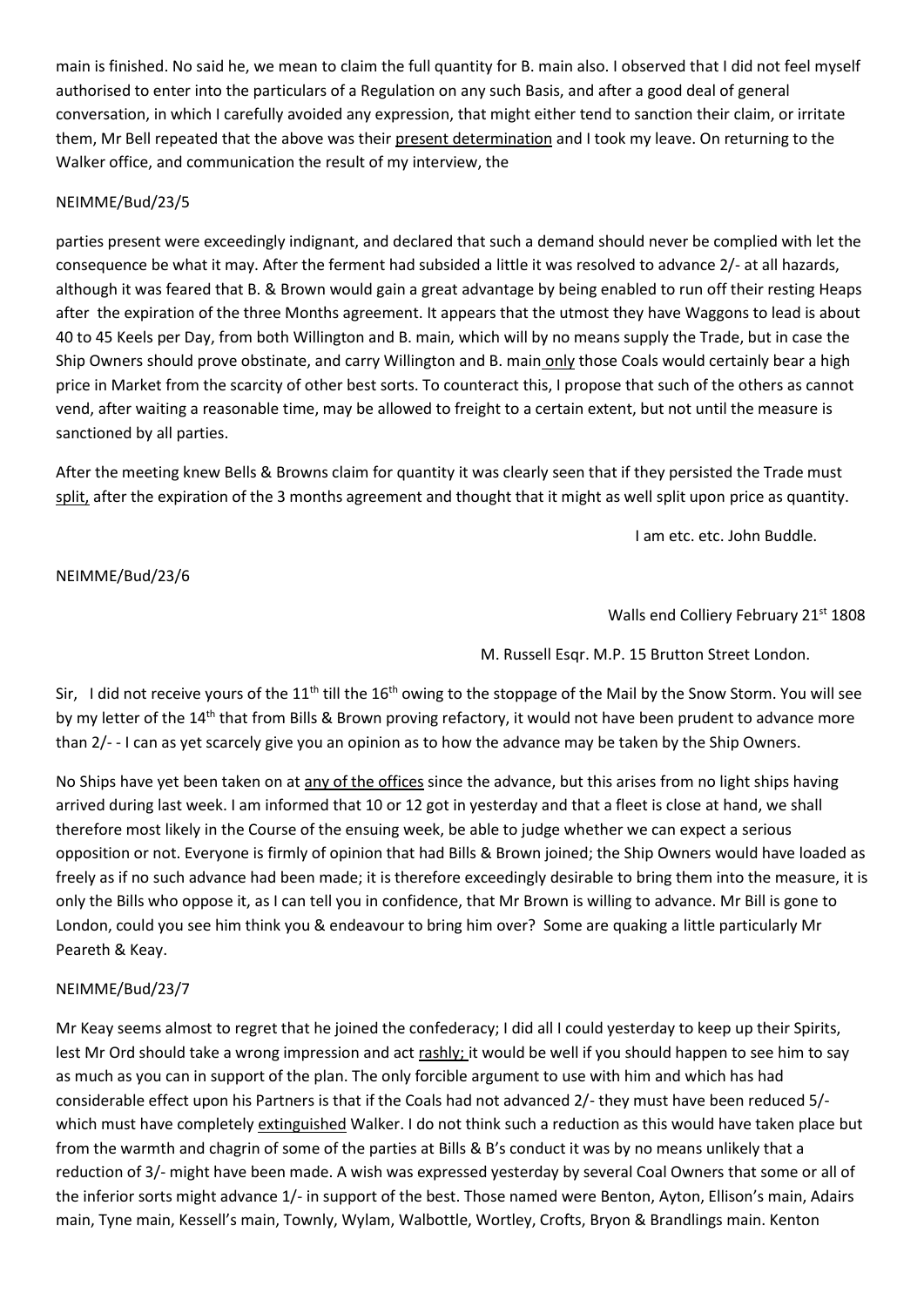main is finished. No said he, we mean to claim the full quantity for B. main also. I observed that I did not feel myself authorised to enter into the particulars of a Regulation on any such Basis, and after a good deal of general conversation, in which I carefully avoided any expression, that might either tend to sanction their claim, or irritate them, Mr Bell repeated that the above was their present determination and I took my leave. On returning to the Walker office, and communication the result of my interview, the

NEIMME/Bud/23/5

parties present were exceedingly indignant, and declared that such a demand should never be complied with let the consequence be what it may. After the ferment had subsided a little it was resolved to advance 2/- at all hazards, although it was feared that B. & Brown would gain a great advantage by being enabled to run off their resting Heaps after the expiration of the three Months agreement. It appears that the utmost they have Waggons to lead is about 40 to 45 Keels per Day, from both Willington and B. main, which will by no means supply the Trade, but in case the Ship Owners should prove obstinate, and carry Willington and B. main only those Coals would certainly bear a high price in Market from the scarcity of other best sorts. To counteract this, I propose that such of the others as cannot vend, after waiting a reasonable time, may be allowed to freight to a certain extent, but not until the measure is sanctioned by all parties.

After the meeting knew Bells & Browns claim for quantity it was clearly seen that if they persisted the Trade must split, after the expiration of the 3 months agreement and thought that it might as well split upon price as quantity.

I am etc. etc. John Buddle.

NEIMME/Bud/23/6

Walls end Colliery February 21st 1808

M. Russell Esqr. M.P. 15 Brutton Street London.

Sir, I did not receive yours of the 11th till the 16th owing to the stoppage of the Mail by the Snow Storm. You will see by my letter of the 14th that from Bills & Brown proving refactory, it would not have been prudent to advance more than 2/- - I can as yet scarcely give you an opinion as to how the advance may be taken by the Ship Owners.

No Ships have yet been taken on at any of the offices since the advance, but this arises from no light ships having arrived during last week. I am informed that 10 or 12 got in yesterday and that a fleet is close at hand, we shall therefore most likely in the Course of the ensuing week, be able to judge whether we can expect a serious opposition or not. Everyone is firmly of opinion that had Bills & Brown joined; the Ship Owners would have loaded as freely as if no such advance had been made; it is therefore exceedingly desirable to bring them into the measure, it is only the Bills who oppose it, as I can tell you in confidence, that Mr Brown is willing to advance. Mr Bill is gone to London, could you see him think you & endeavour to bring him over? Some are quaking a little particularly Mr Peareth & Keay.

NEIMME/Bud/23/7

Mr Keay seems almost to regret that he joined the confederacy; I did all I could yesterday to keep up their Spirits, lest Mr Ord should take a wrong impression and act rashly; it would be well if you should happen to see him to say as much as you can in support of the plan. The only forcible argument to use with him and which has had considerable effect upon his Partners is that if the Coals had not advanced 2/- they must have been reduced 5/- which must have completely extinguished Walker. I do not think such a reduction as this would have taken place but from the warmth and chagrin of some of the parties at Bills & B's conduct it was by no means unlikely that a reduction of 3/- might have been made. A wish was expressed yesterday by several Coal Owners that some or all of the inferior sorts might advance 1/- in support of the best. Those named were Benton, Ayton, Ellison's main, Adairs main, Tyne main, Kessell's main, Townly, Wylam, Walbottle, Wortley, Crofts, Bryon & Brandlings main. Kenton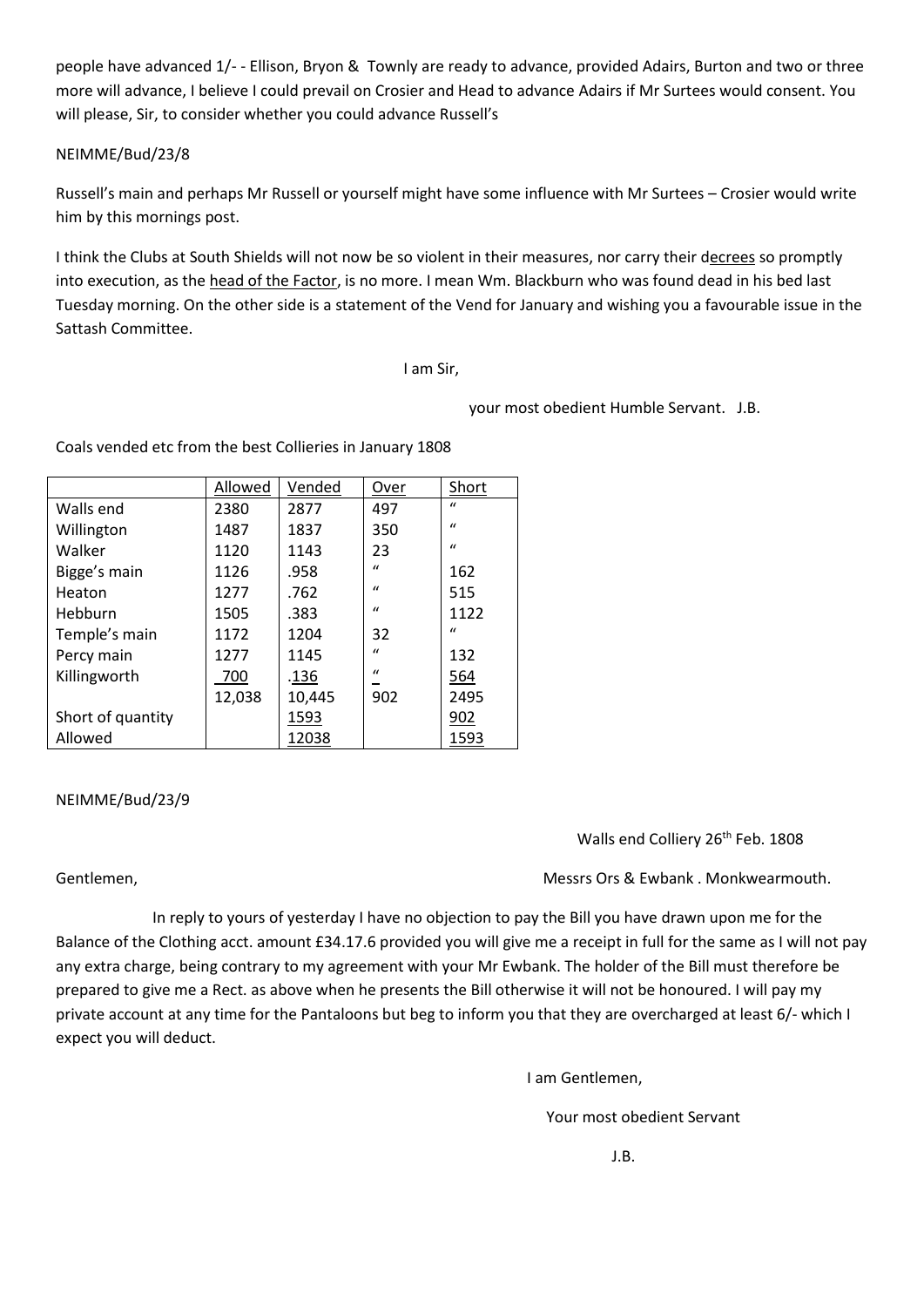people have advanced 1/- - Ellison, Bryon & Townly are ready to advance, provided Adairs, Burton and two or three more will advance, I believe I could prevail on Crosier and Head to advance Adairs if Mr Surtees would consent. You will please, Sir, to consider whether you could advance Russell's

NEIMME/Bud/23/8

Russell's main and perhaps Mr Russell or yourself might have some influence with Mr Surtees – Crosier would write him by this mornings post.

I think the Clubs at South Shields will not now be so violent in their measures, nor carry their decrees so promptly into execution, as the head of the Factor, is no more. I mean Wm. Blackburn who was found dead in his bed last Tuesday morning. On the other side is a statement of the Vend for January and wishing you a favourable issue in the Sattash Committee.

I am Sir,

your most obedient Humble Servant. J.B.

Coals vended etc from the best Collieries in January 1808

| | Allowed | Vended | Over | Short |
|---|---|---|---|---|
| Walls end | 2380 | 2877 | 497 | " |
| Willington | 1487 | 1837 | 350 | " |
| Walker | 1120 | 1143 | 23 | " |
| Bigge's main | 1126 | .958 | " | 162 |
| Heaton | 1277 | .762 | " | 515 |
| Hebburn | 1505 | .383 | " | 1122 |
| Temple's main | 1172 | 1204 | 32 | " |
| Percy main | 1277 | 1145 | " | 132 |
| Killingworth | 700 | .136 | " | 564 |
| | 12,038 | 10,445 | 902 | 2495 |
| Short of quantity | | 1593 | | 902 |
| Allowed | | 12038 | | 1593 |

NEIMME/Bud/23/9

Walls end Colliery 26th Feb. 1808

Gentlemen,

Messrs Ors & Ewbank . Monkwearmouth.

In reply to yours of yesterday I have no objection to pay the Bill you have drawn upon me for the Balance of the Clothing acct. amount £34.17.6 provided you will give me a receipt in full for the same as I will not pay any extra charge, being contrary to my agreement with your Mr Ewbank. The holder of the Bill must therefore be prepared to give me a Rect. as above when he presents the Bill otherwise it will not be honoured. I will pay my private account at any time for the Pantaloons but beg to inform you that they are overcharged at least 6/- which I expect you will deduct.

I am Gentlemen,

Your most obedient Servant

J.B.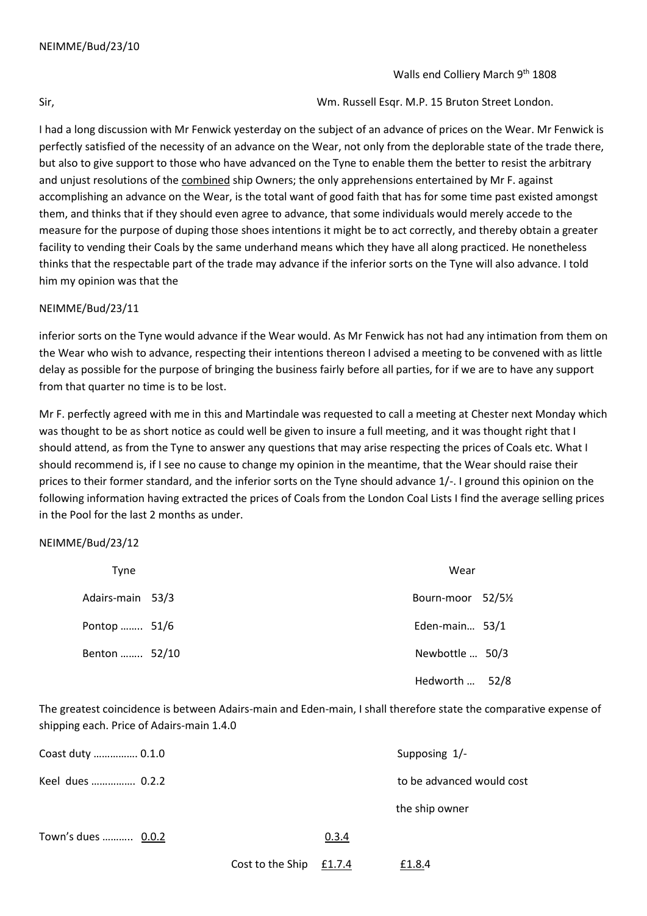NEIMME/Bud/23/10

Walls end Colliery March 9th 1808

Sir, Wm. Russell Esqr. M.P. 15 Bruton Street London.

I had a long discussion with Mr Fenwick yesterday on the subject of an advance of prices on the Wear. Mr Fenwick is perfectly satisfied of the necessity of an advance on the Wear, not only from the deplorable state of the trade there, but also to give support to those who have advanced on the Tyne to enable them the better to resist the arbitrary and unjust resolutions of the <u>combined</u> ship Owners; the only apprehensions entertained by Mr F. against accomplishing an advance on the Wear, is the total want of good faith that has for some time past existed amongst them, and thinks that if they should even agree to advance, that some individuals would merely accede to the measure for the purpose of duping those shoes intentions it might be to act correctly, and thereby obtain a greater facility to vending their Coals by the same underhand means which they have all along practiced. He nonetheless thinks that the respectable part of the trade may advance if the inferior sorts on the Tyne will also advance. I told him my opinion was that the

NEIMME/Bud/23/11

inferior sorts on the Tyne would advance if the Wear would. As Mr Fenwick has not had any intimation from them on the Wear who wish to advance, respecting their intentions thereon I advised a meeting to be convened with as little delay as possible for the purpose of bringing the business fairly before all parties, for if we are to have any support from that quarter no time is to be lost.

Mr F. perfectly agreed with me in this and Martindale was requested to call a meeting at Chester next Monday which was thought to be as short notice as could well be given to insure a full meeting, and it was thought right that I should attend, as from the Tyne to answer any questions that may arise respecting the prices of Coals etc. What I should recommend is, if I see no cause to change my opinion in the meantime, that the Wear should raise their prices to their former standard, and the inferior sorts on the Tyne should advance 1/-. I ground this opinion on the following information having extracted the prices of Coals from the London Coal Lists I find the average selling prices in the Pool for the last 2 months as under.

NEIMME/Bud/23/12

| Tyne | | Wear | |
|---|---|---|---|
| Adairs-main | 53/3 | Bourn-moor | 52/5½ |
| Pontop …….. | 51/6 | Eden-main… | 53/1 |
| Benton …….. | 52/10 | Newbottle … | 50/3 |
| | | Hedworth … | 52/8 |

The greatest coincidence is between Adairs-main and Eden-main, I shall therefore state the comparative expense of shipping each. Price of Adairs-main 1.4.0

| | | | |
|---|---|---|---|
| Coast duty ……………. 0.1.0 | | | Supposing 1/- |
| Keel dues ……………. 0.2.2 | | | to be advanced would cost |
| | | | the ship owner |
| Town's dues ……….. <u>0.0.2</u> | | <u>0.3.4</u> | |
| | Cost to the Ship | <u>£1.7.4</u> | <u>£1.8</u>.4 |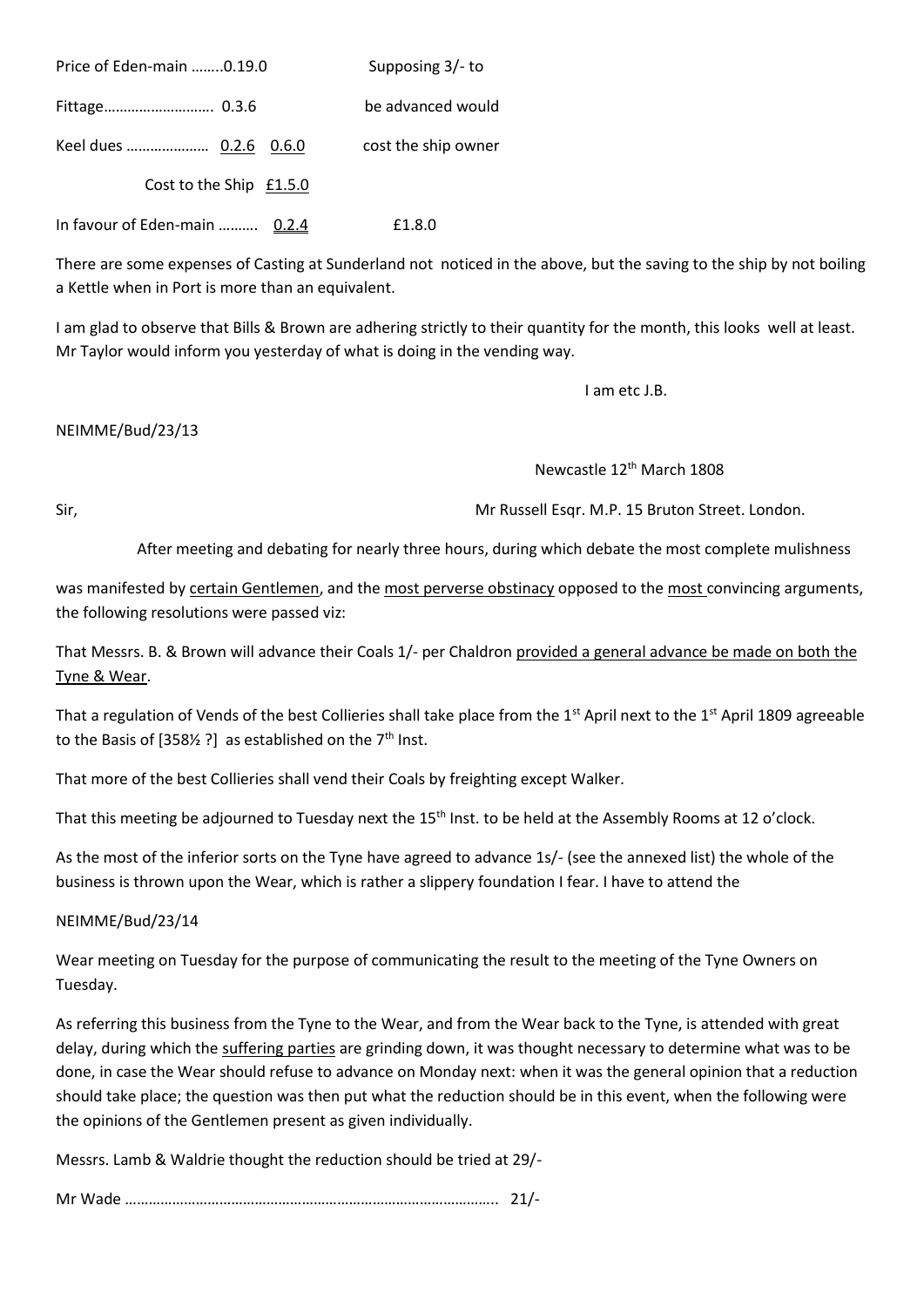Price of Eden-main ……..0.19.0 — Supposing 3/- to

Fittage………………………. 0.3.6 — be advanced would

Keel dues ………………… 0.2.6  0.6.0 — cost the ship owner

Cost to the Ship  £1.5.0

In favour of Eden-main ………. 0.2.4 — £1.8.0

There are some expenses of Casting at Sunderland not noticed in the above, but the saving to the ship by not boiling a Kettle when in Port is more than an equivalent.

I am glad to observe that Bills & Brown are adhering strictly to their quantity for the month, this looks well at least. Mr Taylor would inform you yesterday of what is doing in the vending way.

I am etc J.B.

NEIMME/Bud/23/13

Newcastle 12th March 1808

Sir, — Mr Russell Esqr. M.P. 15 Bruton Street. London.

After meeting and debating for nearly three hours, during which debate the most complete mulishness was manifested by certain Gentlemen, and the most perverse obstinacy opposed to the most convincing arguments, the following resolutions were passed viz:

That Messrs. B. & Brown will advance their Coals 1/- per Chaldron provided a general advance be made on both the Tyne & Wear.

That a regulation of Vends of the best Collieries shall take place from the 1st April next to the 1st April 1809 agreeable to the Basis of [358½ ?] as established on the 7th Inst.

That more of the best Collieries shall vend their Coals by freighting except Walker.

That this meeting be adjourned to Tuesday next the 15th Inst. to be held at the Assembly Rooms at 12 o'clock.

As the most of the inferior sorts on the Tyne have agreed to advance 1s/- (see the annexed list) the whole of the business is thrown upon the Wear, which is rather a slippery foundation I fear. I have to attend the

NEIMME/Bud/23/14

Wear meeting on Tuesday for the purpose of communicating the result to the meeting of the Tyne Owners on Tuesday.

As referring this business from the Tyne to the Wear, and from the Wear back to the Tyne, is attended with great delay, during which the suffering parties are grinding down, it was thought necessary to determine what was to be done, in case the Wear should refuse to advance on Monday next: when it was the general opinion that a reduction should take place; the question was then put what the reduction should be in this event, when the following were the opinions of the Gentlemen present as given individually.

Messrs. Lamb & Waldrie thought the reduction should be tried at 29/-

Mr Wade ……………………………………………………………………………….. 21/-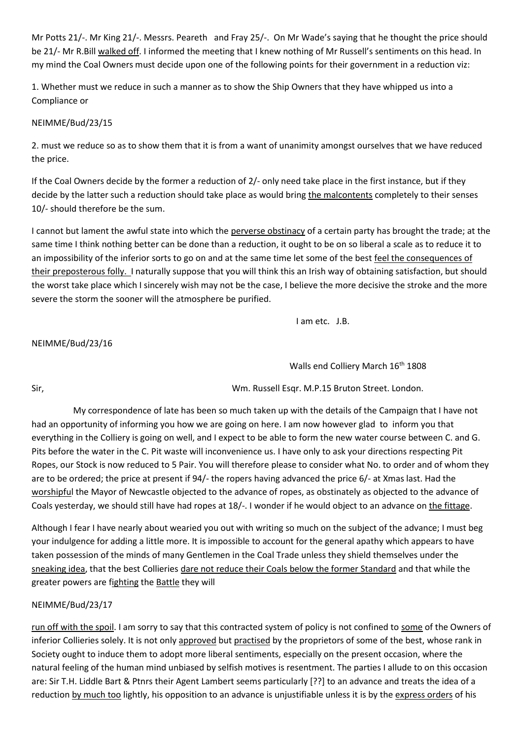Mr Potts 21/-. Mr King 21/-. Messrs. Peareth and Fray 25/-. On Mr Wade's saying that he thought the price should be 21/- Mr R.Bill walked off. I informed the meeting that I knew nothing of Mr Russell's sentiments on this head. In my mind the Coal Owners must decide upon one of the following points for their government in a reduction viz:

1. Whether must we reduce in such a manner as to show the Ship Owners that they have whipped us into a Compliance or

NEIMME/Bud/23/15

2. must we reduce so as to show them that it is from a want of unanimity amongst ourselves that we have reduced the price.

If the Coal Owners decide by the former a reduction of 2/- only need take place in the first instance, but if they decide by the latter such a reduction should take place as would bring the malcontents completely to their senses 10/- should therefore be the sum.

I cannot but lament the awful state into which the perverse obstinacy of a certain party has brought the trade; at the same time I think nothing better can be done than a reduction, it ought to be on so liberal a scale as to reduce it to an impossibility of the inferior sorts to go on and at the same time let some of the best feel the consequences of their preposterous folly. I naturally suppose that you will think this an Irish way of obtaining satisfaction, but should the worst take place which I sincerely wish may not be the case, I believe the more decisive the stroke and the more severe the storm the sooner will the atmosphere be purified.

I am etc. J.B.

NEIMME/Bud/23/16

Walls end Colliery March 16th 1808

Sir, Wm. Russell Esqr. M.P.15 Bruton Street. London.

My correspondence of late has been so much taken up with the details of the Campaign that I have not had an opportunity of informing you how we are going on here. I am now however glad to inform you that everything in the Colliery is going on well, and I expect to be able to form the new water course between C. and G. Pits before the water in the C. Pit waste will inconvenience us. I have only to ask your directions respecting Pit Ropes, our Stock is now reduced to 5 Pair. You will therefore please to consider what No. to order and of whom they are to be ordered; the price at present if 94/- the ropers having advanced the price 6/- at Xmas last. Had the worshipful the Mayor of Newcastle objected to the advance of ropes, as obstinately as objected to the advance of Coals yesterday, we should still have had ropes at 18/-. I wonder if he would object to an advance on the fittage.

Although I fear I have nearly about wearied you out with writing so much on the subject of the advance; I must beg your indulgence for adding a little more. It is impossible to account for the general apathy which appears to have taken possession of the minds of many Gentlemen in the Coal Trade unless they shield themselves under the sneaking idea, that the best Collieries dare not reduce their Coals below the former Standard and that while the greater powers are fighting the Battle they will

NEIMME/Bud/23/17

run off with the spoil. I am sorry to say that this contracted system of policy is not confined to some of the Owners of inferior Collieries solely. It is not only approved but practised by the proprietors of some of the best, whose rank in Society ought to induce them to adopt more liberal sentiments, especially on the present occasion, where the natural feeling of the human mind unbiased by selfish motives is resentment. The parties I allude to on this occasion are: Sir T.H. Liddle Bart & Ptnrs their Agent Lambert seems particularly [??] to an advance and treats the idea of a reduction by much too lightly, his opposition to an advance is unjustifiable unless it is by the express orders of his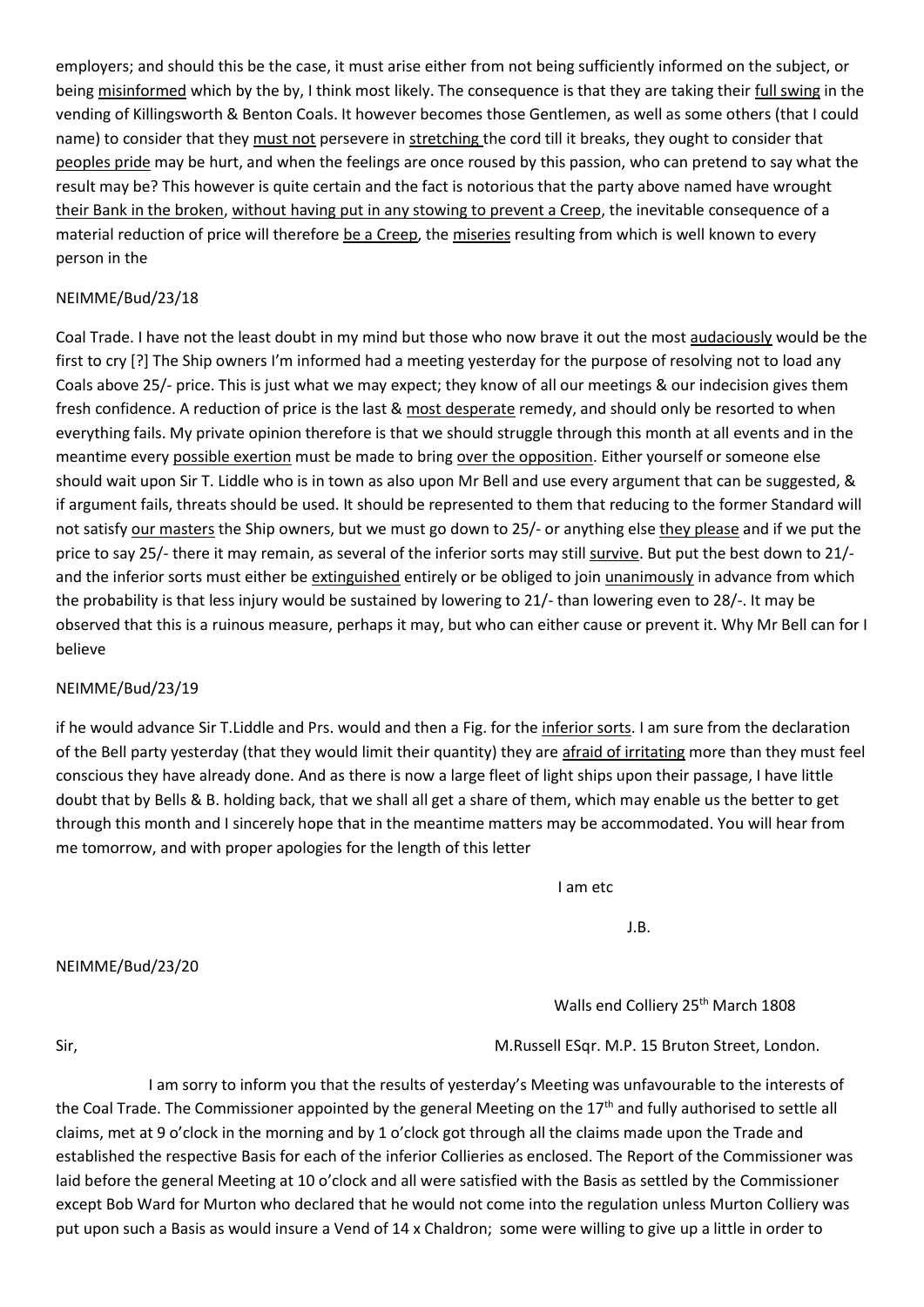employers; and should this be the case, it must arise either from not being sufficiently informed on the subject, or being misinformed which by the by, I think most likely. The consequence is that they are taking their full swing in the vending of Killingsworth & Benton Coals. It however becomes those Gentlemen, as well as some others (that I could name) to consider that they must not persevere in stretching the cord till it breaks, they ought to consider that peoples pride may be hurt, and when the feelings are once roused by this passion, who can pretend to say what the result may be? This however is quite certain and the fact is notorious that the party above named have wrought their Bank in the broken, without having put in any stowing to prevent a Creep, the inevitable consequence of a material reduction of price will therefore be a Creep, the miseries resulting from which is well known to every person in the

NEIMME/Bud/23/18

Coal Trade. I have not the least doubt in my mind but those who now brave it out the most audaciously would be the first to cry [?] The Ship owners I'm informed had a meeting yesterday for the purpose of resolving not to load any Coals above 25/- price. This is just what we may expect; they know of all our meetings & our indecision gives them fresh confidence. A reduction of price is the last & most desperate remedy, and should only be resorted to when everything fails. My private opinion therefore is that we should struggle through this month at all events and in the meantime every possible exertion must be made to bring over the opposition. Either yourself or someone else should wait upon Sir T. Liddle who is in town as also upon Mr Bell and use every argument that can be suggested, & if argument fails, threats should be used. It should be represented to them that reducing to the former Standard will not satisfy our masters the Ship owners, but we must go down to 25/- or anything else they please and if we put the price to say 25/- there it may remain, as several of the inferior sorts may still survive. But put the best down to 21/- and the inferior sorts must either be extinguished entirely or be obliged to join unanimously in advance from which the probability is that less injury would be sustained by lowering to 21/- than lowering even to 28/-. It may be observed that this is a ruinous measure, perhaps it may, but who can either cause or prevent it. Why Mr Bell can for I believe

NEIMME/Bud/23/19

if he would advance Sir T.Liddle and Prs. would and then a Fig. for the inferior sorts. I am sure from the declaration of the Bell party yesterday (that they would limit their quantity) they are afraid of irritating more than they must feel conscious they have already done. And as there is now a large fleet of light ships upon their passage, I have little doubt that by Bells & B. holding back, that we shall all get a share of them, which may enable us the better to get through this month and I sincerely hope that in the meantime matters may be accommodated. You will hear from me tomorrow, and with proper apologies for the length of this letter

I am etc

J.B.

NEIMME/Bud/23/20

Walls end Colliery 25th March 1808

Sir, M.Russell ESqr. M.P. 15 Bruton Street, London.

I am sorry to inform you that the results of yesterday's Meeting was unfavourable to the interests of the Coal Trade. The Commissioner appointed by the general Meeting on the 17th and fully authorised to settle all claims, met at 9 o'clock in the morning and by 1 o'clock got through all the claims made upon the Trade and established the respective Basis for each of the inferior Collieries as enclosed. The Report of the Commissioner was laid before the general Meeting at 10 o'clock and all were satisfied with the Basis as settled by the Commissioner except Bob Ward for Murton who declared that he would not come into the regulation unless Murton Colliery was put upon such a Basis as would insure a Vend of 14 x Chaldron; some were willing to give up a little in order to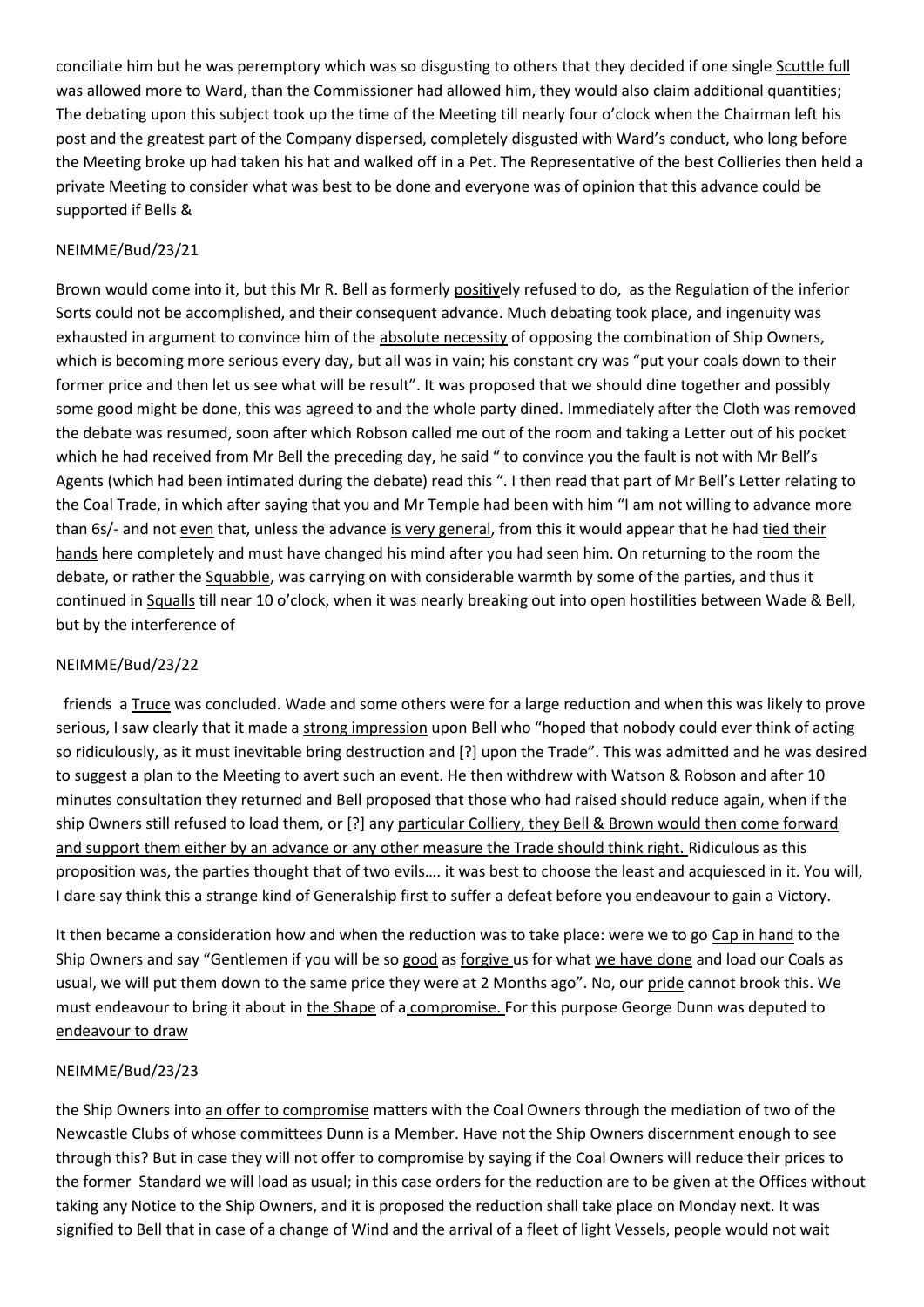conciliate him but he was peremptory which was so disgusting to others that they decided if one single Scuttle full was allowed more to Ward, than the Commissioner had allowed him, they would also claim additional quantities; The debating upon this subject took up the time of the Meeting till nearly four o'clock when the Chairman left his post and the greatest part of the Company dispersed, completely disgusted with Ward's conduct, who long before the Meeting broke up had taken his hat and walked off in a Pet. The Representative of the best Collieries then held a private Meeting to consider what was best to be done and everyone was of opinion that this advance could be supported if Bells &

NEIMME/Bud/23/21

Brown would come into it, but this Mr R. Bell as formerly positively refused to do, as the Regulation of the inferior Sorts could not be accomplished, and their consequent advance. Much debating took place, and ingenuity was exhausted in argument to convince him of the absolute necessity of opposing the combination of Ship Owners, which is becoming more serious every day, but all was in vain; his constant cry was "put your coals down to their former price and then let us see what will be result". It was proposed that we should dine together and possibly some good might be done, this was agreed to and the whole party dined. Immediately after the Cloth was removed the debate was resumed, soon after which Robson called me out of the room and taking a Letter out of his pocket which he had received from Mr Bell the preceding day, he said " to convince you the fault is not with Mr Bell's Agents (which had been intimated during the debate) read this ". I then read that part of Mr Bell's Letter relating to the Coal Trade, in which after saying that you and Mr Temple had been with him "I am not willing to advance more than 6s/- and not even that, unless the advance is very general, from this it would appear that he had tied their hands here completely and must have changed his mind after you had seen him. On returning to the room the debate, or rather the Squabble, was carrying on with considerable warmth by some of the parties, and thus it continued in Squalls till near 10 o'clock, when it was nearly breaking out into open hostilities between Wade & Bell, but by the interference of

NEIMME/Bud/23/22

friends a Truce was concluded. Wade and some others were for a large reduction and when this was likely to prove serious, I saw clearly that it made a strong impression upon Bell who "hoped that nobody could ever think of acting so ridiculously, as it must inevitable bring destruction and [?] upon the Trade". This was admitted and he was desired to suggest a plan to the Meeting to avert such an event. He then withdrew with Watson & Robson and after 10 minutes consultation they returned and Bell proposed that those who had raised should reduce again, when if the ship Owners still refused to load them, or [?] any particular Colliery, they Bell & Brown would then come forward and support them either by an advance or any other measure the Trade should think right. Ridiculous as this proposition was, the parties thought that of two evils…. it was best to choose the least and acquiesced in it. You will, I dare say think this a strange kind of Generalship first to suffer a defeat before you endeavour to gain a Victory.

It then became a consideration how and when the reduction was to take place: were we to go Cap in hand to the Ship Owners and say "Gentlemen if you will be so good as forgive us for what we have done and load our Coals as usual, we will put them down to the same price they were at 2 Months ago". No, our pride cannot brook this. We must endeavour to bring it about in the Shape of a compromise. For this purpose George Dunn was deputed to endeavour to draw

NEIMME/Bud/23/23

the Ship Owners into an offer to compromise matters with the Coal Owners through the mediation of two of the Newcastle Clubs of whose committees Dunn is a Member. Have not the Ship Owners discernment enough to see through this? But in case they will not offer to compromise by saying if the Coal Owners will reduce their prices to the former Standard we will load as usual; in this case orders for the reduction are to be given at the Offices without taking any Notice to the Ship Owners, and it is proposed the reduction shall take place on Monday next. It was signified to Bell that in case of a change of Wind and the arrival of a fleet of light Vessels, people would not wait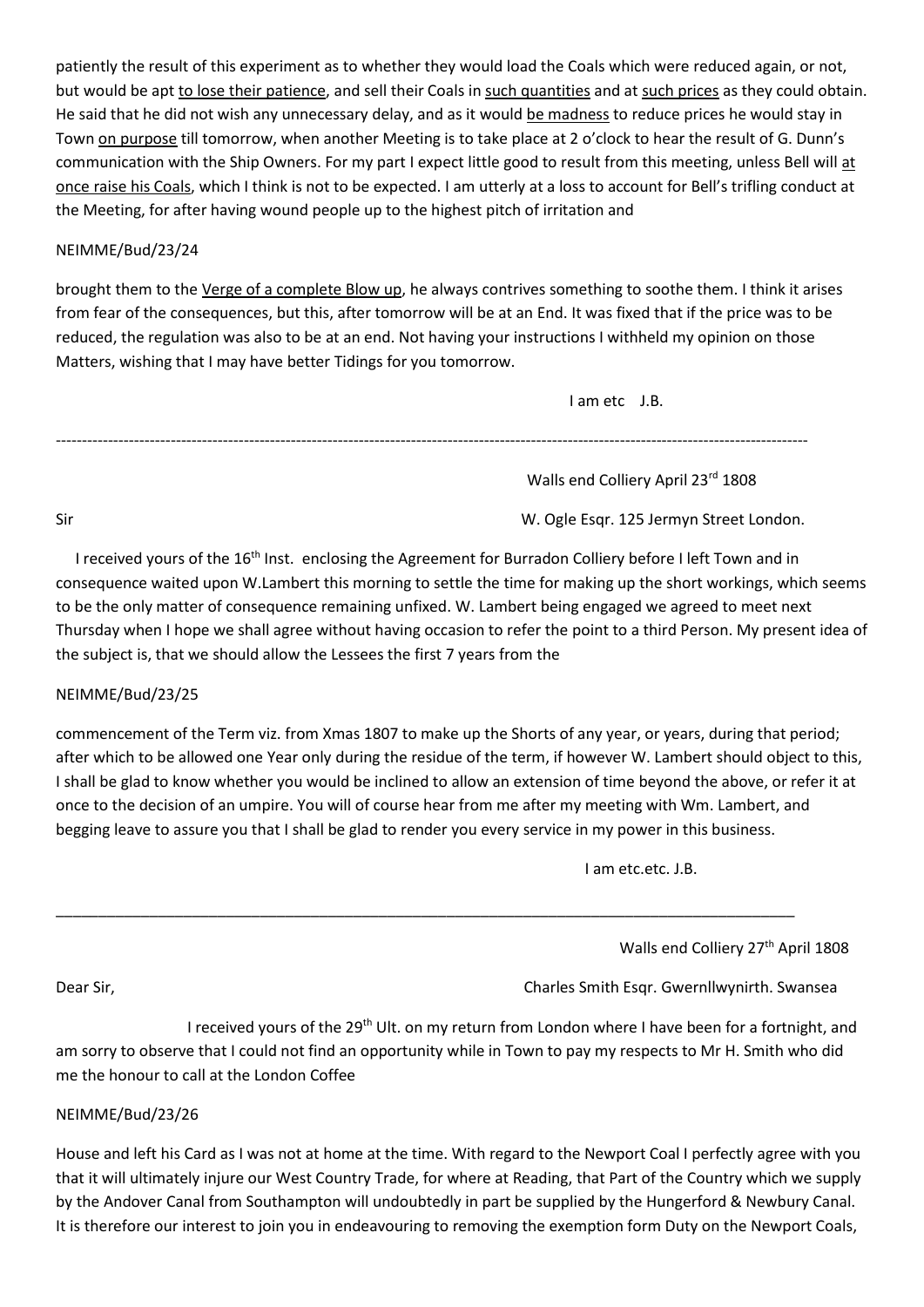patiently the result of this experiment as to whether they would load the Coals which were reduced again, or not, but would be apt <u>to lose their patience</u>, and sell their Coals in <u>such quantities</u> and at <u>such prices</u> as they could obtain. He said that he did not wish any unnecessary delay, and as it would <u>be madness</u> to reduce prices he would stay in Town <u>on purpose</u> till tomorrow, when another Meeting is to take place at 2 o'clock to hear the result of G. Dunn's communication with the Ship Owners. For my part I expect little good to result from this meeting, unless Bell will <u>at once raise his Coals</u>, which I think is not to be expected. I am utterly at a loss to account for Bell's trifling conduct at the Meeting, for after having wound people up to the highest pitch of irritation and

NEIMME/Bud/23/24

brought them to the <u>Verge of a complete Blow up</u>, he always contrives something to soothe them. I think it arises from fear of the consequences, but this, after tomorrow will be at an End. It was fixed that if the price was to be reduced, the regulation was also to be at an end. Not having your instructions I withheld my opinion on those Matters, wishing that I may have better Tidings for you tomorrow.

I am etc J.B.

---

Walls end Colliery April 23rd 1808

Sir

W. Ogle Esqr. 125 Jermyn Street London.

I received yours of the 16th Inst. enclosing the Agreement for Burradon Colliery before I left Town and in consequence waited upon W.Lambert this morning to settle the time for making up the short workings, which seems to be the only matter of consequence remaining unfixed. W. Lambert being engaged we agreed to meet next Thursday when I hope we shall agree without having occasion to refer the point to a third Person. My present idea of the subject is, that we should allow the Lessees the first 7 years from the

NEIMME/Bud/23/25

commencement of the Term viz. from Xmas 1807 to make up the Shorts of any year, or years, during that period; after which to be allowed one Year only during the residue of the term, if however W. Lambert should object to this, I shall be glad to know whether you would be inclined to allow an extension of time beyond the above, or refer it at once to the decision of an umpire. You will of course hear from me after my meeting with Wm. Lambert, and begging leave to assure you that I shall be glad to render you every service in my power in this business.

I am etc.etc. J.B.

---

Walls end Colliery 27th April 1808

Dear Sir,

Charles Smith Esqr. Gwernllwynirth. Swansea

I received yours of the 29th Ult. on my return from London where I have been for a fortnight, and am sorry to observe that I could not find an opportunity while in Town to pay my respects to Mr H. Smith who did me the honour to call at the London Coffee

NEIMME/Bud/23/26

House and left his Card as I was not at home at the time. With regard to the Newport Coal I perfectly agree with you that it will ultimately injure our West Country Trade, for where at Reading, that Part of the Country which we supply by the Andover Canal from Southampton will undoubtedly in part be supplied by the Hungerford & Newbury Canal. It is therefore our interest to join you in endeavouring to removing the exemption form Duty on the Newport Coals,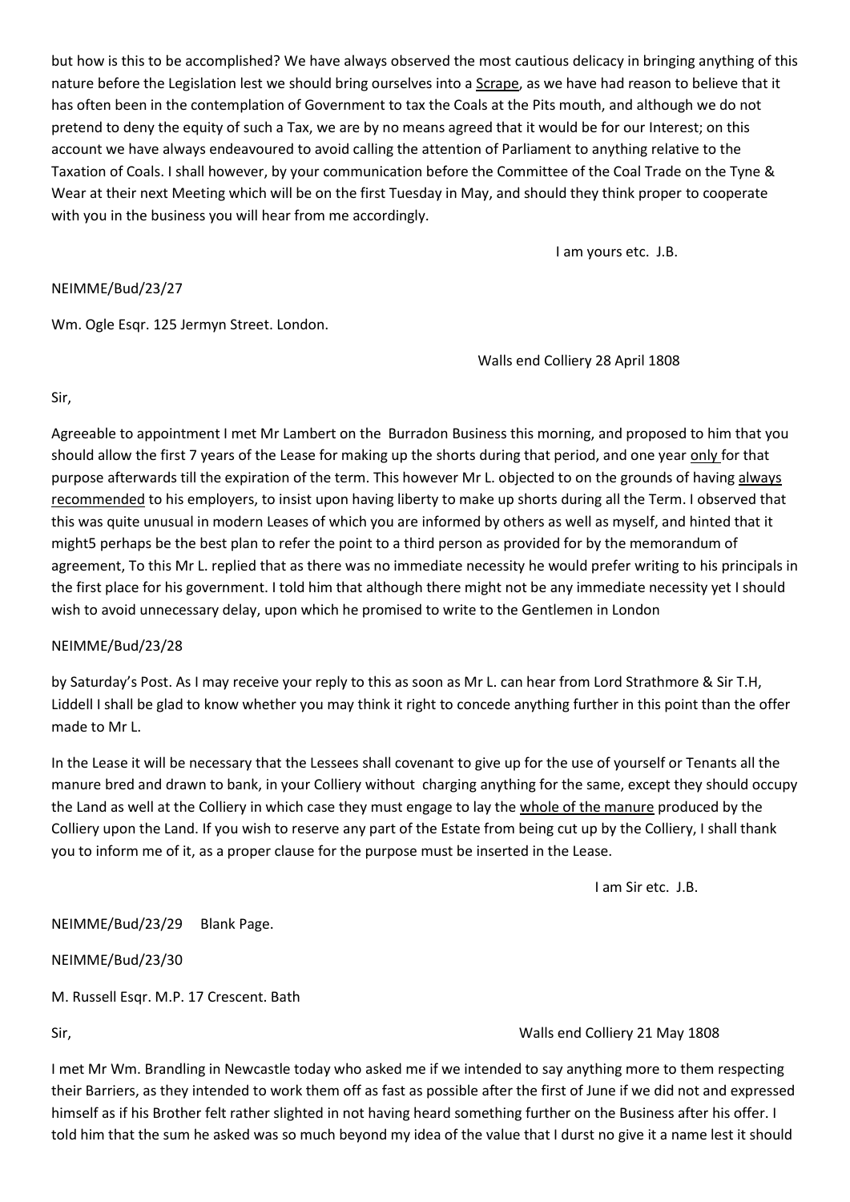but how is this to be accomplished? We have always observed the most cautious delicacy in bringing anything of this nature before the Legislation lest we should bring ourselves into a <u>Scrape</u>, as we have had reason to believe that it has often been in the contemplation of Government to tax the Coals at the Pits mouth, and although we do not pretend to deny the equity of such a Tax, we are by no means agreed that it would be for our Interest; on this account we have always endeavoured to avoid calling the attention of Parliament to anything relative to the Taxation of Coals. I shall however, by your communication before the Committee of the Coal Trade on the Tyne & Wear at their next Meeting which will be on the first Tuesday in May, and should they think proper to cooperate with you in the business you will hear from me accordingly.

I am yours etc. J.B.

NEIMME/Bud/23/27

Wm. Ogle Esqr. 125 Jermyn Street. London.

Walls end Colliery 28 April 1808

Sir,

Agreeable to appointment I met Mr Lambert on the Burradon Business this morning, and proposed to him that you should allow the first 7 years of the Lease for making up the shorts during that period, and one year <u>only</u> for that purpose afterwards till the expiration of the term. This however Mr L. objected to on the grounds of having <u>always recommended</u> to his employers, to insist upon having liberty to make up shorts during all the Term. I observed that this was quite unusual in modern Leases of which you are informed by others as well as myself, and hinted that it might5 perhaps be the best plan to refer the point to a third person as provided for by the memorandum of agreement, To this Mr L. replied that as there was no immediate necessity he would prefer writing to his principals in the first place for his government. I told him that although there might not be any immediate necessity yet I should wish to avoid unnecessary delay, upon which he promised to write to the Gentlemen in London

NEIMME/Bud/23/28

by Saturday's Post. As I may receive your reply to this as soon as Mr L. can hear from Lord Strathmore & Sir T.H, Liddell I shall be glad to know whether you may think it right to concede anything further in this point than the offer made to Mr L.

In the Lease it will be necessary that the Lessees shall covenant to give up for the use of yourself or Tenants all the manure bred and drawn to bank, in your Colliery without charging anything for the same, except they should occupy the Land as well at the Colliery in which case they must engage to lay the <u>whole of the manure</u> produced by the Colliery upon the Land. If you wish to reserve any part of the Estate from being cut up by the Colliery, I shall thank you to inform me of it, as a proper clause for the purpose must be inserted in the Lease.

I am Sir etc. J.B.

NEIMME/Bud/23/29 Blank Page.

NEIMME/Bud/23/30

M. Russell Esqr. M.P. 17 Crescent. Bath

Sir,

Walls end Colliery 21 May 1808

I met Mr Wm. Brandling in Newcastle today who asked me if we intended to say anything more to them respecting their Barriers, as they intended to work them off as fast as possible after the first of June if we did not and expressed himself as if his Brother felt rather slighted in not having heard something further on the Business after his offer. I told him that the sum he asked was so much beyond my idea of the value that I durst no give it a name lest it should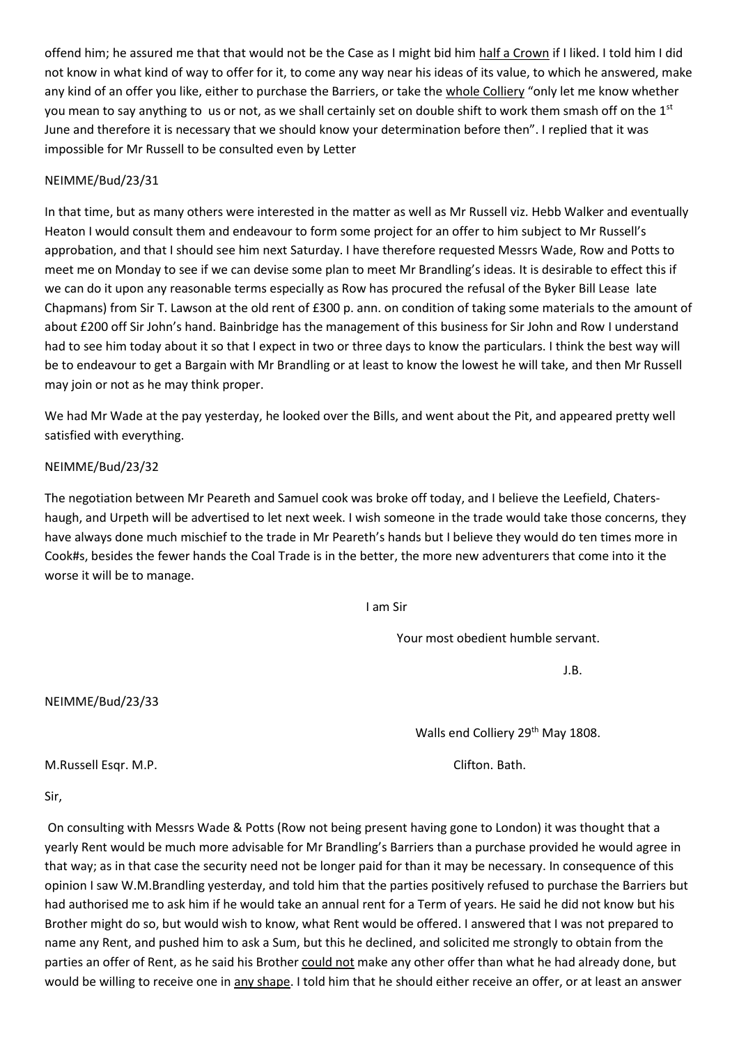offend him; he assured me that that would not be the Case as I might bid him <u>half a Crown</u> if I liked. I told him I did not know in what kind of way to offer for it, to come any way near his ideas of its value, to which he answered, make any kind of an offer you like, either to purchase the Barriers, or take the <u>whole Colliery</u> "only let me know whether you mean to say anything to us or not, as we shall certainly set on double shift to work them smash off on the 1st June and therefore it is necessary that we should know your determination before then". I replied that it was impossible for Mr Russell to be consulted even by Letter

NEIMME/Bud/23/31

In that time, but as many others were interested in the matter as well as Mr Russell viz. Hebb Walker and eventually Heaton I would consult them and endeavour to form some project for an offer to him subject to Mr Russell's approbation, and that I should see him next Saturday. I have therefore requested Messrs Wade, Row and Potts to meet me on Monday to see if we can devise some plan to meet Mr Brandling's ideas. It is desirable to effect this if we can do it upon any reasonable terms especially as Row has procured the refusal of the Byker Bill Lease late Chapmans) from Sir T. Lawson at the old rent of £300 p. ann. on condition of taking some materials to the amount of about £200 off Sir John's hand. Bainbridge has the management of this business for Sir John and Row I understand had to see him today about it so that I expect in two or three days to know the particulars. I think the best way will be to endeavour to get a Bargain with Mr Brandling or at least to know the lowest he will take, and then Mr Russell may join or not as he may think proper.

We had Mr Wade at the pay yesterday, he looked over the Bills, and went about the Pit, and appeared pretty well satisfied with everything.

NEIMME/Bud/23/32

The negotiation between Mr Peareth and Samuel cook was broke off today, and I believe the Leefield, Chaters-haugh, and Urpeth will be advertised to let next week. I wish someone in the trade would take those concerns, they have always done much mischief to the trade in Mr Peareth's hands but I believe they would do ten times more in Cook#s, besides the fewer hands the Coal Trade is in the better, the more new adventurers that come into it the worse it will be to manage.

I am Sir

Your most obedient humble servant.

J.B.

NEIMME/Bud/23/33

Walls end Colliery 29th May 1808.

M.Russell Esqr. M.P. Clifton. Bath.

Sir,

On consulting with Messrs Wade & Potts (Row not being present having gone to London) it was thought that a yearly Rent would be much more advisable for Mr Brandling's Barriers than a purchase provided he would agree in that way; as in that case the security need not be longer paid for than it may be necessary. In consequence of this opinion I saw W.M.Brandling yesterday, and told him that the parties positively refused to purchase the Barriers but had authorised me to ask him if he would take an annual rent for a Term of years. He said he did not know but his Brother might do so, but would wish to know, what Rent would be offered. I answered that I was not prepared to name any Rent, and pushed him to ask a Sum, but this he declined, and solicited me strongly to obtain from the parties an offer of Rent, as he said his Brother <u>could not</u> make any other offer than what he had already done, but would be willing to receive one in <u>any shape</u>. I told him that he should either receive an offer, or at least an answer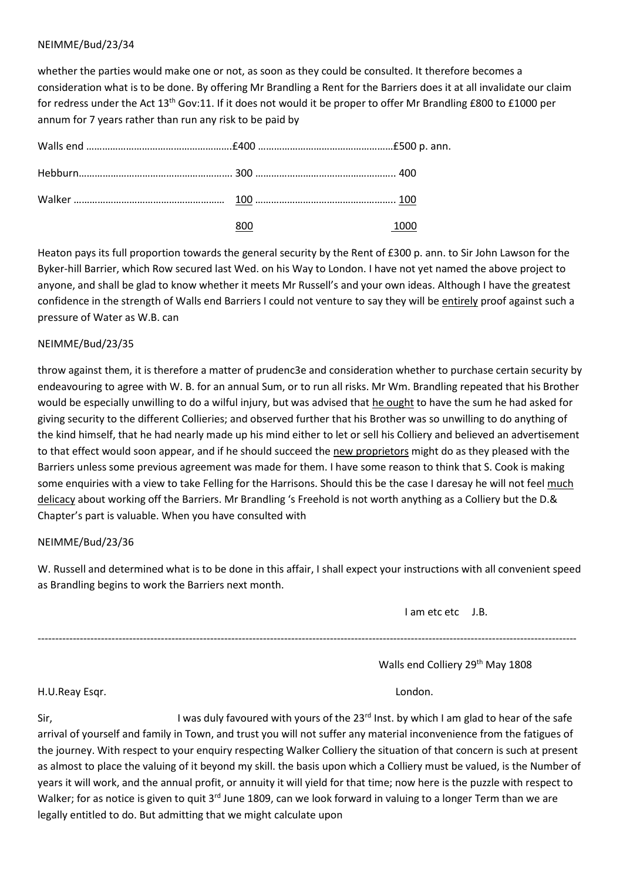NEIMME/Bud/23/34

whether the parties would make one or not, as soon as they could be consulted. It therefore becomes a consideration what is to be done. By offering Mr Brandling a Rent for the Barriers does it at all invalidate our claim for redress under the Act 13th Gov:11. If it does not would it be proper to offer Mr Brandling £800 to £1000 per annum for 7 years rather than run any risk to be paid by

| | | |
|---|---|---|
| Walls end ……………………………………………… | £400 …………………………………………… | £500 p. ann. |
| Hebburn………………………………………………… | 300 …………………………………………… | 400 |
| Walker ………………………………………………… | 100 …………………………………………… | 100 |
| | 800 | 1000 |

Heaton pays its full proportion towards the general security by the Rent of £300 p. ann. to Sir John Lawson for the Byker-hill Barrier, which Row secured last Wed. on his Way to London. I have not yet named the above project to anyone, and shall be glad to know whether it meets Mr Russell's and your own ideas. Although I have the greatest confidence in the strength of Walls end Barriers I could not venture to say they will be entirely proof against such a pressure of Water as W.B. can

NEIMME/Bud/23/35

throw against them, it is therefore a matter of prudenc3e and consideration whether to purchase certain security by endeavouring to agree with W. B. for an annual Sum, or to run all risks. Mr Wm. Brandling repeated that his Brother would be especially unwilling to do a wilful injury, but was advised that he ought to have the sum he had asked for giving security to the different Collieries; and observed further that his Brother was so unwilling to do anything of the kind himself, that he had nearly made up his mind either to let or sell his Colliery and believed an advertisement to that effect would soon appear, and if he should succeed the new proprietors might do as they pleased with the Barriers unless some previous agreement was made for them. I have some reason to think that S. Cook is making some enquiries with a view to take Felling for the Harrisons. Should this be the case I daresay he will not feel much delicacy about working off the Barriers. Mr Brandling 's Freehold is not worth anything as a Colliery but the D.& Chapter's part is valuable. When you have consulted with

NEIMME/Bud/23/36

W. Russell and determined what is to be done in this affair, I shall expect your instructions with all convenient speed as Brandling begins to work the Barriers next month.

I am etc etc J.B.

---

Walls end Colliery 29th May 1808

H.U.Reay Esqr. London.

Sir, I was duly favoured with yours of the 23rd Inst. by which I am glad to hear of the safe arrival of yourself and family in Town, and trust you will not suffer any material inconvenience from the fatigues of the journey. With respect to your enquiry respecting Walker Colliery the situation of that concern is such at present as almost to place the valuing of it beyond my skill. the basis upon which a Colliery must be valued, is the Number of years it will work, and the annual profit, or annuity it will yield for that time; now here is the puzzle with respect to Walker; for as notice is given to quit 3rd June 1809, can we look forward in valuing to a longer Term than we are legally entitled to do. But admitting that we might calculate upon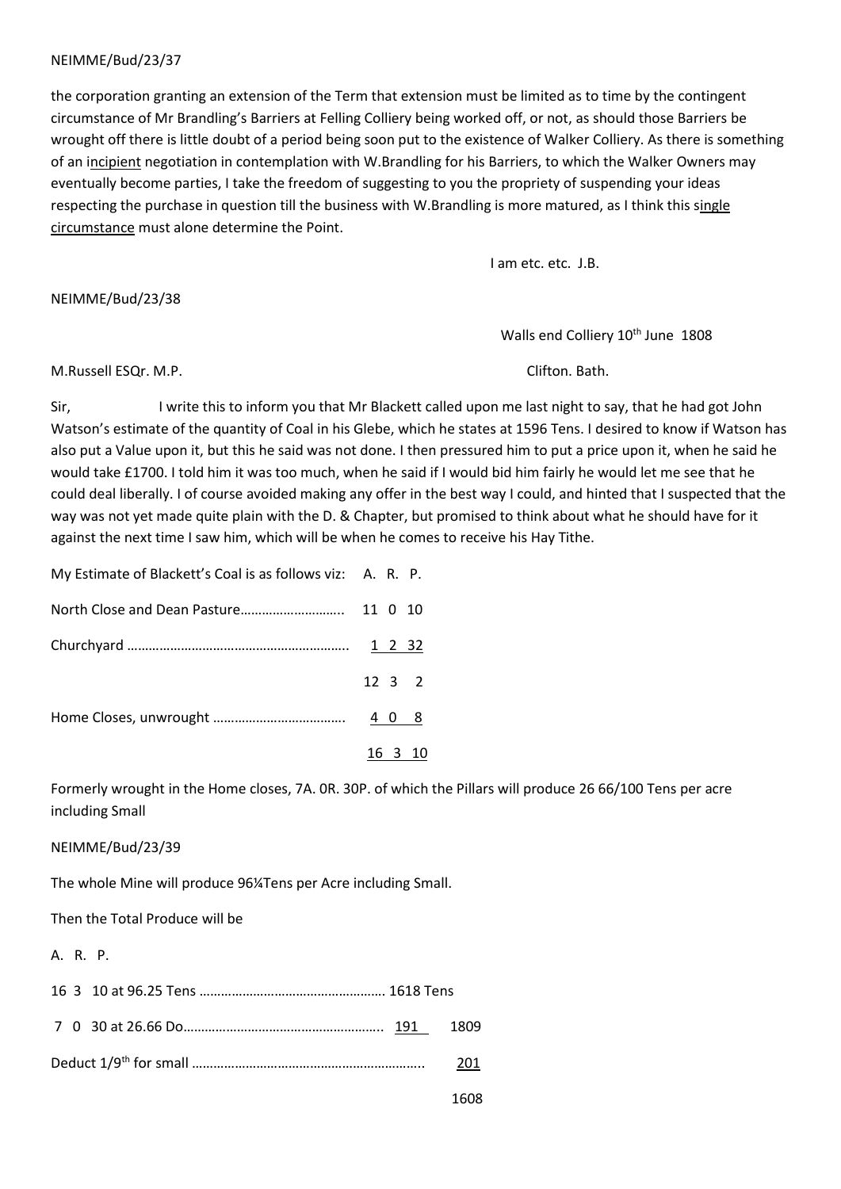NEIMME/Bud/23/37

the corporation granting an extension of the Term that extension must be limited as to time by the contingent circumstance of Mr Brandling's Barriers at Felling Colliery being worked off, or not, as should those Barriers be wrought off there is little doubt of a period being soon put to the existence of Walker Colliery. As there is something of an incipient negotiation in contemplation with W.Brandling for his Barriers, to which the Walker Owners may eventually become parties, I take the freedom of suggesting to you the propriety of suspending your ideas respecting the purchase in question till the business with W.Brandling is more matured, as I think this single circumstance must alone determine the Point.

I am etc. etc. J.B.

NEIMME/Bud/23/38

Walls end Colliery 10th June 1808

M.Russell ESQr. M.P. Clifton. Bath.

Sir, I write this to inform you that Mr Blackett called upon me last night to say, that he had got John Watson's estimate of the quantity of Coal in his Glebe, which he states at 1596 Tens. I desired to know if Watson has also put a Value upon it, but this he said was not done. I then pressured him to put a price upon it, when he said he would take £1700. I told him it was too much, when he said if I would bid him fairly he would let me see that he could deal liberally. I of course avoided making any offer in the best way I could, and hinted that I suspected that the way was not yet made quite plain with the D. & Chapter, but promised to think about what he should have for it against the next time I saw him, which will be when he comes to receive his Hay Tithe.

| My Estimate of Blackett's Coal is as follows viz: | A. R. P. |
|---|---|
| North Close and Dean Pasture……………………….. | 11 0 10 |
| Churchyard …………………………………………………. | 1 2 32 |
| | 12 3 2 |
| Home Closes, unwrought ………………………………. | 4 0 8 |
| | 16 3 10 |

Formerly wrought in the Home closes, 7A. 0R. 30P. of which the Pillars will produce 26 66/100 Tens per acre including Small

NEIMME/Bud/23/39

The whole Mine will produce 96¼Tens per Acre including Small.

Then the Total Produce will be

| A. R. P. | | |
|---|---|---|
| 16 3 10 at 96.25 Tens ……………………………………………. | 1618 Tens | |
| 7 0 30 at 26.66 Do………………………………………………. | 191 | 1809 |
| Deduct 1/9th for small ……………………………………………………….. | | 201 |
| | | 1608 |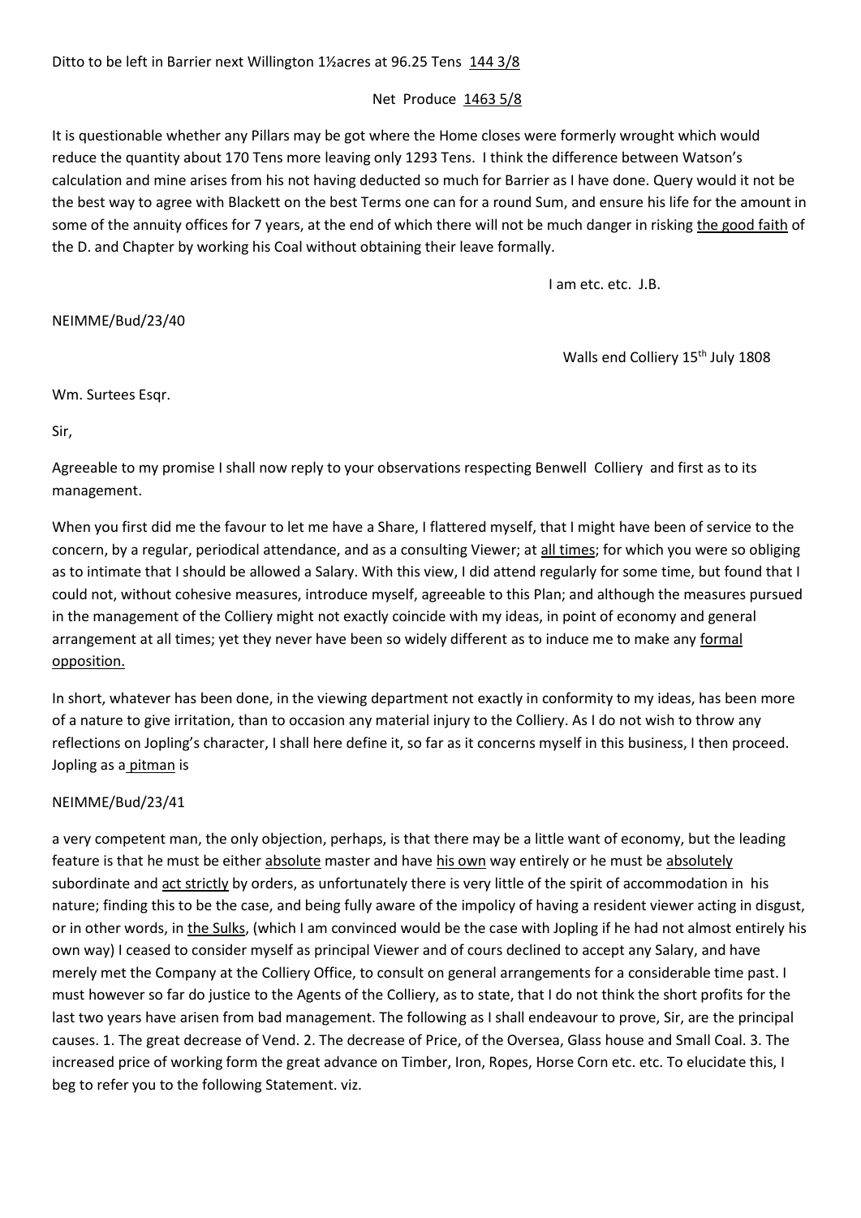Ditto to be left in Barrier next Willington 1½acres at 96.25 Tens 144 3/8

Net Produce 1463 5/8

It is questionable whether any Pillars may be got where the Home closes were formerly wrought which would reduce the quantity about 170 Tens more leaving only 1293 Tens. I think the difference between Watson's calculation and mine arises from his not having deducted so much for Barrier as I have done. Query would it not be the best way to agree with Blackett on the best Terms one can for a round Sum, and ensure his life for the amount in some of the annuity offices for 7 years, at the end of which there will not be much danger in risking the good faith of the D. and Chapter by working his Coal without obtaining their leave formally.

I am etc. etc. J.B.

NEIMME/Bud/23/40

Walls end Colliery 15th July 1808

Wm. Surtees Esqr.

Sir,

Agreeable to my promise I shall now reply to your observations respecting Benwell Colliery and first as to its management.

When you first did me the favour to let me have a Share, I flattered myself, that I might have been of service to the concern, by a regular, periodical attendance, and as a consulting Viewer; at all times; for which you were so obliging as to intimate that I should be allowed a Salary. With this view, I did attend regularly for some time, but found that I could not, without cohesive measures, introduce myself, agreeable to this Plan; and although the measures pursued in the management of the Colliery might not exactly coincide with my ideas, in point of economy and general arrangement at all times; yet they never have been so widely different as to induce me to make any formal opposition.

In short, whatever has been done, in the viewing department not exactly in conformity to my ideas, has been more of a nature to give irritation, than to occasion any material injury to the Colliery. As I do not wish to throw any reflections on Jopling's character, I shall here define it, so far as it concerns myself in this business, I then proceed. Jopling as a pitman is

NEIMME/Bud/23/41

a very competent man, the only objection, perhaps, is that there may be a little want of economy, but the leading feature is that he must be either absolute master and have his own way entirely or he must be absolutely subordinate and act strictly by orders, as unfortunately there is very little of the spirit of accommodation in his nature; finding this to be the case, and being fully aware of the impolicy of having a resident viewer acting in disgust, or in other words, in the Sulks, (which I am convinced would be the case with Jopling if he had not almost entirely his own way) I ceased to consider myself as principal Viewer and of cours declined to accept any Salary, and have merely met the Company at the Colliery Office, to consult on general arrangements for a considerable time past. I must however so far do justice to the Agents of the Colliery, as to state, that I do not think the short profits for the last two years have arisen from bad management. The following as I shall endeavour to prove, Sir, are the principal causes. 1. The great decrease of Vend. 2. The decrease of Price, of the Oversea, Glass house and Small Coal. 3. The increased price of working form the great advance on Timber, Iron, Ropes, Horse Corn etc. etc. To elucidate this, I beg to refer you to the following Statement. viz.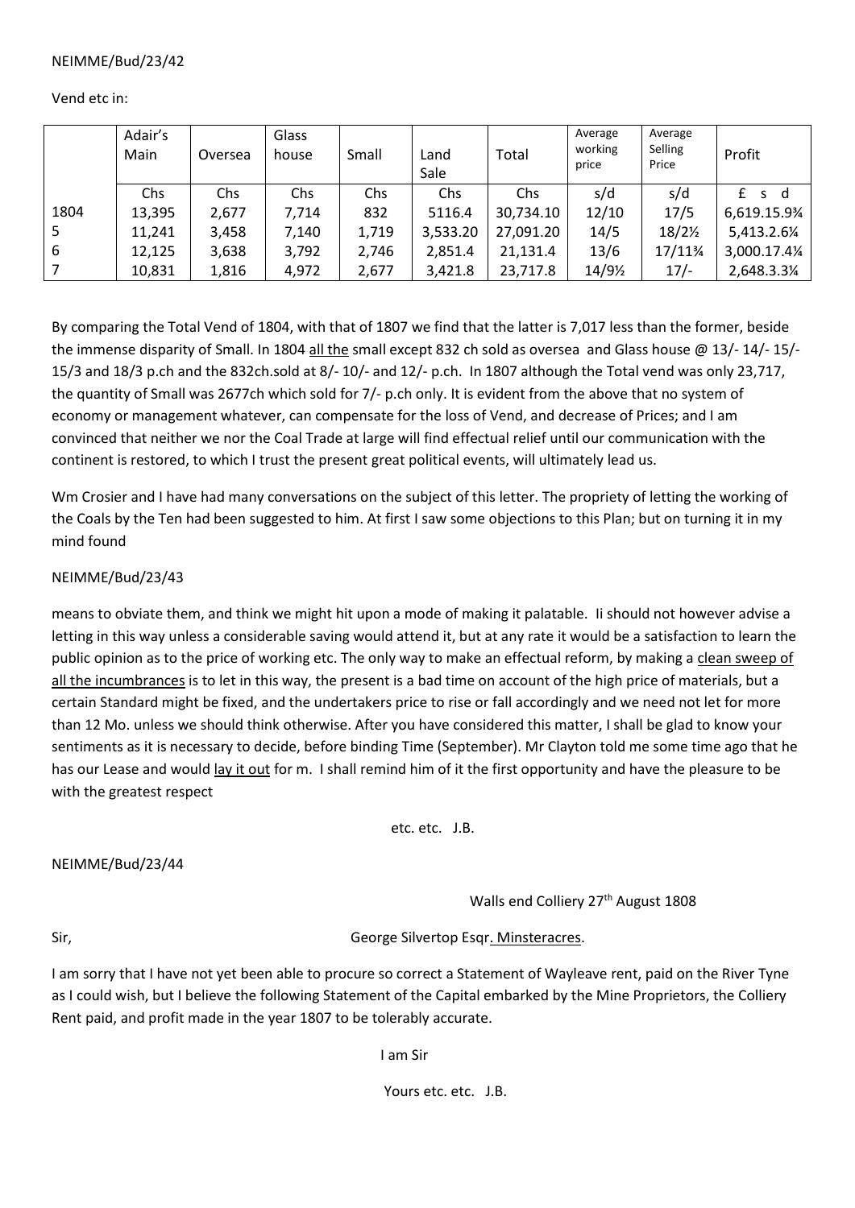NEIMME/Bud/23/42

Vend etc in:

| | Adair's Main | Oversea | Glass house | Small | Land Sale | Total | Average working price | Average Selling Price | Profit |
|---|---|---|---|---|---|---|---|---|---|
| | Chs | Chs | Chs | Chs | Chs | Chs | s/d | s/d | £ s d |
| 1804 | 13,395 | 2,677 | 7,714 | 832 | 5116.4 | 30,734.10 | 12/10 | 17/5 | 6,619.15.9¾ |
| 5 | 11,241 | 3,458 | 7,140 | 1,719 | 3,533.20 | 27,091.20 | 14/5 | 18/2½ | 5,413.2.6¼ |
| 6 | 12,125 | 3,638 | 3,792 | 2,746 | 2,851.4 | 21,131.4 | 13/6 | 17/11¾ | 3,000.17.4¼ |
| 7 | 10,831 | 1,816 | 4,972 | 2,677 | 3,421.8 | 23,717.8 | 14/9½ | 17/- | 2,648.3.3¼ |

By comparing the Total Vend of 1804, with that of 1807 we find that the latter is 7,017 less than the former, beside the immense disparity of Small. In 1804 <u>all the</u> small except 832 ch sold as oversea and Glass house @ 13/- 14/- 15/- 15/3 and 18/3 p.ch and the 832ch.sold at 8/- 10/- and 12/- p.ch. In 1807 although the Total vend was only 23,717, the quantity of Small was 2677ch which sold for 7/- p.ch only. It is evident from the above that no system of economy or management whatever, can compensate for the loss of Vend, and decrease of Prices; and I am convinced that neither we nor the Coal Trade at large will find effectual relief until our communication with the continent is restored, to which I trust the present great political events, will ultimately lead us.

Wm Crosier and I have had many conversations on the subject of this letter. The propriety of letting the working of the Coals by the Ten had been suggested to him. At first I saw some objections to this Plan; but on turning it in my mind found

NEIMME/Bud/23/43

means to obviate them, and think we might hit upon a mode of making it palatable. Ii should not however advise a letting in this way unless a considerable saving would attend it, but at any rate it would be a satisfaction to learn the public opinion as to the price of working etc. The only way to make an effectual reform, by making a <u>clean sweep of all the incumbrances</u> is to let in this way, the present is a bad time on account of the high price of materials, but a certain Standard might be fixed, and the undertakers price to rise or fall accordingly and we need not let for more than 12 Mo. unless we should think otherwise. After you have considered this matter, I shall be glad to know your sentiments as it is necessary to decide, before binding Time (September). Mr Clayton told me some time ago that he has our Lease and would <u>lay it out</u> for m. I shall remind him of it the first opportunity and have the pleasure to be with the greatest respect

etc. etc. J.B.

NEIMME/Bud/23/44

Walls end Colliery 27th August 1808

Sir, George Silvertop Esqr. <u>Minsteracres</u>.

I am sorry that I have not yet been able to procure so correct a Statement of Wayleave rent, paid on the River Tyne as I could wish, but I believe the following Statement of the Capital embarked by the Mine Proprietors, the Colliery Rent paid, and profit made in the year 1807 to be tolerably accurate.

I am Sir

Yours etc. etc. J.B.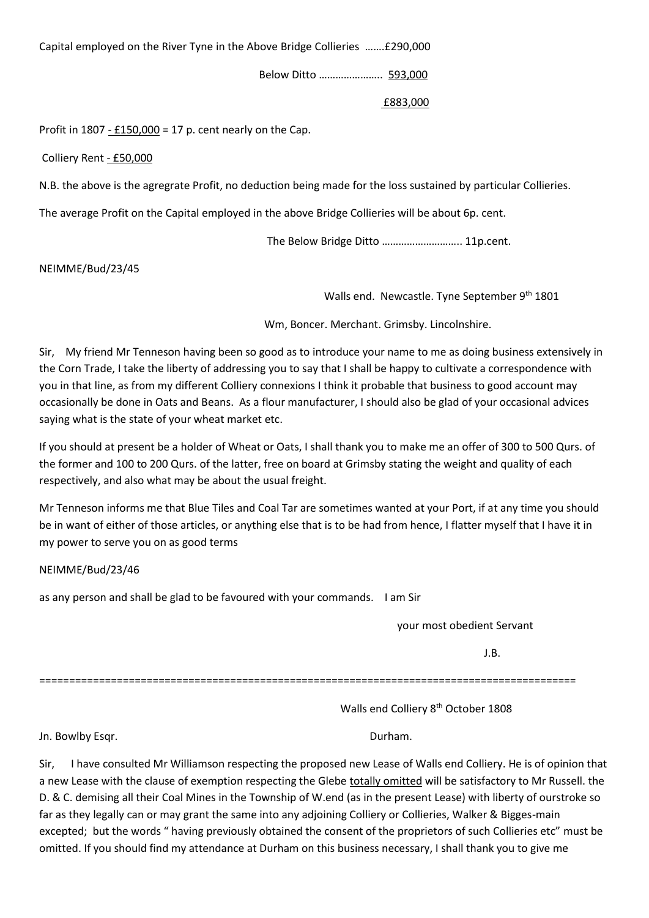Capital employed on the River Tyne in the Above Bridge Collieries …….£290,000

Below Ditto ………………….. 593,000

£883,000

Profit in 1807 - £150,000 = 17 p. cent nearly on the Cap.

Colliery Rent - £50,000

N.B. the above is the agregrate Profit, no deduction being made for the loss sustained by particular Collieries.

The average Profit on the Capital employed in the above Bridge Collieries will be about 6p. cent.

The Below Bridge Ditto ……………………….. 11p.cent.

NEIMME/Bud/23/45

Walls end. Newcastle. Tyne September 9th 1801

Wm, Boncer. Merchant. Grimsby. Lincolnshire.

Sir, My friend Mr Tenneson having been so good as to introduce your name to me as doing business extensively in the Corn Trade, I take the liberty of addressing you to say that I shall be happy to cultivate a correspondence with you in that line, as from my different Colliery connexions I think it probable that business to good account may occasionally be done in Oats and Beans. As a flour manufacturer, I should also be glad of your occasional advices saying what is the state of your wheat market etc.

If you should at present be a holder of Wheat or Oats, I shall thank you to make me an offer of 300 to 500 Qurs. of the former and 100 to 200 Qurs. of the latter, free on board at Grimsby stating the weight and quality of each respectively, and also what may be about the usual freight.

Mr Tenneson informs me that Blue Tiles and Coal Tar are sometimes wanted at your Port, if at any time you should be in want of either of those articles, or anything else that is to be had from hence, I flatter myself that I have it in my power to serve you on as good terms

NEIMME/Bud/23/46

as any person and shall be glad to be favoured with your commands. I am Sir

your most obedient Servant

J.B.

==========================================================================================

Walls end Colliery 8th October 1808

Jn. Bowlby Esqr. Durham.

Sir, I have consulted Mr Williamson respecting the proposed new Lease of Walls end Colliery. He is of opinion that a new Lease with the clause of exemption respecting the Glebe totally omitted will be satisfactory to Mr Russell. the D. & C. demising all their Coal Mines in the Township of W.end (as in the present Lease) with liberty of ourstroke so far as they legally can or may grant the same into any adjoining Colliery or Collieries, Walker & Bigges-main excepted; but the words " having previously obtained the consent of the proprietors of such Collieries etc" must be omitted. If you should find my attendance at Durham on this business necessary, I shall thank you to give me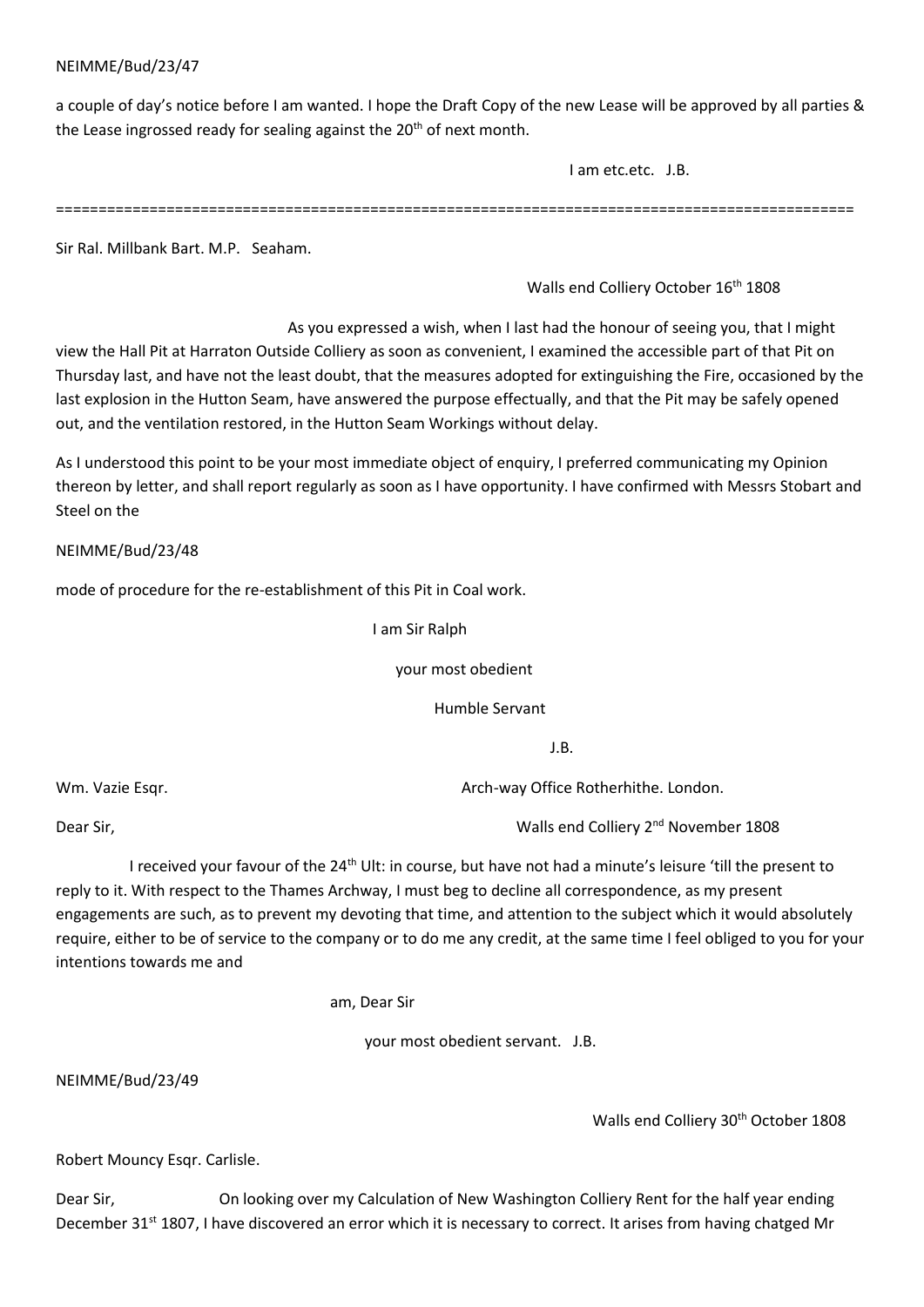NEIMME/Bud/23/47

a couple of day's notice before I am wanted. I hope the Draft Copy of the new Lease will be approved by all parties & the Lease ingrossed ready for sealing against the 20th of next month.

I am etc.etc. J.B.

===============================================================================================

Sir Ral. Millbank Bart. M.P. Seaham.

Walls end Colliery October 16th 1808

As you expressed a wish, when I last had the honour of seeing you, that I might view the Hall Pit at Harraton Outside Colliery as soon as convenient, I examined the accessible part of that Pit on Thursday last, and have not the least doubt, that the measures adopted for extinguishing the Fire, occasioned by the last explosion in the Hutton Seam, have answered the purpose effectually, and that the Pit may be safely opened out, and the ventilation restored, in the Hutton Seam Workings without delay.

As I understood this point to be your most immediate object of enquiry, I preferred communicating my Opinion thereon by letter, and shall report regularly as soon as I have opportunity. I have confirmed with Messrs Stobart and Steel on the

NEIMME/Bud/23/48

mode of procedure for the re-establishment of this Pit in Coal work.

I am Sir Ralph

your most obedient

Humble Servant

J.B.

Wm. Vazie Esqr. Arch-way Office Rotherhithe. London.

Dear Sir, Walls end Colliery 2nd November 1808

I received your favour of the 24th Ult: in course, but have not had a minute's leisure 'till the present to reply to it. With respect to the Thames Archway, I must beg to decline all correspondence, as my present engagements are such, as to prevent my devoting that time, and attention to the subject which it would absolutely require, either to be of service to the company or to do me any credit, at the same time I feel obliged to you for your intentions towards me and

am, Dear Sir

your most obedient servant. J.B.

NEIMME/Bud/23/49

Walls end Colliery 30th October 1808

Robert Mouncy Esqr. Carlisle.

Dear Sir, On looking over my Calculation of New Washington Colliery Rent for the half year ending December 31st 1807, I have discovered an error which it is necessary to correct. It arises from having chatged Mr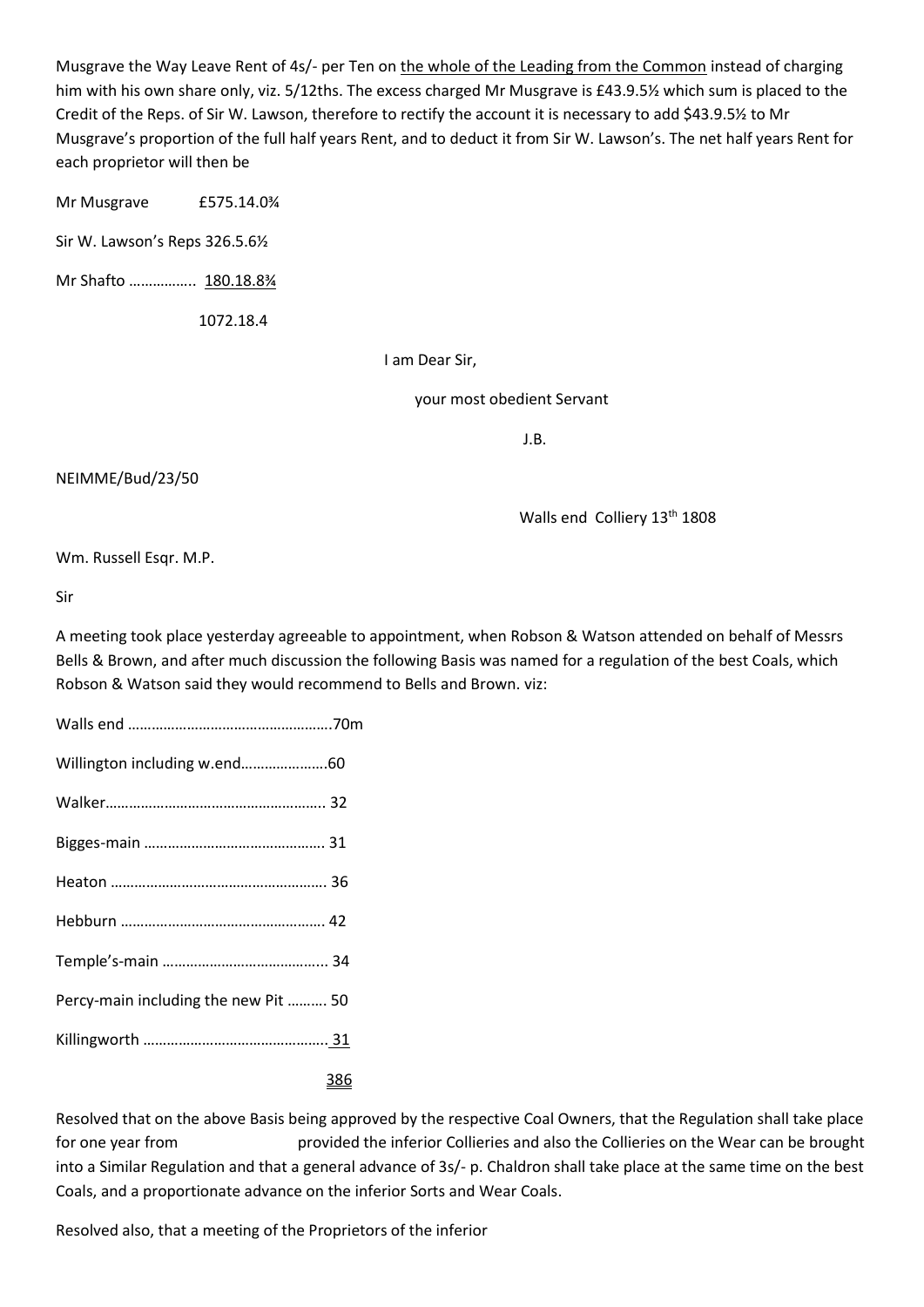Musgrave the Way Leave Rent of 4s/- per Ten on <u>the whole of the Leading from the Common</u> instead of charging him with his own share only, viz. 5/12ths. The excess charged Mr Musgrave is £43.9.5½ which sum is placed to the Credit of the Reps. of Sir W. Lawson, therefore to rectify the account it is necessary to add $43.9.5½ to Mr Musgrave's proportion of the full half years Rent, and to deduct it from Sir W. Lawson's. The net half years Rent for each proprietor will then be

Mr Musgrave £575.14.0¾

Sir W. Lawson's Reps 326.5.6½

Mr Shafto …………….. <u>180.18.8¾</u>

1072.18.4

I am Dear Sir,

your most obedient Servant

J.B.

NEIMME/Bud/23/50

Walls end Colliery 13th 1808

Wm. Russell Esqr. M.P.

Sir

A meeting took place yesterday agreeable to appointment, when Robson & Watson attended on behalf of Messrs Bells & Brown, and after much discussion the following Basis was named for a regulation of the best Coals, which Robson & Watson said they would recommend to Bells and Brown. viz:

Walls end …………………………………………….70m

Willington including w.end………………….60

Walker……………………………………………….. 32

Bigges-main ………………………………………. 31

Heaton ………………………………………………. 36

Hebburn ……………………………………………. 42

Temple's-main …………………………………... 34

Percy-main including the new Pit ………. 50

Killingworth ………………………………………. <u>31</u>

<u>386</u>

Resolved that on the above Basis being approved by the respective Coal Owners, that the Regulation shall take place for one year from provided the inferior Collieries and also the Collieries on the Wear can be brought into a Similar Regulation and that a general advance of 3s/- p. Chaldron shall take place at the same time on the best Coals, and a proportionate advance on the inferior Sorts and Wear Coals.

Resolved also, that a meeting of the Proprietors of the inferior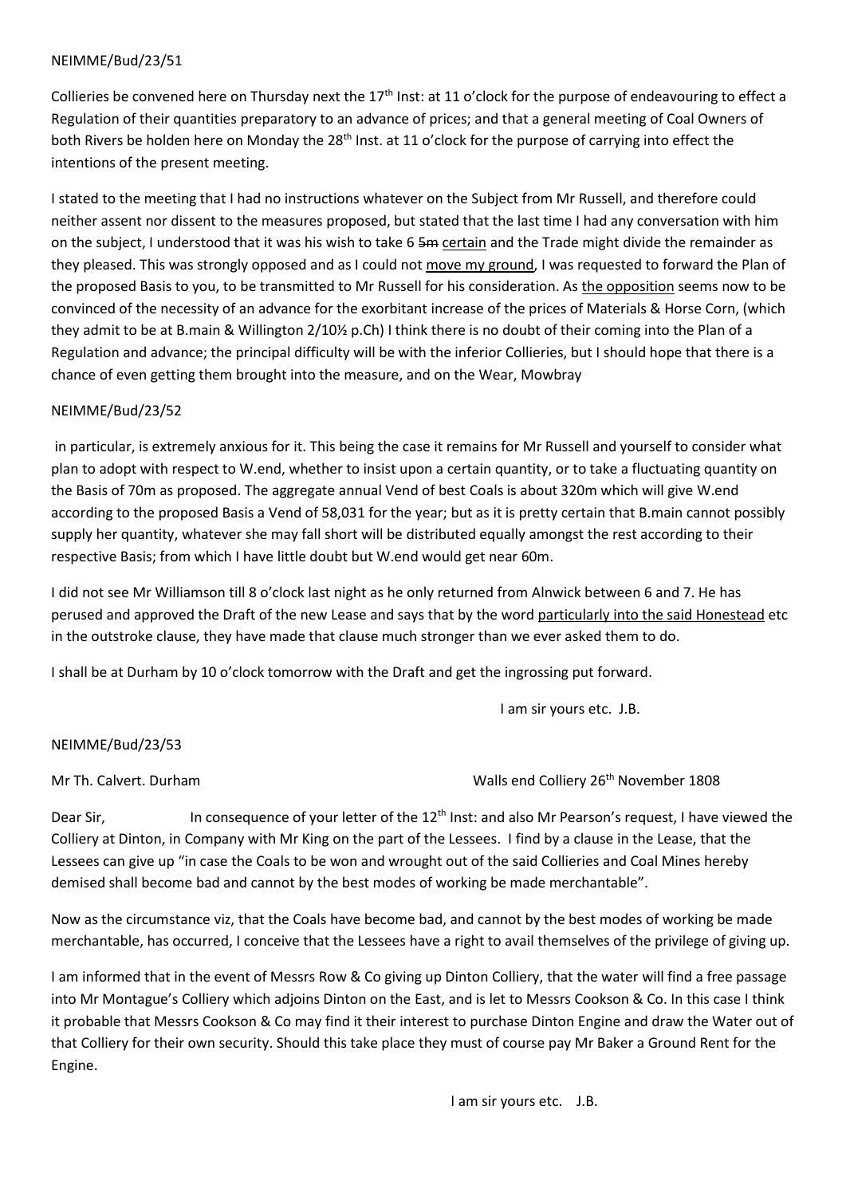NEIMME/Bud/23/51

Collieries be convened here on Thursday next the 17th Inst: at 11 o'clock for the purpose of endeavouring to effect a Regulation of their quantities preparatory to an advance of prices; and that a general meeting of Coal Owners of both Rivers be holden here on Monday the 28th Inst. at 11 o'clock for the purpose of carrying into effect the intentions of the present meeting.

I stated to the meeting that I had no instructions whatever on the Subject from Mr Russell, and therefore could neither assent nor dissent to the measures proposed, but stated that the last time I had any conversation with him on the subject, I understood that it was his wish to take 6 ~~5m~~ <u>certain</u> and the Trade might divide the remainder as they pleased. This was strongly opposed and as I could not <u>move my ground</u>, I was requested to forward the Plan of the proposed Basis to you, to be transmitted to Mr Russell for his consideration. As <u>the opposition</u> seems now to be convinced of the necessity of an advance for the exorbitant increase of the prices of Materials & Horse Corn, (which they admit to be at B.main & Willington 2/10½ p.Ch) I think there is no doubt of their coming into the Plan of a Regulation and advance; the principal difficulty will be with the inferior Collieries, but I should hope that there is a chance of even getting them brought into the measure, and on the Wear, Mowbray

NEIMME/Bud/23/52

in particular, is extremely anxious for it. This being the case it remains for Mr Russell and yourself to consider what plan to adopt with respect to W.end, whether to insist upon a certain quantity, or to take a fluctuating quantity on the Basis of 70m as proposed. The aggregate annual Vend of best Coals is about 320m which will give W.end according to the proposed Basis a Vend of 58,031 for the year; but as it is pretty certain that B.main cannot possibly supply her quantity, whatever she may fall short will be distributed equally amongst the rest according to their respective Basis; from which I have little doubt but W.end would get near 60m.

I did not see Mr Williamson till 8 o'clock last night as he only returned from Alnwick between 6 and 7. He has perused and approved the Draft of the new Lease and says that by the word <u>particularly into the said Honestead</u> etc in the outstroke clause, they have made that clause much stronger than we ever asked them to do.

I shall be at Durham by 10 o'clock tomorrow with the Draft and get the ingrossing put forward.

I am sir yours etc. J.B.

NEIMME/Bud/23/53

Mr Th. Calvert. Durham

Walls end Colliery 26th November 1808

Dear Sir, In consequence of your letter of the 12th Inst: and also Mr Pearson's request, I have viewed the Colliery at Dinton, in Company with Mr King on the part of the Lessees. I find by a clause in the Lease, that the Lessees can give up "in case the Coals to be won and wrought out of the said Collieries and Coal Mines hereby demised shall become bad and cannot by the best modes of working be made merchantable".

Now as the circumstance viz, that the Coals have become bad, and cannot by the best modes of working be made merchantable, has occurred, I conceive that the Lessees have a right to avail themselves of the privilege of giving up.

I am informed that in the event of Messrs Row & Co giving up Dinton Colliery, that the water will find a free passage into Mr Montague's Colliery which adjoins Dinton on the East, and is let to Messrs Cookson & Co. In this case I think it probable that Messrs Cookson & Co may find it their interest to purchase Dinton Engine and draw the Water out of that Colliery for their own security. Should this take place they must of course pay Mr Baker a Ground Rent for the Engine.

I am sir yours etc. J.B.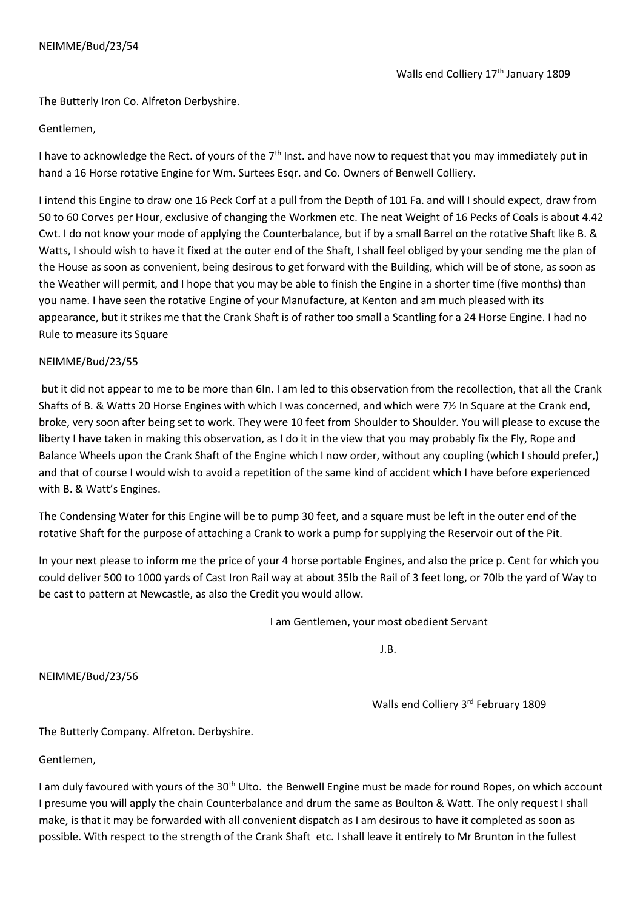NEIMME/Bud/23/54

Walls end Colliery 17th January 1809

The Butterly Iron Co. Alfreton Derbyshire.

Gentlemen,

I have to acknowledge the Rect. of yours of the 7th Inst. and have now to request that you may immediately put in hand a 16 Horse rotative Engine for Wm. Surtees Esqr. and Co. Owners of Benwell Colliery.

I intend this Engine to draw one 16 Peck Corf at a pull from the Depth of 101 Fa. and will I should expect, draw from 50 to 60 Corves per Hour, exclusive of changing the Workmen etc. The neat Weight of 16 Pecks of Coals is about 4.42 Cwt. I do not know your mode of applying the Counterbalance, but if by a small Barrel on the rotative Shaft like B. & Watts, I should wish to have it fixed at the outer end of the Shaft, I shall feel obliged by your sending me the plan of the House as soon as convenient, being desirous to get forward with the Building, which will be of stone, as soon as the Weather will permit, and I hope that you may be able to finish the Engine in a shorter time (five months) than you name. I have seen the rotative Engine of your Manufacture, at Kenton and am much pleased with its appearance, but it strikes me that the Crank Shaft is of rather too small a Scantling for a 24 Horse Engine. I had no Rule to measure its Square

NEIMME/Bud/23/55

but it did not appear to me to be more than 6In. I am led to this observation from the recollection, that all the Crank Shafts of B. & Watts 20 Horse Engines with which I was concerned, and which were 7½ In Square at the Crank end, broke, very soon after being set to work. They were 10 feet from Shoulder to Shoulder. You will please to excuse the liberty I have taken in making this observation, as I do it in the view that you may probably fix the Fly, Rope and Balance Wheels upon the Crank Shaft of the Engine which I now order, without any coupling (which I should prefer,) and that of course I would wish to avoid a repetition of the same kind of accident which I have before experienced with B. & Watt's Engines.

The Condensing Water for this Engine will be to pump 30 feet, and a square must be left in the outer end of the rotative Shaft for the purpose of attaching a Crank to work a pump for supplying the Reservoir out of the Pit.

In your next please to inform me the price of your 4 horse portable Engines, and also the price p. Cent for which you could deliver 500 to 1000 yards of Cast Iron Rail way at about 35lb the Rail of 3 feet long, or 70lb the yard of Way to be cast to pattern at Newcastle, as also the Credit you would allow.

I am Gentlemen, your most obedient Servant

J.B.

NEIMME/Bud/23/56

Walls end Colliery 3rd February 1809

The Butterly Company. Alfreton. Derbyshire.

Gentlemen,

I am duly favoured with yours of the 30th Ulto. the Benwell Engine must be made for round Ropes, on which account I presume you will apply the chain Counterbalance and drum the same as Boulton & Watt. The only request I shall make, is that it may be forwarded with all convenient dispatch as I am desirous to have it completed as soon as possible. With respect to the strength of the Crank Shaft etc. I shall leave it entirely to Mr Brunton in the fullest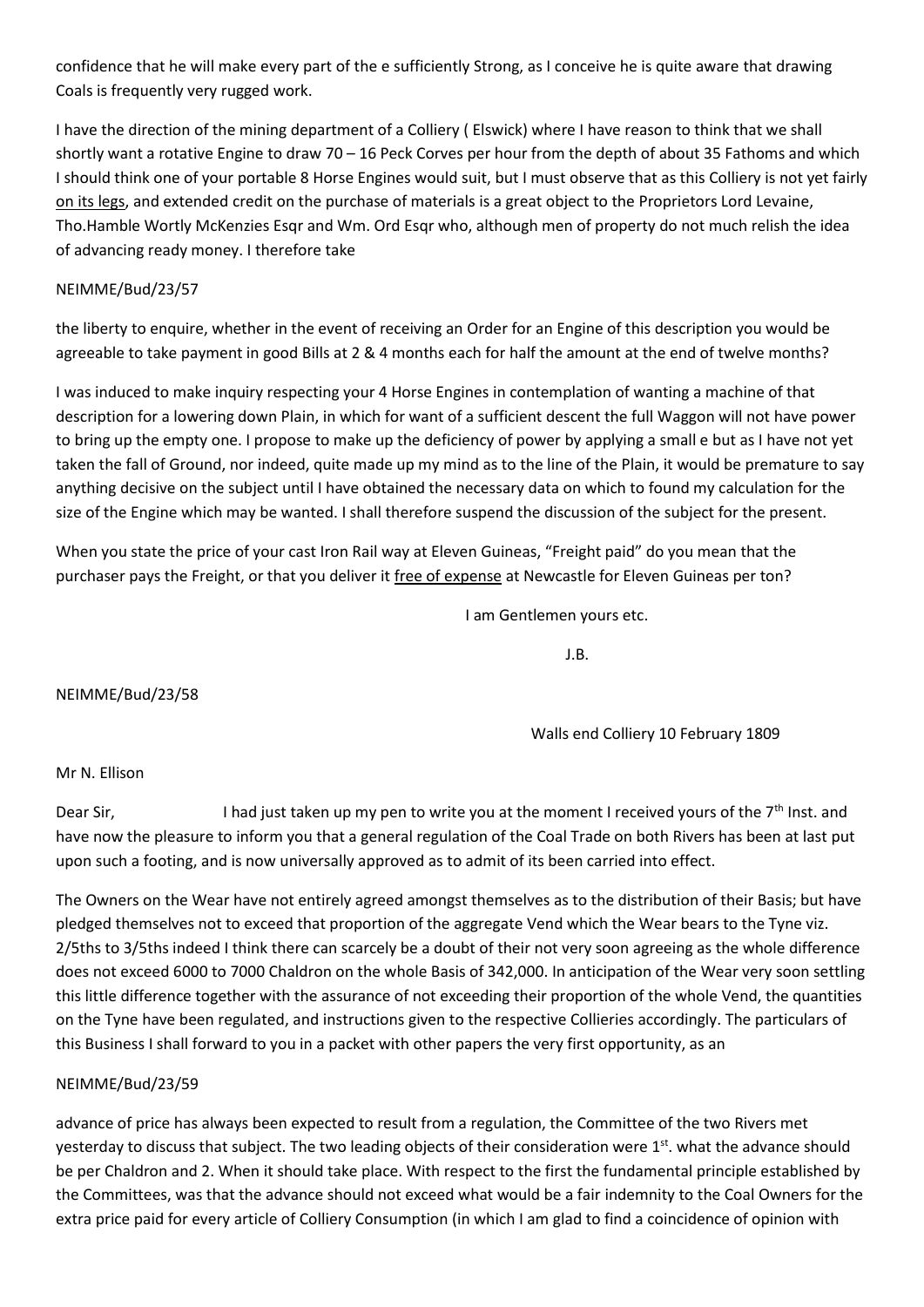confidence that he will make every part of the e sufficiently Strong, as I conceive he is quite aware that drawing Coals is frequently very rugged work.

I have the direction of the mining department of a Colliery ( Elswick) where I have reason to think that we shall shortly want a rotative Engine to draw 70 – 16 Peck Corves per hour from the depth of about 35 Fathoms and which I should think one of your portable 8 Horse Engines would suit, but I must observe that as this Colliery is not yet fairly on its legs, and extended credit on the purchase of materials is a great object to the Proprietors Lord Levaine, Tho.Hamble Wortly McKenzies Esqr and Wm. Ord Esqr who, although men of property do not much relish the idea of advancing ready money. I therefore take

NEIMME/Bud/23/57

the liberty to enquire, whether in the event of receiving an Order for an Engine of this description you would be agreeable to take payment in good Bills at 2 & 4 months each for half the amount at the end of twelve months?

I was induced to make inquiry respecting your 4 Horse Engines in contemplation of wanting a machine of that description for a lowering down Plain, in which for want of a sufficient descent the full Waggon will not have power to bring up the empty one. I propose to make up the deficiency of power by applying a small e but as I have not yet taken the fall of Ground, nor indeed, quite made up my mind as to the line of the Plain, it would be premature to say anything decisive on the subject until I have obtained the necessary data on which to found my calculation for the size of the Engine which may be wanted. I shall therefore suspend the discussion of the subject for the present.

When you state the price of your cast Iron Rail way at Eleven Guineas, "Freight paid" do you mean that the purchaser pays the Freight, or that you deliver it free of expense at Newcastle for Eleven Guineas per ton?

I am Gentlemen yours etc.

J.B.

NEIMME/Bud/23/58

Walls end Colliery 10 February 1809

Mr N. Ellison

Dear Sir, I had just taken up my pen to write you at the moment I received yours of the 7th Inst. and have now the pleasure to inform you that a general regulation of the Coal Trade on both Rivers has been at last put upon such a footing, and is now universally approved as to admit of its been carried into effect.

The Owners on the Wear have not entirely agreed amongst themselves as to the distribution of their Basis; but have pledged themselves not to exceed that proportion of the aggregate Vend which the Wear bears to the Tyne viz. 2/5ths to 3/5ths indeed I think there can scarcely be a doubt of their not very soon agreeing as the whole difference does not exceed 6000 to 7000 Chaldron on the whole Basis of 342,000. In anticipation of the Wear very soon settling this little difference together with the assurance of not exceeding their proportion of the whole Vend, the quantities on the Tyne have been regulated, and instructions given to the respective Collieries accordingly. The particulars of this Business I shall forward to you in a packet with other papers the very first opportunity, as an

NEIMME/Bud/23/59

advance of price has always been expected to result from a regulation, the Committee of the two Rivers met yesterday to discuss that subject. The two leading objects of their consideration were 1st. what the advance should be per Chaldron and 2. When it should take place. With respect to the first the fundamental principle established by the Committees, was that the advance should not exceed what would be a fair indemnity to the Coal Owners for the extra price paid for every article of Colliery Consumption (in which I am glad to find a coincidence of opinion with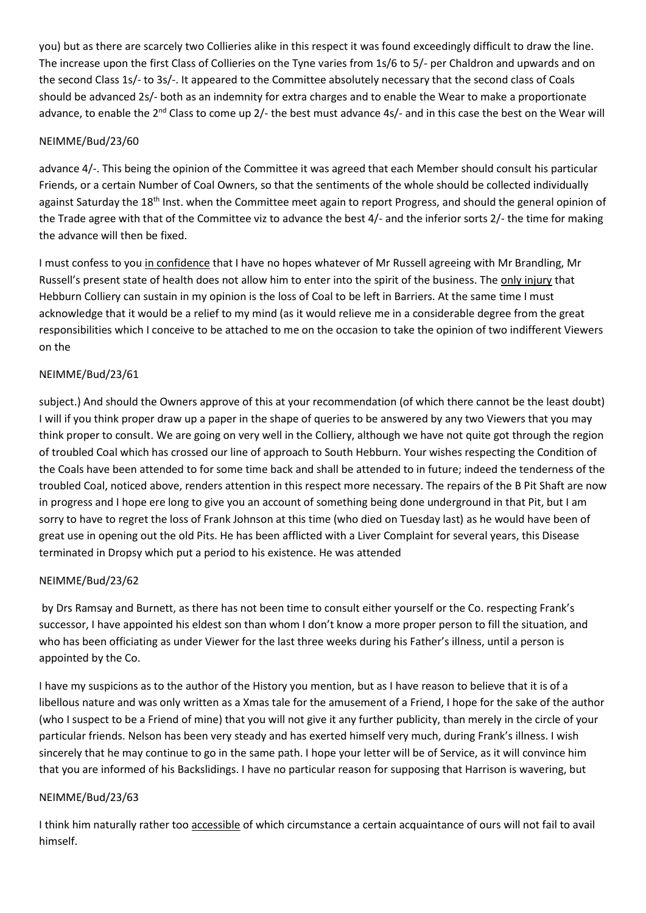you) but as there are scarcely two Collieries alike in this respect it was found exceedingly difficult to draw the line. The increase upon the first Class of Collieries on the Tyne varies from 1s/6 to 5/- per Chaldron and upwards and on the second Class 1s/- to 3s/-. It appeared to the Committee absolutely necessary that the second class of Coals should be advanced 2s/- both as an indemnity for extra charges and to enable the Wear to make a proportionate advance, to enable the 2nd Class to come up 2/- the best must advance 4s/- and in this case the best on the Wear will

NEIMME/Bud/23/60

advance 4/-. This being the opinion of the Committee it was agreed that each Member should consult his particular Friends, or a certain Number of Coal Owners, so that the sentiments of the whole should be collected individually against Saturday the 18th Inst. when the Committee meet again to report Progress, and should the general opinion of the Trade agree with that of the Committee viz to advance the best 4/- and the inferior sorts 2/- the time for making the advance will then be fixed.

I must confess to you <u>in confidence</u> that I have no hopes whatever of Mr Russell agreeing with Mr Brandling, Mr Russell's present state of health does not allow him to enter into the spirit of the business. The <u>only injury</u> that Hebburn Colliery can sustain in my opinion is the loss of Coal to be left in Barriers. At the same time I must acknowledge that it would be a relief to my mind (as it would relieve me in a considerable degree from the great responsibilities which I conceive to be attached to me on the occasion to take the opinion of two indifferent Viewers on the

NEIMME/Bud/23/61

subject.) And should the Owners approve of this at your recommendation (of which there cannot be the least doubt) I will if you think proper draw up a paper in the shape of queries to be answered by any two Viewers that you may think proper to consult. We are going on very well in the Colliery, although we have not quite got through the region of troubled Coal which has crossed our line of approach to South Hebburn. Your wishes respecting the Condition of the Coals have been attended to for some time back and shall be attended to in future; indeed the tenderness of the troubled Coal, noticed above, renders attention in this respect more necessary. The repairs of the B Pit Shaft are now in progress and I hope ere long to give you an account of something being done underground in that Pit, but I am sorry to have to regret the loss of Frank Johnson at this time (who died on Tuesday last) as he would have been of great use in opening out the old Pits. He has been afflicted with a Liver Complaint for several years, this Disease terminated in Dropsy which put a period to his existence. He was attended

NEIMME/Bud/23/62

by Drs Ramsay and Burnett, as there has not been time to consult either yourself or the Co. respecting Frank's successor, I have appointed his eldest son than whom I don't know a more proper person to fill the situation, and who has been officiating as under Viewer for the last three weeks during his Father's illness, until a person is appointed by the Co.

I have my suspicions as to the author of the History you mention, but as I have reason to believe that it is of a libellous nature and was only written as a Xmas tale for the amusement of a Friend, I hope for the sake of the author (who I suspect to be a Friend of mine) that you will not give it any further publicity, than merely in the circle of your particular friends. Nelson has been very steady and has exerted himself very much, during Frank's illness. I wish sincerely that he may continue to go in the same path. I hope your letter will be of Service, as it will convince him that you are informed of his Backslidings. I have no particular reason for supposing that Harrison is wavering, but

NEIMME/Bud/23/63

I think him naturally rather too <u>accessible</u> of which circumstance a certain acquaintance of ours will not fail to avail himself.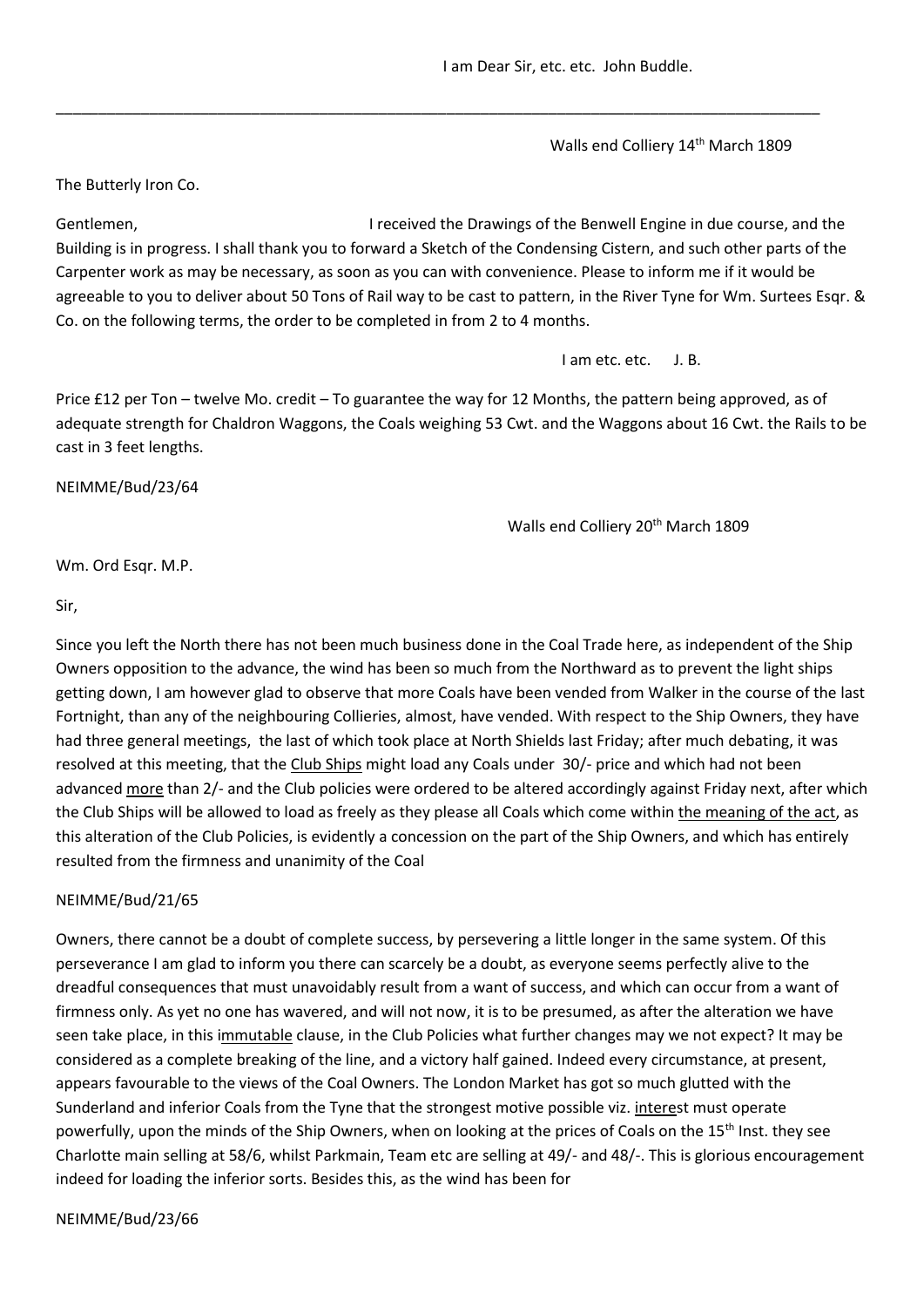I am Dear Sir, etc. etc. John Buddle.

---

Walls end Colliery 14th March 1809

The Butterly Iron Co.

Gentlemen, I received the Drawings of the Benwell Engine in due course, and the Building is in progress. I shall thank you to forward a Sketch of the Condensing Cistern, and such other parts of the Carpenter work as may be necessary, as soon as you can with convenience. Please to inform me if it would be agreeable to you to deliver about 50 Tons of Rail way to be cast to pattern, in the River Tyne for Wm. Surtees Esqr. & Co. on the following terms, the order to be completed in from 2 to 4 months.

I am etc. etc. J. B.

Price £12 per Ton – twelve Mo. credit – To guarantee the way for 12 Months, the pattern being approved, as of adequate strength for Chaldron Waggons, the Coals weighing 53 Cwt. and the Waggons about 16 Cwt. the Rails to be cast in 3 feet lengths.

NEIMME/Bud/23/64

Walls end Colliery 20th March 1809

Wm. Ord Esqr. M.P.

Sir,

Since you left the North there has not been much business done in the Coal Trade here, as independent of the Ship Owners opposition to the advance, the wind has been so much from the Northward as to prevent the light ships getting down, I am however glad to observe that more Coals have been vended from Walker in the course of the last Fortnight, than any of the neighbouring Collieries, almost, have vended. With respect to the Ship Owners, they have had three general meetings, the last of which took place at North Shields last Friday; after much debating, it was resolved at this meeting, that the Club Ships might load any Coals under 30/- price and which had not been advanced more than 2/- and the Club policies were ordered to be altered accordingly against Friday next, after which the Club Ships will be allowed to load as freely as they please all Coals which come within the meaning of the act, as this alteration of the Club Policies, is evidently a concession on the part of the Ship Owners, and which has entirely resulted from the firmness and unanimity of the Coal

NEIMME/Bud/21/65

Owners, there cannot be a doubt of complete success, by persevering a little longer in the same system. Of this perseverance I am glad to inform you there can scarcely be a doubt, as everyone seems perfectly alive to the dreadful consequences that must unavoidably result from a want of success, and which can occur from a want of firmness only. As yet no one has wavered, and will not now, it is to be presumed, as after the alteration we have seen take place, in this immutable clause, in the Club Policies what further changes may we not expect? It may be considered as a complete breaking of the line, and a victory half gained. Indeed every circumstance, at present, appears favourable to the views of the Coal Owners. The London Market has got so much glutted with the Sunderland and inferior Coals from the Tyne that the strongest motive possible viz. interest must operate powerfully, upon the minds of the Ship Owners, when on looking at the prices of Coals on the 15th Inst. they see Charlotte main selling at 58/6, whilst Parkmain, Team etc are selling at 49/- and 48/-. This is glorious encouragement indeed for loading the inferior sorts. Besides this, as the wind has been for

NEIMME/Bud/23/66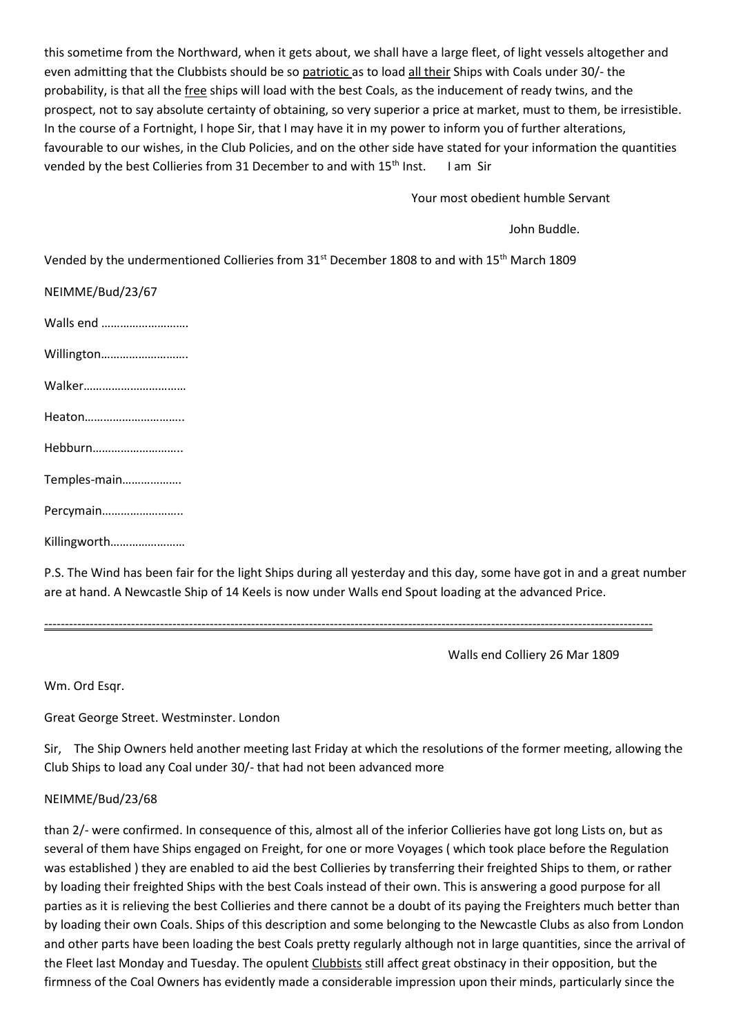this sometime from the Northward, when it gets about, we shall have a large fleet, of light vessels altogether and even admitting that the Clubbists should be so patriotic as to load all their Ships with Coals under 30/- the probability, is that all the free ships will load with the best Coals, as the inducement of ready twins, and the prospect, not to say absolute certainty of obtaining, so very superior a price at market, must to them, be irresistible. In the course of a Fortnight, I hope Sir, that I may have it in my power to inform you of further alterations, favourable to our wishes, in the Club Policies, and on the other side have stated for your information the quantities vended by the best Collieries from 31 December to and with 15th Inst. I am Sir

Your most obedient humble Servant

John Buddle.

Vended by the undermentioned Collieries from 31st December 1808 to and with 15th March 1809

NEIMME/Bud/23/67

Walls end ……………………….

Willington……………………….

Walker……………………………

Heaton…………………………..

Hebburn………………………..

Temples-main……………….

Percymain……………………..

Killingworth……………………

P.S. The Wind has been fair for the light Ships during all yesterday and this day, some have got in and a great number are at hand. A Newcastle Ship of 14 Keels is now under Walls end Spout loading at the advanced Price.

---

Walls end Colliery 26 Mar 1809

Wm. Ord Esqr.

Great George Street. Westminster. London

Sir, The Ship Owners held another meeting last Friday at which the resolutions of the former meeting, allowing the Club Ships to load any Coal under 30/- that had not been advanced more

NEIMME/Bud/23/68

than 2/- were confirmed. In consequence of this, almost all of the inferior Collieries have got long Lists on, but as several of them have Ships engaged on Freight, for one or more Voyages ( which took place before the Regulation was established ) they are enabled to aid the best Collieries by transferring their freighted Ships to them, or rather by loading their freighted Ships with the best Coals instead of their own. This is answering a good purpose for all parties as it is relieving the best Collieries and there cannot be a doubt of its paying the Freighters much better than by loading their own Coals. Ships of this description and some belonging to the Newcastle Clubs as also from London and other parts have been loading the best Coals pretty regularly although not in large quantities, since the arrival of the Fleet last Monday and Tuesday. The opulent Clubbists still affect great obstinacy in their opposition, but the firmness of the Coal Owners has evidently made a considerable impression upon their minds, particularly since the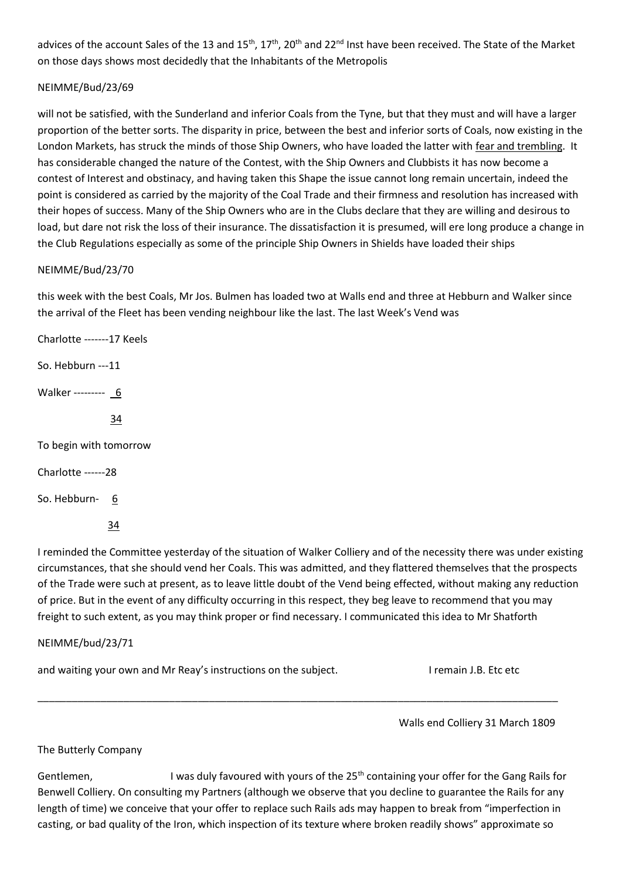advices of the account Sales of the 13 and 15th, 17th, 20th and 22nd Inst have been received. The State of the Market on those days shows most decidedly that the Inhabitants of the Metropolis

NEIMME/Bud/23/69

will not be satisfied, with the Sunderland and inferior Coals from the Tyne, but that they must and will have a larger proportion of the better sorts. The disparity in price, between the best and inferior sorts of Coals, now existing in the London Markets, has struck the minds of those Ship Owners, who have loaded the latter with <u>fear and trembling</u>. It has considerable changed the nature of the Contest, with the Ship Owners and Clubbists it has now become a contest of Interest and obstinacy, and having taken this Shape the issue cannot long remain uncertain, indeed the point is considered as carried by the majority of the Coal Trade and their firmness and resolution has increased with their hopes of success. Many of the Ship Owners who are in the Clubs declare that they are willing and desirous to load, but dare not risk the loss of their insurance. The dissatisfaction it is presumed, will ere long produce a change in the Club Regulations especially as some of the principle Ship Owners in Shields have loaded their ships

NEIMME/Bud/23/70

this week with the best Coals, Mr Jos. Bulmen has loaded two at Walls end and three at Hebburn and Walker since the arrival of the Fleet has been vending neighbour like the last. The last Week's Vend was

Charlotte -------17 Keels

So. Hebburn ---11

Walker --------- <u>6</u>

<u>34</u>

To begin with tomorrow

Charlotte ------28

So. Hebburn- <u>6</u>

<u>34</u>

I reminded the Committee yesterday of the situation of Walker Colliery and of the necessity there was under existing circumstances, that she should vend her Coals. This was admitted, and they flattered themselves that the prospects of the Trade were such at present, as to leave little doubt of the Vend being effected, without making any reduction of price. But in the event of any difficulty occurring in this respect, they beg leave to recommend that you may freight to such extent, as you may think proper or find necessary. I communicated this idea to Mr Shatforth

NEIMME/bud/23/71

and waiting your own and Mr Reay's instructions on the subject. I remain J.B. Etc etc

---

Walls end Colliery 31 March 1809

The Butterly Company

Gentlemen, I was duly favoured with yours of the 25th containing your offer for the Gang Rails for Benwell Colliery. On consulting my Partners (although we observe that you decline to guarantee the Rails for any length of time) we conceive that your offer to replace such Rails ads may happen to break from "imperfection in casting, or bad quality of the Iron, which inspection of its texture where broken readily shows" approximate so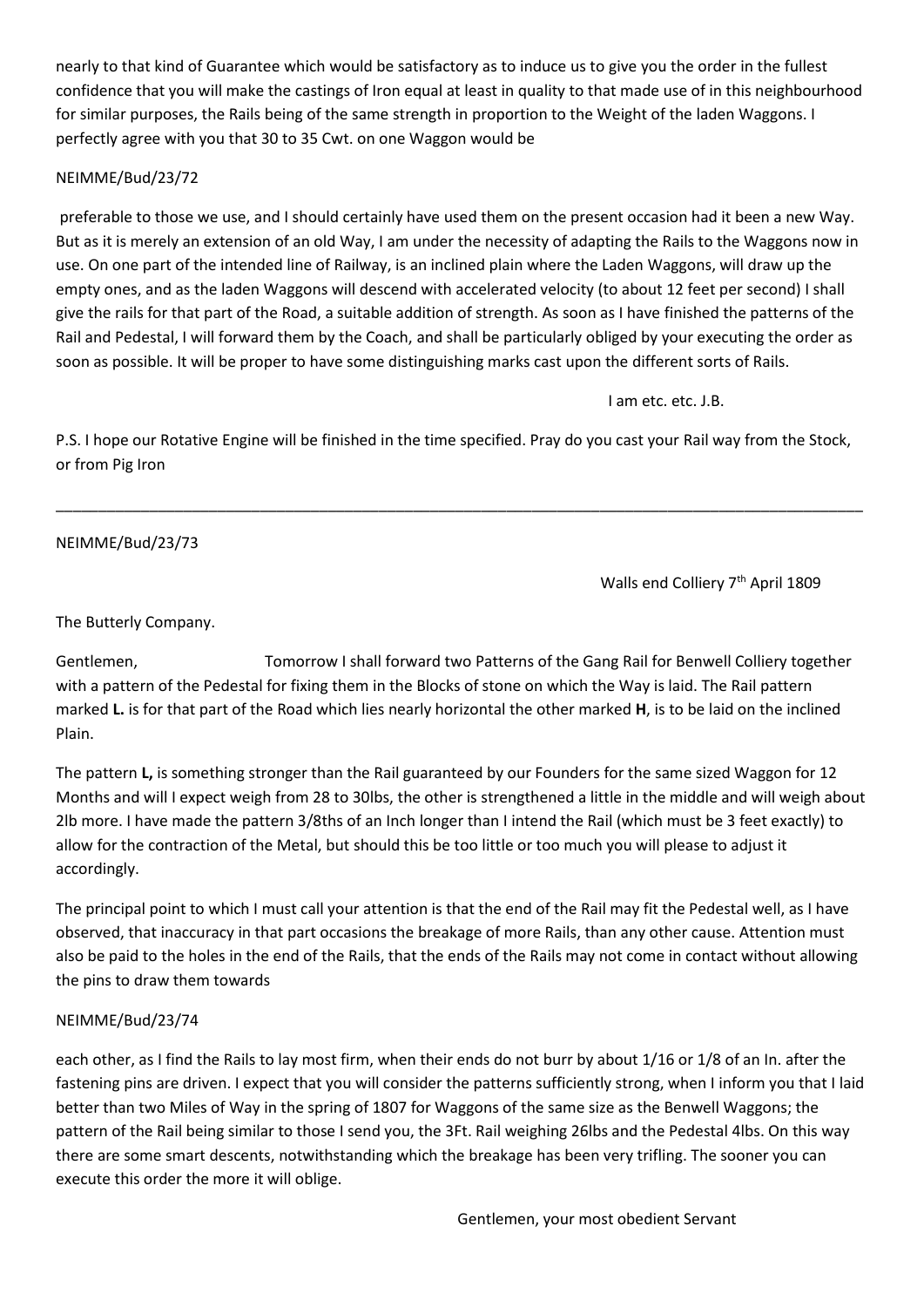nearly to that kind of Guarantee which would be satisfactory as to induce us to give you the order in the fullest confidence that you will make the castings of Iron equal at least in quality to that made use of in this neighbourhood for similar purposes, the Rails being of the same strength in proportion to the Weight of the laden Waggons. I perfectly agree with you that 30 to 35 Cwt. on one Waggon would be

NEIMME/Bud/23/72

preferable to those we use, and I should certainly have used them on the present occasion had it been a new Way. But as it is merely an extension of an old Way, I am under the necessity of adapting the Rails to the Waggons now in use. On one part of the intended line of Railway, is an inclined plain where the Laden Waggons, will draw up the empty ones, and as the laden Waggons will descend with accelerated velocity (to about 12 feet per second) I shall give the rails for that part of the Road, a suitable addition of strength. As soon as I have finished the patterns of the Rail and Pedestal, I will forward them by the Coach, and shall be particularly obliged by your executing the order as soon as possible. It will be proper to have some distinguishing marks cast upon the different sorts of Rails.

I am etc. etc. J.B.

P.S. I hope our Rotative Engine will be finished in the time specified. Pray do you cast your Rail way from the Stock, or from Pig Iron

---

NEIMME/Bud/23/73

Walls end Colliery 7th April 1809

The Butterly Company.

Gentlemen, Tomorrow I shall forward two Patterns of the Gang Rail for Benwell Colliery together with a pattern of the Pedestal for fixing them in the Blocks of stone on which the Way is laid. The Rail pattern marked **L.** is for that part of the Road which lies nearly horizontal the other marked **H**, is to be laid on the inclined Plain.

The pattern **L,** is something stronger than the Rail guaranteed by our Founders for the same sized Waggon for 12 Months and will I expect weigh from 28 to 30lbs, the other is strengthened a little in the middle and will weigh about 2lb more. I have made the pattern 3/8ths of an Inch longer than I intend the Rail (which must be 3 feet exactly) to allow for the contraction of the Metal, but should this be too little or too much you will please to adjust it accordingly.

The principal point to which I must call your attention is that the end of the Rail may fit the Pedestal well, as I have observed, that inaccuracy in that part occasions the breakage of more Rails, than any other cause. Attention must also be paid to the holes in the end of the Rails, that the ends of the Rails may not come in contact without allowing the pins to draw them towards

NEIMME/Bud/23/74

each other, as I find the Rails to lay most firm, when their ends do not burr by about 1/16 or 1/8 of an In. after the fastening pins are driven. I expect that you will consider the patterns sufficiently strong, when I inform you that I laid better than two Miles of Way in the spring of 1807 for Waggons of the same size as the Benwell Waggons; the pattern of the Rail being similar to those I send you, the 3Ft. Rail weighing 26lbs and the Pedestal 4lbs. On this way there are some smart descents, notwithstanding which the breakage has been very trifling. The sooner you can execute this order the more it will oblige.

Gentlemen, your most obedient Servant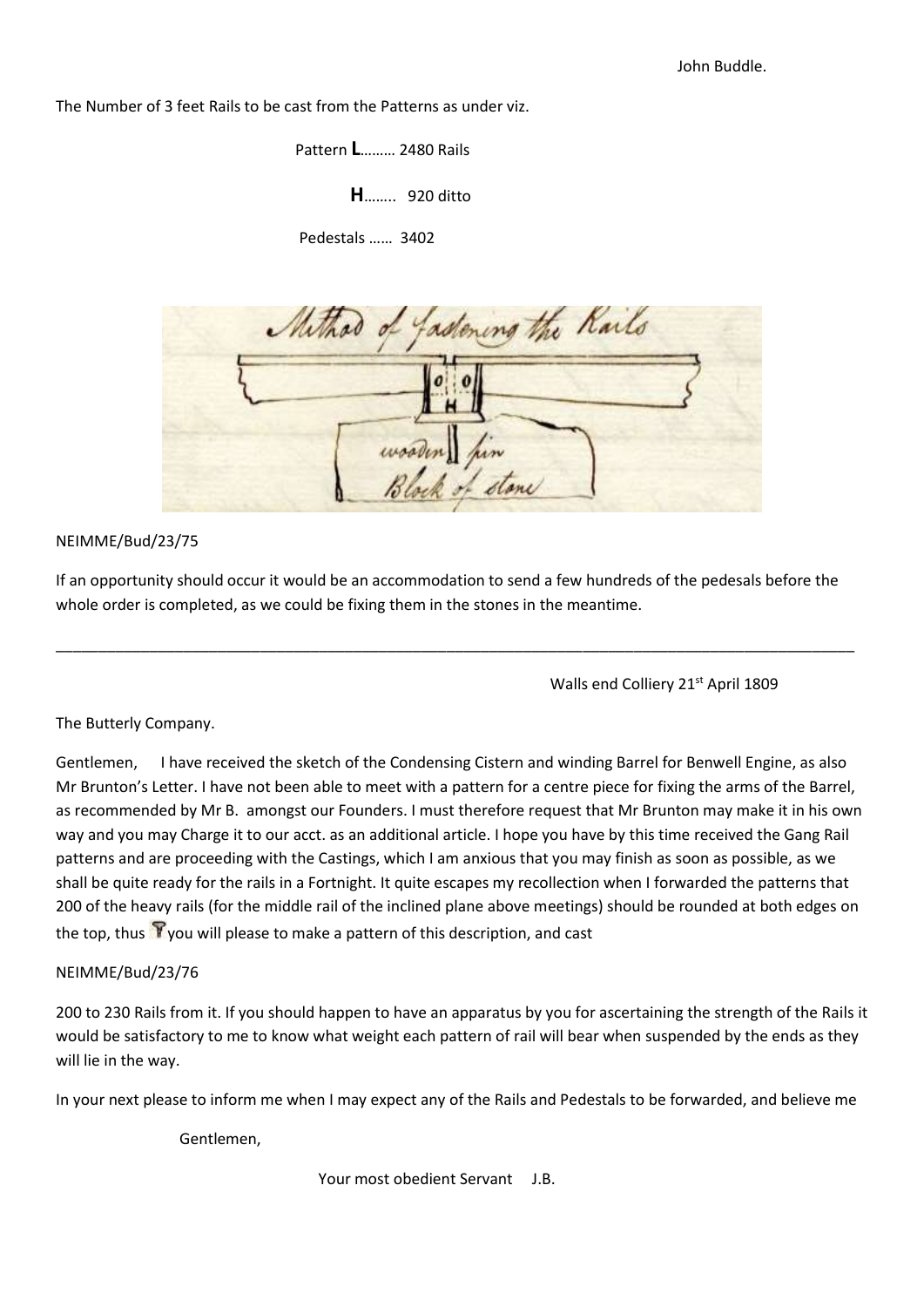John Buddle.

The Number of 3 feet Rails to be cast from the Patterns as under viz.

Pattern **L**……… 2480 Rails

**H**…….. 920 ditto

Pedestals …… 3402

Method of fastening the Rails

wooden pin

Block of stone

NEIMME/Bud/23/75

If an opportunity should occur it would be an accommodation to send a few hundreds of the pedesals before the whole order is completed, as we could be fixing them in the stones in the meantime.

---

Walls end Colliery 21st April 1809

The Butterly Company.

Gentlemen, I have received the sketch of the Condensing Cistern and winding Barrel for Benwell Engine, as also Mr Brunton's Letter. I have not been able to meet with a pattern for a centre piece for fixing the arms of the Barrel, as recommended by Mr B. amongst our Founders. I must therefore request that Mr Brunton may make it in his own way and you may Charge it to our acct. as an additional article. I hope you have by this time received the Gang Rail patterns and are proceeding with the Castings, which I am anxious that you may finish as soon as possible, as we shall be quite ready for the rails in a Fortnight. It quite escapes my recollection when I forwarded the patterns that 200 of the heavy rails (for the middle rail of the inclined plane above meetings) should be rounded at both edges on the top, thus you will please to make a pattern of this description, and cast

NEIMME/Bud/23/76

200 to 230 Rails from it. If you should happen to have an apparatus by you for ascertaining the strength of the Rails it would be satisfactory to me to know what weight each pattern of rail will bear when suspended by the ends as they will lie in the way.

In your next please to inform me when I may expect any of the Rails and Pedestals to be forwarded, and believe me

Gentlemen,

Your most obedient Servant J.B.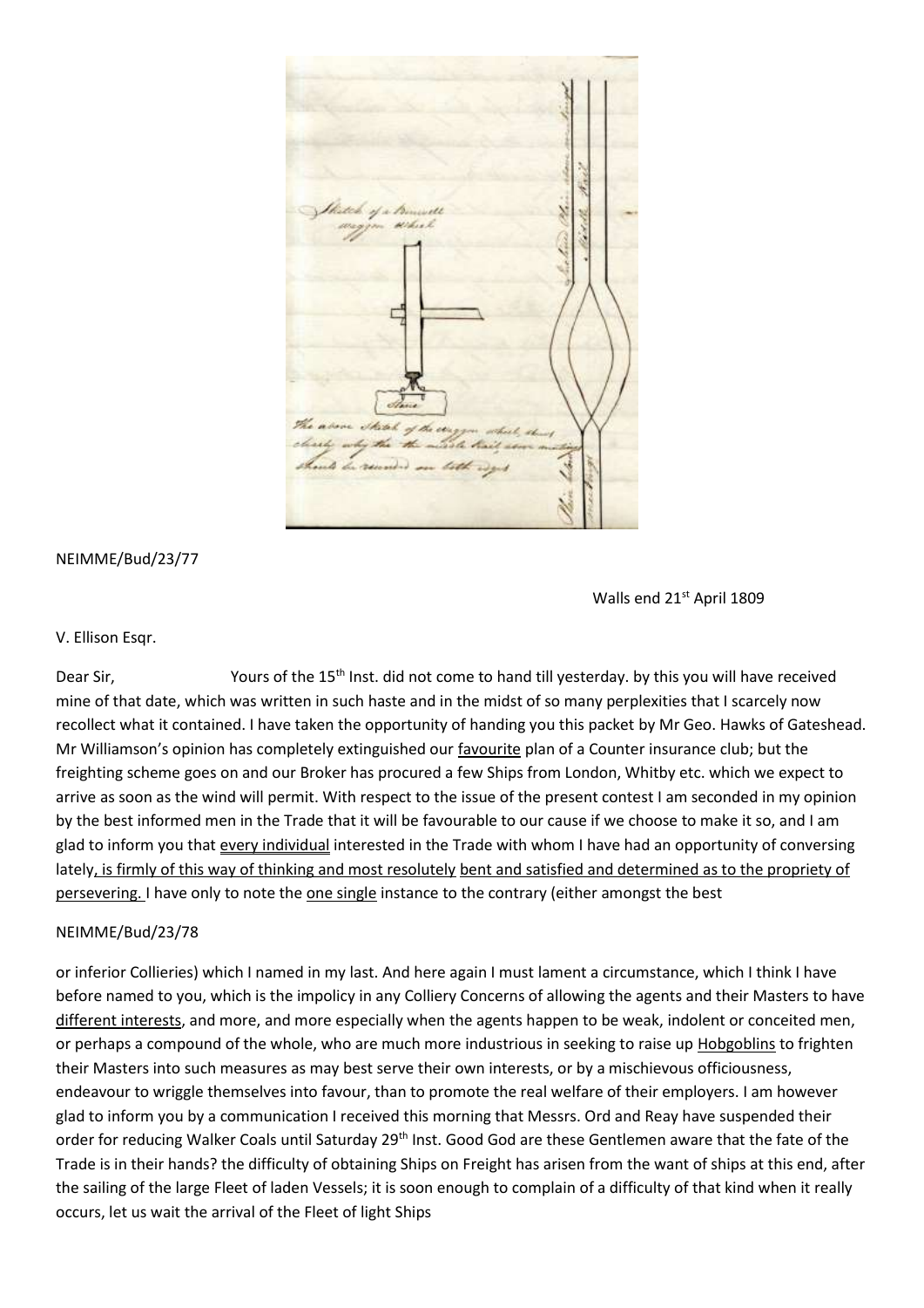NEIMME/Bud/23/77

Walls end 21st April 1809

V. Ellison Esqr.

Dear Sir, Yours of the 15th Inst. did not come to hand till yesterday. by this you will have received mine of that date, which was written in such haste and in the midst of so many perplexities that I scarcely now recollect what it contained. I have taken the opportunity of handing you this packet by Mr Geo. Hawks of Gateshead. Mr Williamson's opinion has completely extinguished our favourite plan of a Counter insurance club; but the freighting scheme goes on and our Broker has procured a few Ships from London, Whitby etc. which we expect to arrive as soon as the wind will permit. With respect to the issue of the present contest I am seconded in my opinion by the best informed men in the Trade that it will be favourable to our cause if we choose to make it so, and I am glad to inform you that every individual interested in the Trade with whom I have had an opportunity of conversing lately, is firmly of this way of thinking and most resolutely bent and satisfied and determined as to the propriety of persevering. I have only to note the one single instance to the contrary (either amongst the best

NEIMME/Bud/23/78

or inferior Collieries) which I named in my last. And here again I must lament a circumstance, which I think I have before named to you, which is the impolicy in any Colliery Concerns of allowing the agents and their Masters to have different interests, and more, and more especially when the agents happen to be weak, indolent or conceited men, or perhaps a compound of the whole, who are much more industrious in seeking to raise up Hobgoblins to frighten their Masters into such measures as may best serve their own interests, or by a mischievous officiousness, endeavour to wriggle themselves into favour, than to promote the real welfare of their employers. I am however glad to inform you by a communication I received this morning that Messrs. Ord and Reay have suspended their order for reducing Walker Coals until Saturday 29th Inst. Good God are these Gentlemen aware that the fate of the Trade is in their hands? the difficulty of obtaining Ships on Freight has arisen from the want of ships at this end, after the sailing of the large Fleet of laden Vessels; it is soon enough to complain of a difficulty of that kind when it really occurs, let us wait the arrival of the Fleet of light Ships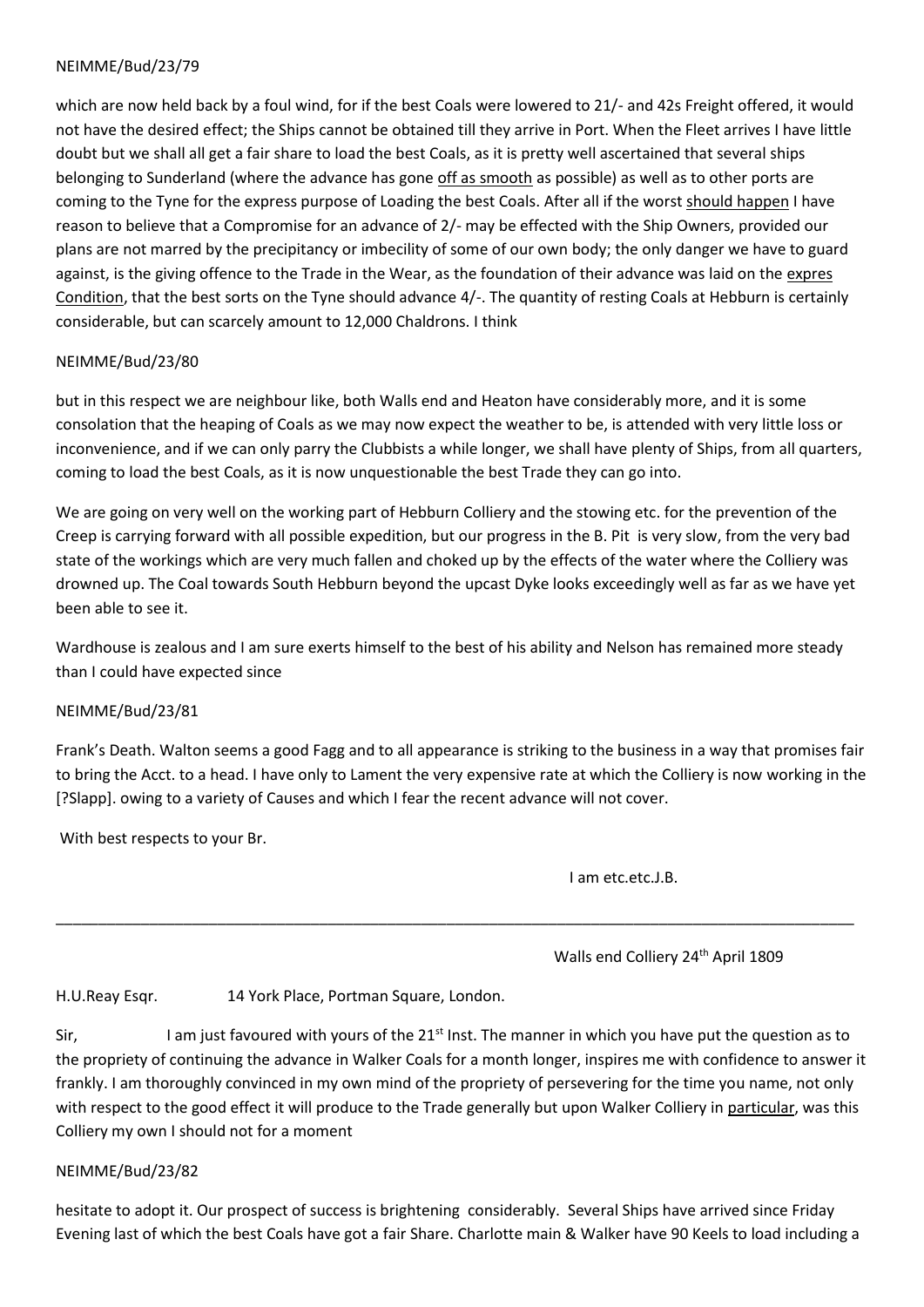NEIMME/Bud/23/79

which are now held back by a foul wind, for if the best Coals were lowered to 21/- and 42s Freight offered, it would not have the desired effect; the Ships cannot be obtained till they arrive in Port. When the Fleet arrives I have little doubt but we shall all get a fair share to load the best Coals, as it is pretty well ascertained that several ships belonging to Sunderland (where the advance has gone <u>off as smooth</u> as possible) as well as to other ports are coming to the Tyne for the express purpose of Loading the best Coals. After all if the worst <u>should happen</u> I have reason to believe that a Compromise for an advance of 2/- may be effected with the Ship Owners, provided our plans are not marred by the precipitancy or imbecility of some of our own body; the only danger we have to guard against, is the giving offence to the Trade in the Wear, as the foundation of their advance was laid on the <u>expres Condition</u>, that the best sorts on the Tyne should advance 4/-. The quantity of resting Coals at Hebburn is certainly considerable, but can scarcely amount to 12,000 Chaldrons. I think

NEIMME/Bud/23/80

but in this respect we are neighbour like, both Walls end and Heaton have considerably more, and it is some consolation that the heaping of Coals as we may now expect the weather to be, is attended with very little loss or inconvenience, and if we can only parry the Clubbists a while longer, we shall have plenty of Ships, from all quarters, coming to load the best Coals, as it is now unquestionable the best Trade they can go into.

We are going on very well on the working part of Hebburn Colliery and the stowing etc. for the prevention of the Creep is carrying forward with all possible expedition, but our progress in the B. Pit is very slow, from the very bad state of the workings which are very much fallen and choked up by the effects of the water where the Colliery was drowned up. The Coal towards South Hebburn beyond the upcast Dyke looks exceedingly well as far as we have yet been able to see it.

Wardhouse is zealous and I am sure exerts himself to the best of his ability and Nelson has remained more steady than I could have expected since

NEIMME/Bud/23/81

Frank's Death. Walton seems a good Fagg and to all appearance is striking to the business in a way that promises fair to bring the Acct. to a head. I have only to Lament the very expensive rate at which the Colliery is now working in the [?Slapp]. owing to a variety of Causes and which I fear the recent advance will not cover.

With best respects to your Br.

I am etc.etc.J.B.

---

Walls end Colliery 24th April 1809

H.U.Reay Esqr. 14 York Place, Portman Square, London.

Sir, I am just favoured with yours of the 21st Inst. The manner in which you have put the question as to the propriety of continuing the advance in Walker Coals for a month longer, inspires me with confidence to answer it frankly. I am thoroughly convinced in my own mind of the propriety of persevering for the time you name, not only with respect to the good effect it will produce to the Trade generally but upon Walker Colliery in <u>particular</u>, was this Colliery my own I should not for a moment

NEIMME/Bud/23/82

hesitate to adopt it. Our prospect of success is brightening considerably. Several Ships have arrived since Friday Evening last of which the best Coals have got a fair Share. Charlotte main & Walker have 90 Keels to load including a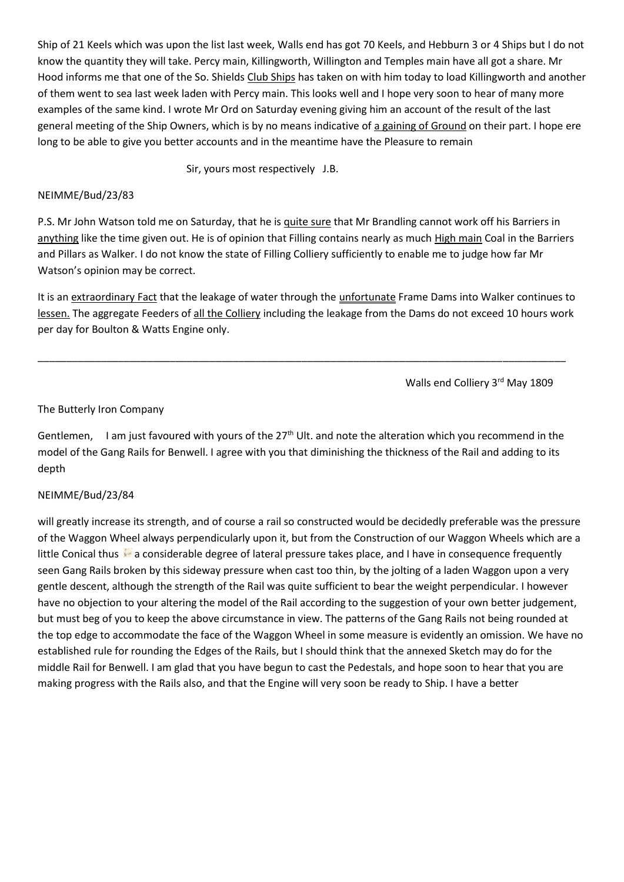Ship of 21 Keels which was upon the list last week, Walls end has got 70 Keels, and Hebburn 3 or 4 Ships but I do not know the quantity they will take. Percy main, Killingworth, Willington and Temples main have all got a share. Mr Hood informs me that one of the So. Shields Club Ships has taken on with him today to load Killingworth and another of them went to sea last week laden with Percy main. This looks well and I hope very soon to hear of many more examples of the same kind. I wrote Mr Ord on Saturday evening giving him an account of the result of the last general meeting of the Ship Owners, which is by no means indicative of a gaining of Ground on their part. I hope ere long to be able to give you better accounts and in the meantime have the Pleasure to remain

Sir, yours most respectively J.B.

NEIMME/Bud/23/83

P.S. Mr John Watson told me on Saturday, that he is quite sure that Mr Brandling cannot work off his Barriers in anything like the time given out. He is of opinion that Filling contains nearly as much High main Coal in the Barriers and Pillars as Walker. I do not know the state of Filling Colliery sufficiently to enable me to judge how far Mr Watson's opinion may be correct.

It is an extraordinary Fact that the leakage of water through the unfortunate Frame Dams into Walker continues to lessen. The aggregate Feeders of all the Colliery including the leakage from the Dams do not exceed 10 hours work per day for Boulton & Watts Engine only.

---

Walls end Colliery 3rd May 1809

The Butterly Iron Company

Gentlemen, I am just favoured with yours of the 27th Ult. and note the alteration which you recommend in the model of the Gang Rails for Benwell. I agree with you that diminishing the thickness of the Rail and adding to its depth

NEIMME/Bud/23/84

will greatly increase its strength, and of course a rail so constructed would be decidedly preferable was the pressure of the Waggon Wheel always perpendicularly upon it, but from the Construction of our Waggon Wheels which are a little Conical thus a considerable degree of lateral pressure takes place, and I have in consequence frequently seen Gang Rails broken by this sideway pressure when cast too thin, by the jolting of a laden Waggon upon a very gentle descent, although the strength of the Rail was quite sufficient to bear the weight perpendicular. I however have no objection to your altering the model of the Rail according to the suggestion of your own better judgement, but must beg of you to keep the above circumstance in view. The patterns of the Gang Rails not being rounded at the top edge to accommodate the face of the Waggon Wheel in some measure is evidently an omission. We have no established rule for rounding the Edges of the Rails, but I should think that the annexed Sketch may do for the middle Rail for Benwell. I am glad that you have begun to cast the Pedestals, and hope soon to hear that you are making progress with the Rails also, and that the Engine will very soon be ready to Ship. I have a better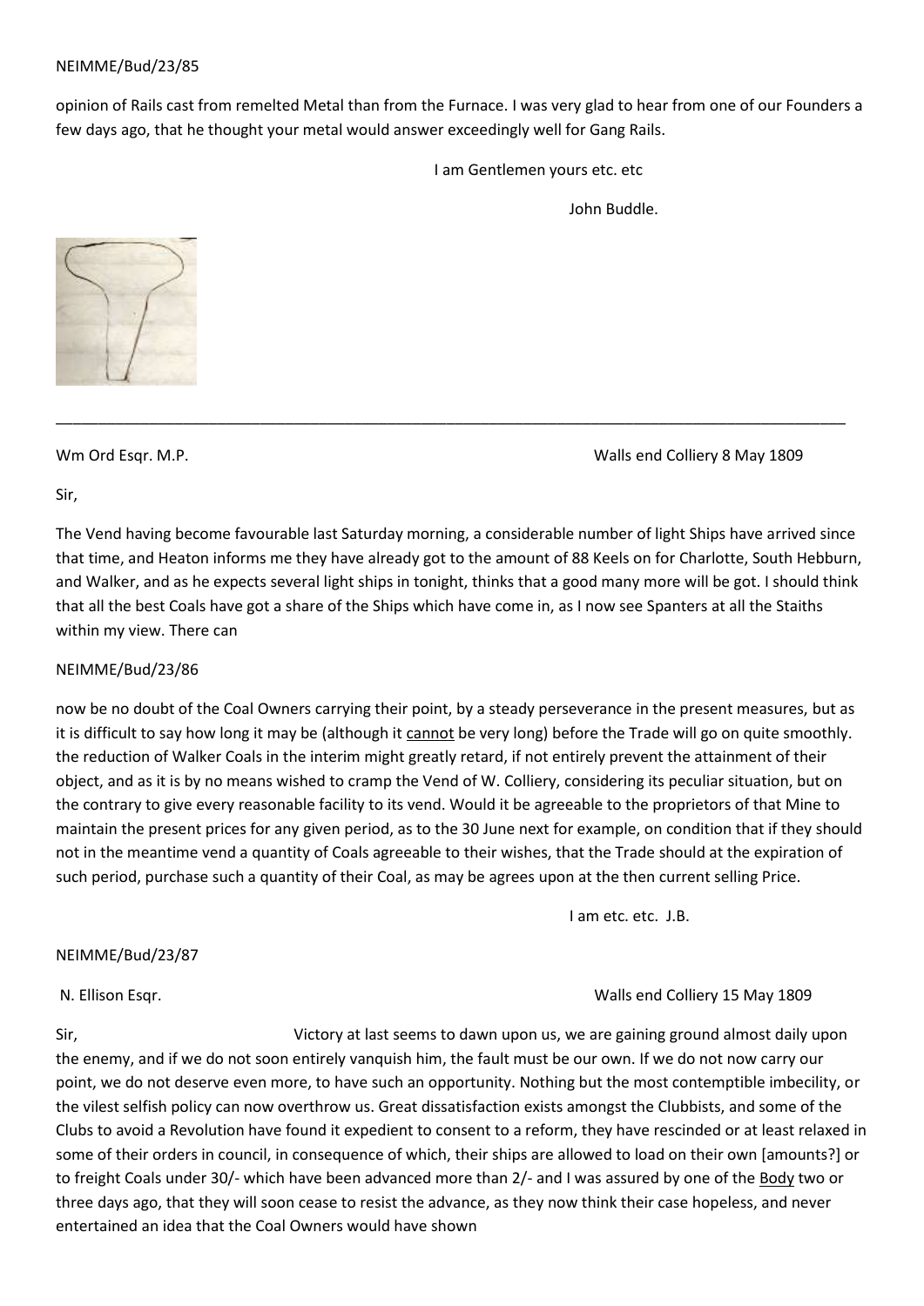NEIMME/Bud/23/85

opinion of Rails cast from remelted Metal than from the Furnace. I was very glad to hear from one of our Founders a few days ago, that he thought your metal would answer exceedingly well for Gang Rails.

I am Gentlemen yours etc. etc

John Buddle.

---

Wm Ord Esqr. M.P. Walls end Colliery 8 May 1809

Sir,

The Vend having become favourable last Saturday morning, a considerable number of light Ships have arrived since that time, and Heaton informs me they have already got to the amount of 88 Keels on for Charlotte, South Hebburn, and Walker, and as he expects several light ships in tonight, thinks that a good many more will be got. I should think that all the best Coals have got a share of the Ships which have come in, as I now see Spanters at all the Staiths within my view. There can

NEIMME/Bud/23/86

now be no doubt of the Coal Owners carrying their point, by a steady perseverance in the present measures, but as it is difficult to say how long it may be (although it <u>cannot</u> be very long) before the Trade will go on quite smoothly. the reduction of Walker Coals in the interim might greatly retard, if not entirely prevent the attainment of their object, and as it is by no means wished to cramp the Vend of W. Colliery, considering its peculiar situation, but on the contrary to give every reasonable facility to its vend. Would it be agreeable to the proprietors of that Mine to maintain the present prices for any given period, as to the 30 June next for example, on condition that if they should not in the meantime vend a quantity of Coals agreeable to their wishes, that the Trade should at the expiration of such period, purchase such a quantity of their Coal, as may be agrees upon at the then current selling Price.

I am etc. etc. J.B.

NEIMME/Bud/23/87

N. Ellison Esqr. Walls end Colliery 15 May 1809

Sir, Victory at last seems to dawn upon us, we are gaining ground almost daily upon the enemy, and if we do not soon entirely vanquish him, the fault must be our own. If we do not now carry our point, we do not deserve even more, to have such an opportunity. Nothing but the most contemptible imbecility, or the vilest selfish policy can now overthrow us. Great dissatisfaction exists amongst the Clubbists, and some of the Clubs to avoid a Revolution have found it expedient to consent to a reform, they have rescinded or at least relaxed in some of their orders in council, in consequence of which, their ships are allowed to load on their own [amounts?] or to freight Coals under 30/- which have been advanced more than 2/- and I was assured by one of the <u>Body</u> two or three days ago, that they will soon cease to resist the advance, as they now think their case hopeless, and never entertained an idea that the Coal Owners would have shown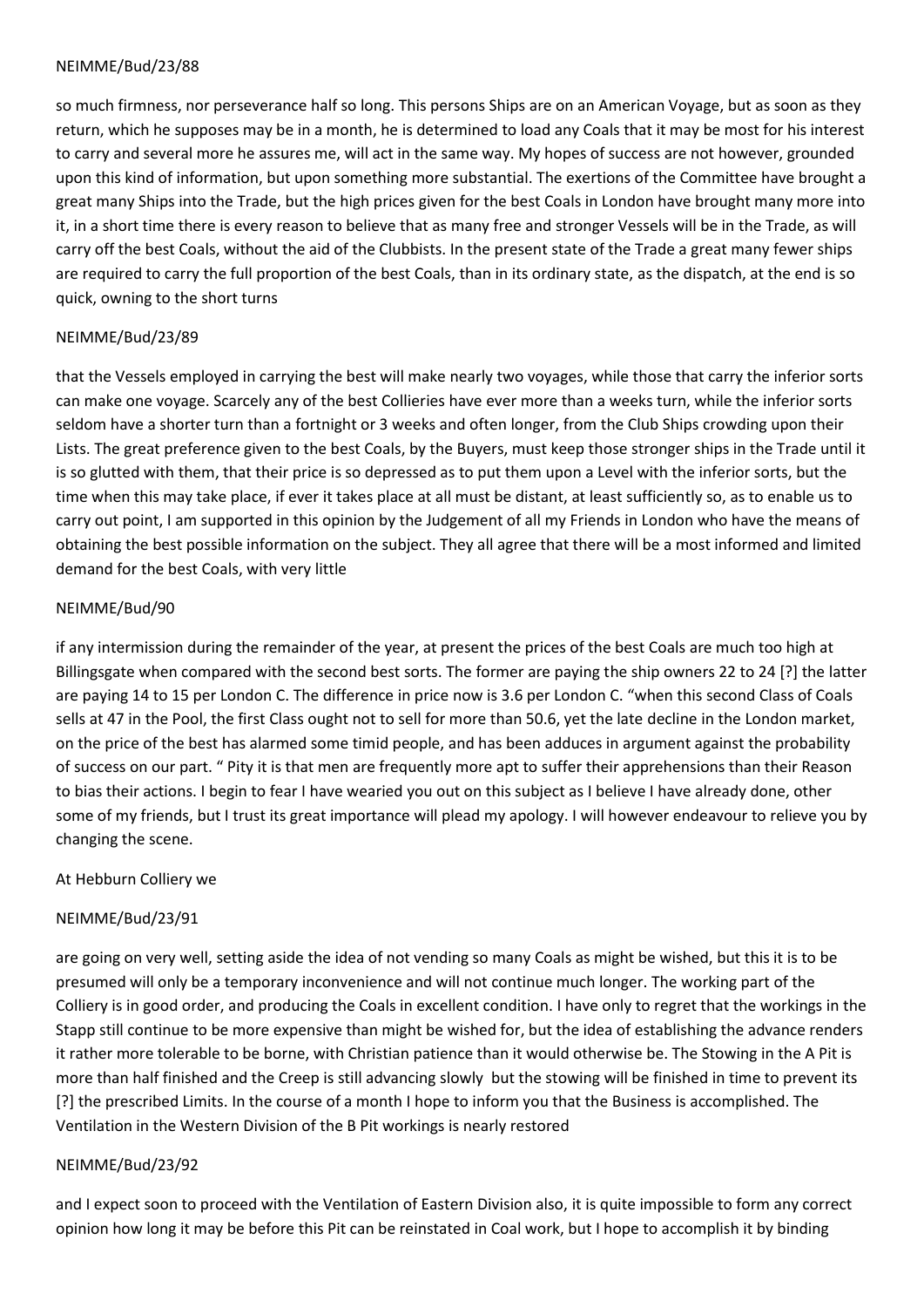NEIMME/Bud/23/88

so much firmness, nor perseverance half so long. This persons Ships are on an American Voyage, but as soon as they return, which he supposes may be in a month, he is determined to load any Coals that it may be most for his interest to carry and several more he assures me, will act in the same way. My hopes of success are not however, grounded upon this kind of information, but upon something more substantial. The exertions of the Committee have brought a great many Ships into the Trade, but the high prices given for the best Coals in London have brought many more into it, in a short time there is every reason to believe that as many free and stronger Vessels will be in the Trade, as will carry off the best Coals, without the aid of the Clubbists. In the present state of the Trade a great many fewer ships are required to carry the full proportion of the best Coals, than in its ordinary state, as the dispatch, at the end is so quick, owning to the short turns

NEIMME/Bud/23/89

that the Vessels employed in carrying the best will make nearly two voyages, while those that carry the inferior sorts can make one voyage. Scarcely any of the best Collieries have ever more than a weeks turn, while the inferior sorts seldom have a shorter turn than a fortnight or 3 weeks and often longer, from the Club Ships crowding upon their Lists. The great preference given to the best Coals, by the Buyers, must keep those stronger ships in the Trade until it is so glutted with them, that their price is so depressed as to put them upon a Level with the inferior sorts, but the time when this may take place, if ever it takes place at all must be distant, at least sufficiently so, as to enable us to carry out point, I am supported in this opinion by the Judgement of all my Friends in London who have the means of obtaining the best possible information on the subject. They all agree that there will be a most informed and limited demand for the best Coals, with very little

NEIMME/Bud/90

if any intermission during the remainder of the year, at present the prices of the best Coals are much too high at Billingsgate when compared with the second best sorts. The former are paying the ship owners 22 to 24 [?] the latter are paying 14 to 15 per London C. The difference in price now is 3.6 per London C. "when this second Class of Coals sells at 47 in the Pool, the first Class ought not to sell for more than 50.6, yet the late decline in the London market, on the price of the best has alarmed some timid people, and has been adduces in argument against the probability of success on our part. " Pity it is that men are frequently more apt to suffer their apprehensions than their Reason to bias their actions. I begin to fear I have wearied you out on this subject as I believe I have already done, other some of my friends, but I trust its great importance will plead my apology. I will however endeavour to relieve you by changing the scene.

At Hebburn Colliery we

NEIMME/Bud/23/91

are going on very well, setting aside the idea of not vending so many Coals as might be wished, but this it is to be presumed will only be a temporary inconvenience and will not continue much longer. The working part of the Colliery is in good order, and producing the Coals in excellent condition. I have only to regret that the workings in the Stapp still continue to be more expensive than might be wished for, but the idea of establishing the advance renders it rather more tolerable to be borne, with Christian patience than it would otherwise be. The Stowing in the A Pit is more than half finished and the Creep is still advancing slowly but the stowing will be finished in time to prevent its [?] the prescribed Limits. In the course of a month I hope to inform you that the Business is accomplished. The Ventilation in the Western Division of the B Pit workings is nearly restored

NEIMME/Bud/23/92

and I expect soon to proceed with the Ventilation of Eastern Division also, it is quite impossible to form any correct opinion how long it may be before this Pit can be reinstated in Coal work, but I hope to accomplish it by binding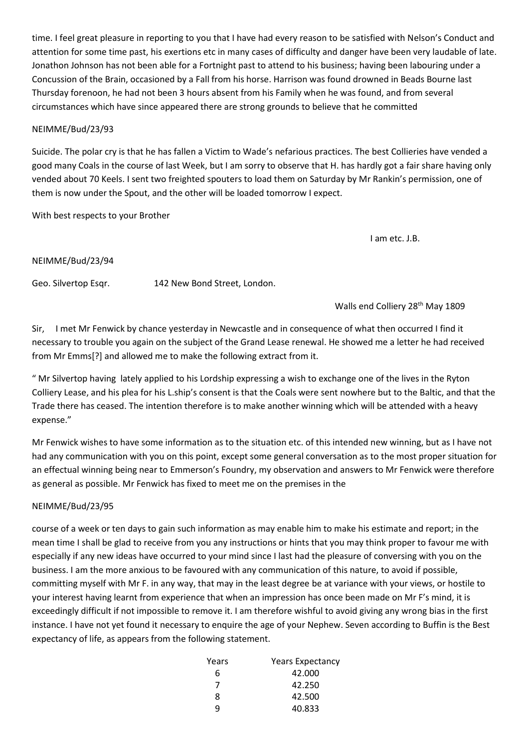time. I feel great pleasure in reporting to you that I have had every reason to be satisfied with Nelson's Conduct and attention for some time past, his exertions etc in many cases of difficulty and danger have been very laudable of late. Jonathon Johnson has not been able for a Fortnight past to attend to his business; having been labouring under a Concussion of the Brain, occasioned by a Fall from his horse. Harrison was found drowned in Beads Bourne last Thursday forenoon, he had not been 3 hours absent from his Family when he was found, and from several circumstances which have since appeared there are strong grounds to believe that he committed

NEIMME/Bud/23/93

Suicide. The polar cry is that he has fallen a Victim to Wade's nefarious practices. The best Collieries have vended a good many Coals in the course of last Week, but I am sorry to observe that H. has hardly got a fair share having only vended about 70 Keels. I sent two freighted spouters to load them on Saturday by Mr Rankin's permission, one of them is now under the Spout, and the other will be loaded tomorrow I expect.

With best respects to your Brother

I am etc. J.B.

NEIMME/Bud/23/94

Geo. Silvertop Esqr. 142 New Bond Street, London.

Walls end Colliery 28th May 1809

Sir, I met Mr Fenwick by chance yesterday in Newcastle and in consequence of what then occurred I find it necessary to trouble you again on the subject of the Grand Lease renewal. He showed me a letter he had received from Mr Emms[?] and allowed me to make the following extract from it.

" Mr Silvertop having lately applied to his Lordship expressing a wish to exchange one of the lives in the Ryton Colliery Lease, and his plea for his L.ship's consent is that the Coals were sent nowhere but to the Baltic, and that the Trade there has ceased. The intention therefore is to make another winning which will be attended with a heavy expense."

Mr Fenwick wishes to have some information as to the situation etc. of this intended new winning, but as I have not had any communication with you on this point, except some general conversation as to the most proper situation for an effectual winning being near to Emmerson's Foundry, my observation and answers to Mr Fenwick were therefore as general as possible. Mr Fenwick has fixed to meet me on the premises in the

NEIMME/Bud/23/95

course of a week or ten days to gain such information as may enable him to make his estimate and report; in the mean time I shall be glad to receive from you any instructions or hints that you may think proper to favour me with especially if any new ideas have occurred to your mind since I last had the pleasure of conversing with you on the business. I am the more anxious to be favoured with any communication of this nature, to avoid if possible, committing myself with Mr F. in any way, that may in the least degree be at variance with your views, or hostile to your interest having learnt from experience that when an impression has once been made on Mr F's mind, it is exceedingly difficult if not impossible to remove it. I am therefore wishful to avoid giving any wrong bias in the first instance. I have not yet found it necessary to enquire the age of your Nephew. Seven according to Buffin is the Best expectancy of life, as appears from the following statement.

| Years | Years Expectancy |
|---|---|
| 6 | 42.000 |
| 7 | 42.250 |
| 8 | 42.500 |
| 9 | 40.833 |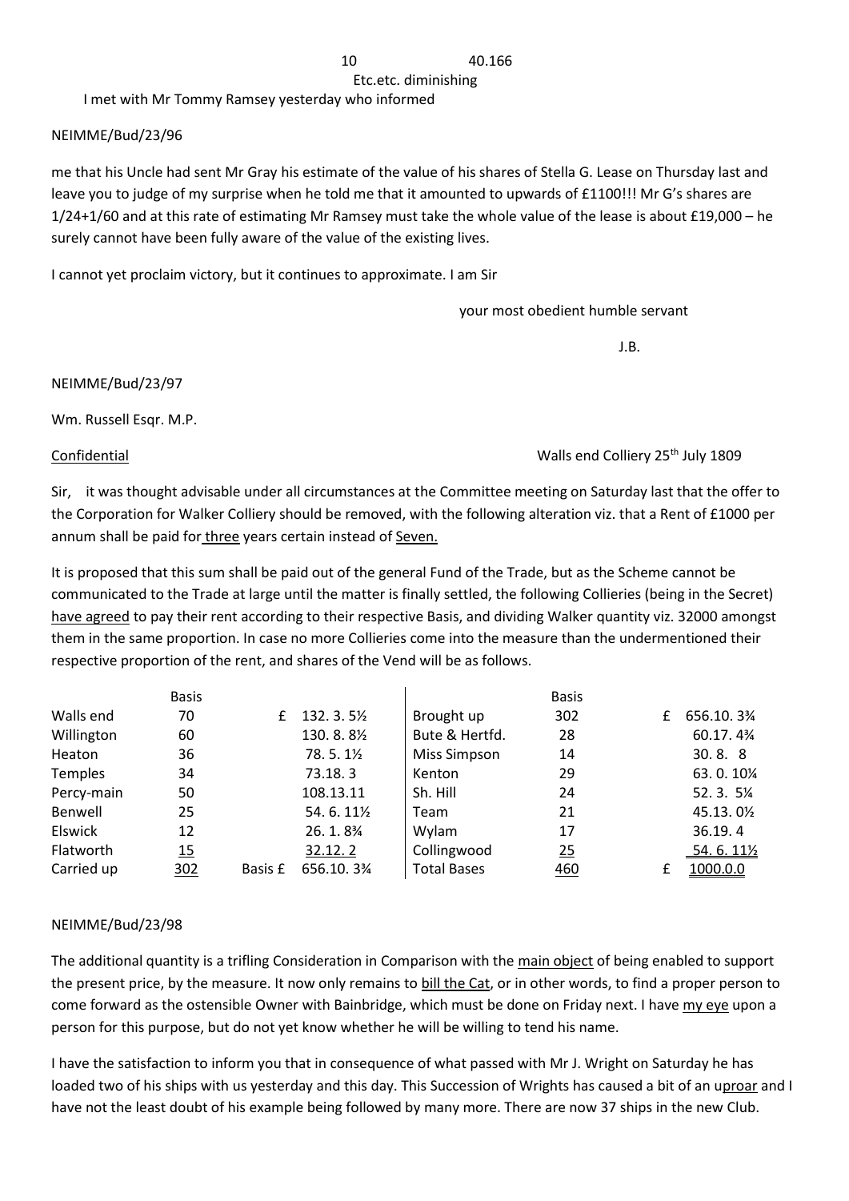10 40.166

Etc.etc. diminishing

I met with Mr Tommy Ramsey yesterday who informed

NEIMME/Bud/23/96

me that his Uncle had sent Mr Gray his estimate of the value of his shares of Stella G. Lease on Thursday last and leave you to judge of my surprise when he told me that it amounted to upwards of £1100!!! Mr G's shares are 1/24+1/60 and at this rate of estimating Mr Ramsey must take the whole value of the lease is about £19,000 – he surely cannot have been fully aware of the value of the existing lives.

I cannot yet proclaim victory, but it continues to approximate. I am Sir

your most obedient humble servant

J.B.

NEIMME/Bud/23/97

Wm. Russell Esqr. M.P.

Confidential — Walls end Colliery 25th July 1809

Sir, it was thought advisable under all circumstances at the Committee meeting on Saturday last that the offer to the Corporation for Walker Colliery should be removed, with the following alteration viz. that a Rent of £1000 per annum shall be paid for three years certain instead of Seven.

It is proposed that this sum shall be paid out of the general Fund of the Trade, but as the Scheme cannot be communicated to the Trade at large until the matter is finally settled, the following Collieries (being in the Secret) have agreed to pay their rent according to their respective Basis, and dividing Walker quantity viz. 32000 amongst them in the same proportion. In case no more Collieries come into the measure than the undermentioned their respective proportion of the rent, and shares of the Vend will be as follows.

| | Basis | | | Basis | |
|---|---|---|---|---|---|
| Walls end | 70 | £ 132. 3. 5½ | Brought up | 302 | £ 656.10. 3¾ |
| Willington | 60 | 130. 8. 8½ | Bute & Hertfd. | 28 | 60.17. 4¾ |
| Heaton | 36 | 78. 5. 1½ | Miss Simpson | 14 | 30. 8. 8 |
| Temples | 34 | 73.18. 3 | Kenton | 29 | 63. 0. 10¼ |
| Percy-main | 50 | 108.13.11 | Sh. Hill | 24 | 52. 3. 5¼ |
| Benwell | 25 | 54. 6. 11½ | Team | 21 | 45.13. 0½ |
| Elswick | 12 | 26. 1. 8¾ | Wylam | 17 | 36.19. 4 |
| Flatworth | 15 | 32.12. 2 | Collingwood | 25 | 54. 6. 11½ |
| Carried up | 302 | Basis £ 656.10. 3¾ | Total Bases | 460 | £ 1000.0.0 |

NEIMME/Bud/23/98

The additional quantity is a trifling Consideration in Comparison with the main object of being enabled to support the present price, by the measure. It now only remains to bill the Cat, or in other words, to find a proper person to come forward as the ostensible Owner with Bainbridge, which must be done on Friday next. I have my eye upon a person for this purpose, but do not yet know whether he will be willing to tend his name.

I have the satisfaction to inform you that in consequence of what passed with Mr J. Wright on Saturday he has loaded two of his ships with us yesterday and this day. This Succession of Wrights has caused a bit of an uproar and I have not the least doubt of his example being followed by many more. There are now 37 ships in the new Club.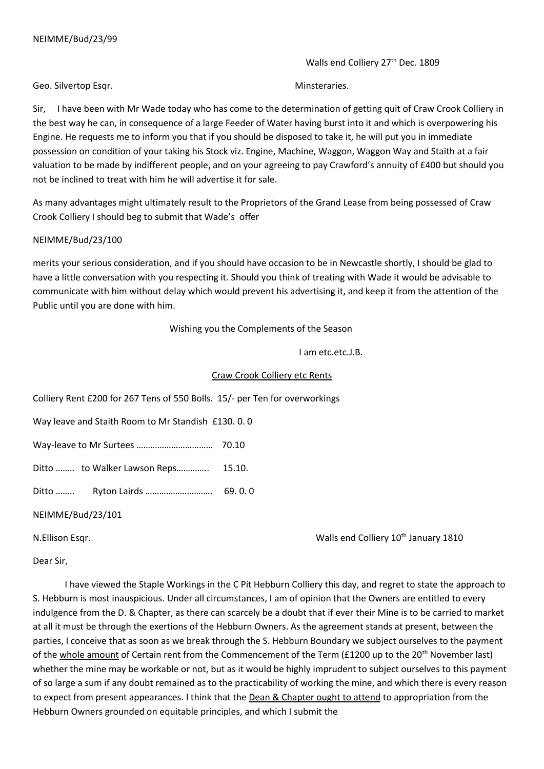NEIMME/Bud/23/99

Walls end Colliery 27th Dec. 1809

Geo. Silvertop Esqr. Minsteraries.

Sir, I have been with Mr Wade today who has come to the determination of getting quit of Craw Crook Colliery in the best way he can, in consequence of a large Feeder of Water having burst into it and which is overpowering his Engine. He requests me to inform you that if you should be disposed to take it, he will put you in immediate possession on condition of your taking his Stock viz. Engine, Machine, Waggon, Waggon Way and Staith at a fair valuation to be made by indifferent people, and on your agreeing to pay Crawford's annuity of £400 but should you not be inclined to treat with him he will advertise it for sale.

As many advantages might ultimately result to the Proprietors of the Grand Lease from being possessed of Craw Crook Colliery I should beg to submit that Wade's offer

NEIMME/Bud/23/100

merits your serious consideration, and if you should have occasion to be in Newcastle shortly, I should be glad to have a little conversation with you respecting it. Should you think of treating with Wade it would be advisable to communicate with him without delay which would prevent his advertising it, and keep it from the attention of the Public until you are done with him.

Wishing you the Complements of the Season

I am etc.etc.J.B.

<u>Craw Crook Colliery etc Rents</u>

Colliery Rent £200 for 267 Tens of 550 Bolls. 15/- per Ten for overworkings

Way leave and Staith Room to Mr Standish £130. 0. 0

Way-leave to Mr Surtees …………………………… 70.10

Ditto …….. to Walker Lawson Reps………….. 15.10.

Ditto …….. Ryton Lairds ……………………….. 69. 0. 0

NEIMME/Bud/23/101

N.Ellison Esqr. Walls end Colliery 10th January 1810

Dear Sir,

I have viewed the Staple Workings in the C Pit Hebburn Colliery this day, and regret to state the approach to S. Hebburn is most inauspicious. Under all circumstances, I am of opinion that the Owners are entitled to every indulgence from the D. & Chapter, as there can scarcely be a doubt that if ever their Mine is to be carried to market at all it must be through the exertions of the Hebburn Owners. As the agreement stands at present, between the parties, I conceive that as soon as we break through the S. Hebburn Boundary we subject ourselves to the payment of the <u>whole amount</u> of Certain rent from the Commencement of the Term (£1200 up to the 20th November last) whether the mine may be workable or not, but as it would be highly imprudent to subject ourselves to this payment of so large a sum if any doubt remained as to the practicability of working the mine, and which there is every reason to expect from present appearances. I think that the <u>Dean & Chapter ought to attend</u> to appropriation from the Hebburn Owners grounded on equitable principles, and which I submit the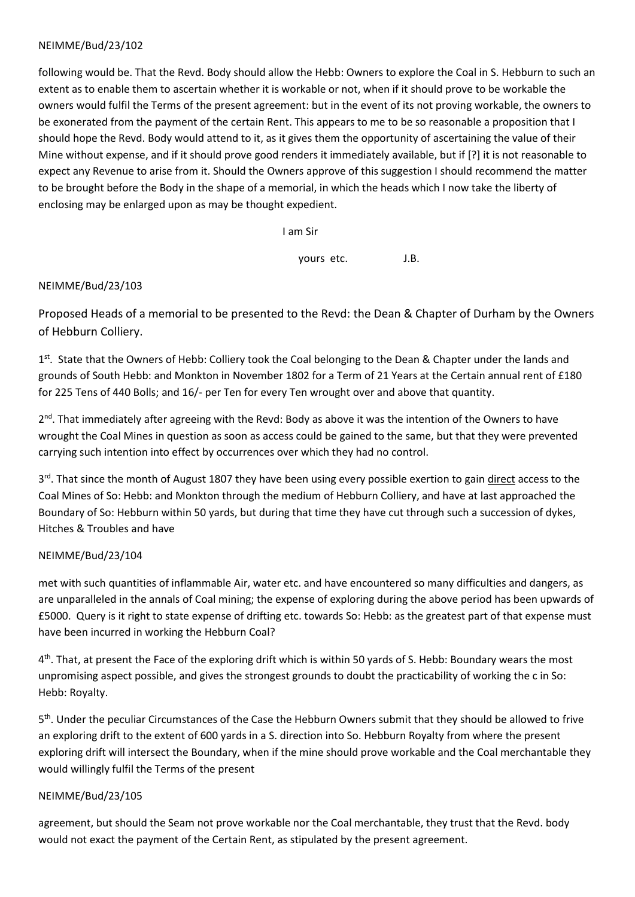NEIMME/Bud/23/102

following would be. That the Revd. Body should allow the Hebb: Owners to explore the Coal in S. Hebburn to such an extent as to enable them to ascertain whether it is workable or not, when if it should prove to be workable the owners would fulfil the Terms of the present agreement: but in the event of its not proving workable, the owners to be exonerated from the payment of the certain Rent. This appears to me to be so reasonable a proposition that I should hope the Revd. Body would attend to it, as it gives them the opportunity of ascertaining the value of their Mine without expense, and if it should prove good renders it immediately available, but if [?] it is not reasonable to expect any Revenue to arise from it. Should the Owners approve of this suggestion I should recommend the matter to be brought before the Body in the shape of a memorial, in which the heads which I now take the liberty of enclosing may be enlarged upon as may be thought expedient.

I am Sir

yours etc. J.B.

NEIMME/Bud/23/103

Proposed Heads of a memorial to be presented to the Revd: the Dean & Chapter of Durham by the Owners of Hebburn Colliery.

1st. State that the Owners of Hebb: Colliery took the Coal belonging to the Dean & Chapter under the lands and grounds of South Hebb: and Monkton in November 1802 for a Term of 21 Years at the Certain annual rent of £180 for 225 Tens of 440 Bolls; and 16/- per Ten for every Ten wrought over and above that quantity.

2nd. That immediately after agreeing with the Revd: Body as above it was the intention of the Owners to have wrought the Coal Mines in question as soon as access could be gained to the same, but that they were prevented carrying such intention into effect by occurrences over which they had no control.

3rd. That since the month of August 1807 they have been using every possible exertion to gain <u>direct</u> access to the Coal Mines of So: Hebb: and Monkton through the medium of Hebburn Colliery, and have at last approached the Boundary of So: Hebburn within 50 yards, but during that time they have cut through such a succession of dykes, Hitches & Troubles and have

NEIMME/Bud/23/104

met with such quantities of inflammable Air, water etc. and have encountered so many difficulties and dangers, as are unparalleled in the annals of Coal mining; the expense of exploring during the above period has been upwards of £5000. Query is it right to state expense of drifting etc. towards So: Hebb: as the greatest part of that expense must have been incurred in working the Hebburn Coal?

4th. That, at present the Face of the exploring drift which is within 50 yards of S. Hebb: Boundary wears the most unpromising aspect possible, and gives the strongest grounds to doubt the practicability of working the c in So: Hebb: Royalty.

5th. Under the peculiar Circumstances of the Case the Hebburn Owners submit that they should be allowed to frive an exploring drift to the extent of 600 yards in a S. direction into So. Hebburn Royalty from where the present exploring drift will intersect the Boundary, when if the mine should prove workable and the Coal merchantable they would willingly fulfil the Terms of the present

NEIMME/Bud/23/105

agreement, but should the Seam not prove workable nor the Coal merchantable, they trust that the Revd. body would not exact the payment of the Certain Rent, as stipulated by the present agreement.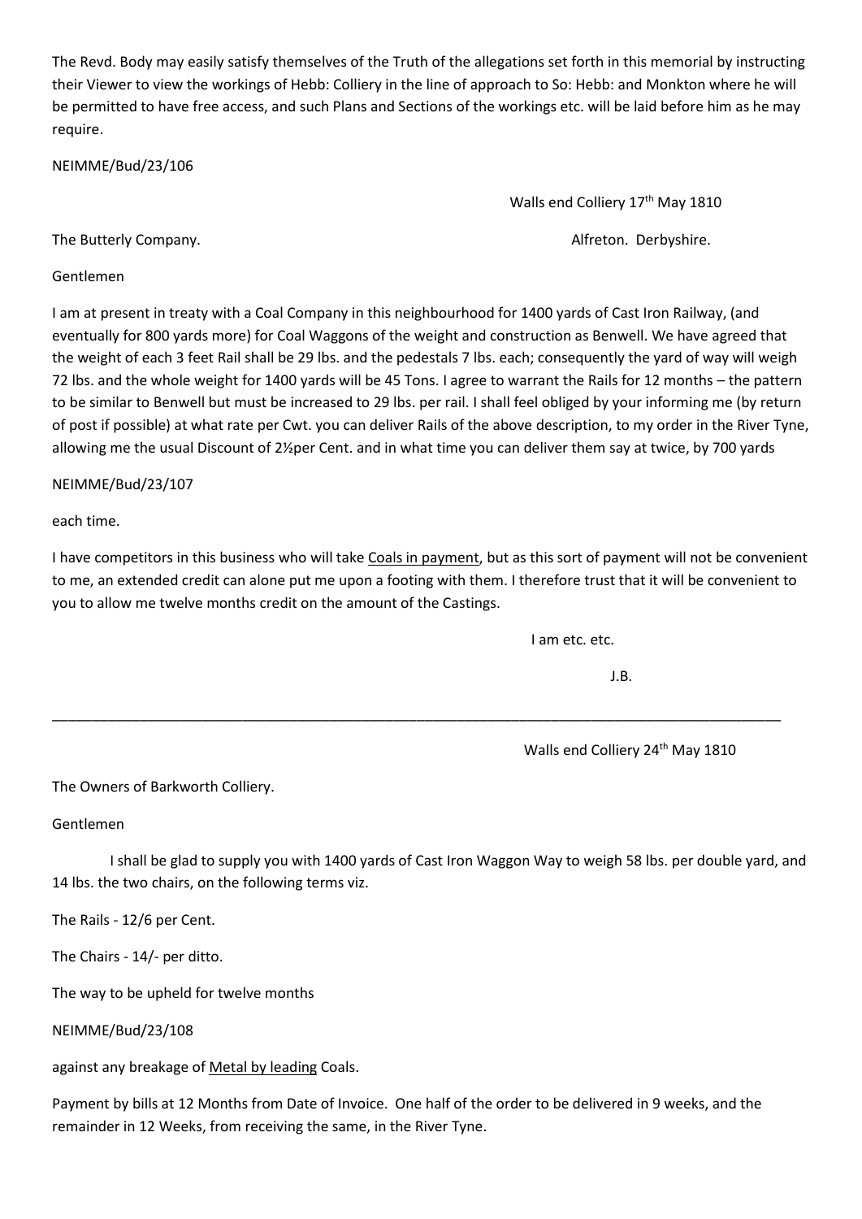The Revd. Body may easily satisfy themselves of the Truth of the allegations set forth in this memorial by instructing their Viewer to view the workings of Hebb: Colliery in the line of approach to So: Hebb: and Monkton where he will be permitted to have free access, and such Plans and Sections of the workings etc. will be laid before him as he may require.

NEIMME/Bud/23/106

Walls end Colliery 17th May 1810

The Butterly Company. Alfreton. Derbyshire.

Gentlemen

I am at present in treaty with a Coal Company in this neighbourhood for 1400 yards of Cast Iron Railway, (and eventually for 800 yards more) for Coal Waggons of the weight and construction as Benwell. We have agreed that the weight of each 3 feet Rail shall be 29 lbs. and the pedestals 7 lbs. each; consequently the yard of way will weigh 72 lbs. and the whole weight for 1400 yards will be 45 Tons. I agree to warrant the Rails for 12 months – the pattern to be similar to Benwell but must be increased to 29 lbs. per rail. I shall feel obliged by your informing me (by return of post if possible) at what rate per Cwt. you can deliver Rails of the above description, to my order in the River Tyne, allowing me the usual Discount of 2½per Cent. and in what time you can deliver them say at twice, by 700 yards

NEIMME/Bud/23/107

each time.

I have competitors in this business who will take <u>Coals in payment</u>, but as this sort of payment will not be convenient to me, an extended credit can alone put me upon a footing with them. I therefore trust that it will be convenient to you to allow me twelve months credit on the amount of the Castings.

I am etc. etc.

J.B.

---

Walls end Colliery 24th May 1810

The Owners of Barkworth Colliery.

Gentlemen

I shall be glad to supply you with 1400 yards of Cast Iron Waggon Way to weigh 58 lbs. per double yard, and 14 lbs. the two chairs, on the following terms viz.

The Rails - 12/6 per Cent.

The Chairs - 14/- per ditto.

The way to be upheld for twelve months

NEIMME/Bud/23/108

against any breakage of <u>Metal by leading</u> Coals.

Payment by bills at 12 Months from Date of Invoice. One half of the order to be delivered in 9 weeks, and the remainder in 12 Weeks, from receiving the same, in the River Tyne.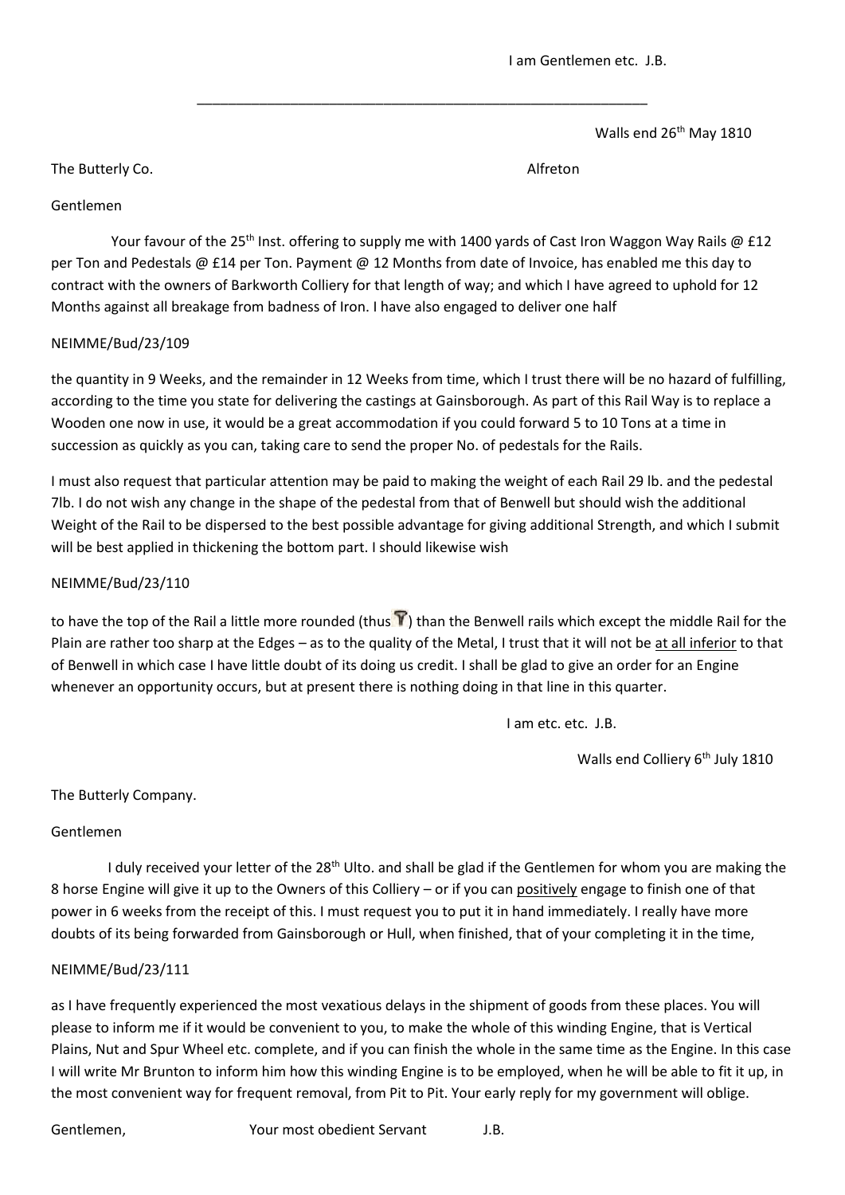I am Gentlemen etc. J.B.

---

Walls end 26th May 1810

The Butterly Co. Alfreton

Gentlemen

Your favour of the 25th Inst. offering to supply me with 1400 yards of Cast Iron Waggon Way Rails @ £12 per Ton and Pedestals @ £14 per Ton. Payment @ 12 Months from date of Invoice, has enabled me this day to contract with the owners of Barkworth Colliery for that length of way; and which I have agreed to uphold for 12 Months against all breakage from badness of Iron. I have also engaged to deliver one half

NEIMME/Bud/23/109

the quantity in 9 Weeks, and the remainder in 12 Weeks from time, which I trust there will be no hazard of fulfilling, according to the time you state for delivering the castings at Gainsborough. As part of this Rail Way is to replace a Wooden one now in use, it would be a great accommodation if you could forward 5 to 10 Tons at a time in succession as quickly as you can, taking care to send the proper No. of pedestals for the Rails.

I must also request that particular attention may be paid to making the weight of each Rail 29 lb. and the pedestal 7lb. I do not wish any change in the shape of the pedestal from that of Benwell but should wish the additional Weight of the Rail to be dispersed to the best possible advantage for giving additional Strength, and which I submit will be best applied in thickening the bottom part. I should likewise wish

NEIMME/Bud/23/110

to have the top of the Rail a little more rounded (thus ) than the Benwell rails which except the middle Rail for the Plain are rather too sharp at the Edges – as to the quality of the Metal, I trust that it will not be <u>at all inferior</u> to that of Benwell in which case I have little doubt of its doing us credit. I shall be glad to give an order for an Engine whenever an opportunity occurs, but at present there is nothing doing in that line in this quarter.

I am etc. etc. J.B.

Walls end Colliery 6th July 1810

The Butterly Company.

Gentlemen

I duly received your letter of the 28th Ulto. and shall be glad if the Gentlemen for whom you are making the 8 horse Engine will give it up to the Owners of this Colliery – or if you can <u>positively</u> engage to finish one of that power in 6 weeks from the receipt of this. I must request you to put it in hand immediately. I really have more doubts of its being forwarded from Gainsborough or Hull, when finished, that of your completing it in the time,

NEIMME/Bud/23/111

as I have frequently experienced the most vexatious delays in the shipment of goods from these places. You will please to inform me if it would be convenient to you, to make the whole of this winding Engine, that is Vertical Plains, Nut and Spur Wheel etc. complete, and if you can finish the whole in the same time as the Engine. In this case I will write Mr Brunton to inform him how this winding Engine is to be employed, when he will be able to fit it up, in the most convenient way for frequent removal, from Pit to Pit. Your early reply for my government will oblige.

Gentlemen, Your most obedient Servant J.B.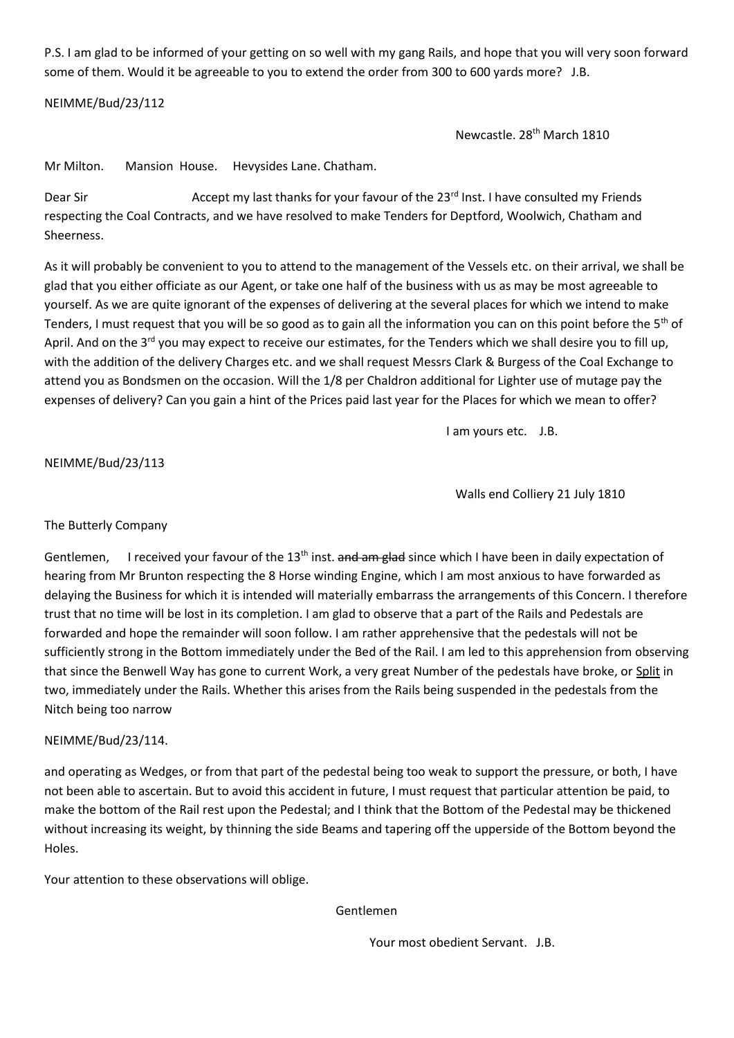P.S. I am glad to be informed of your getting on so well with my gang Rails, and hope that you will very soon forward some of them. Would it be agreeable to you to extend the order from 300 to 600 yards more? J.B.

NEIMME/Bud/23/112

Newcastle. 28th March 1810

Mr Milton. Mansion House. Hevysides Lane. Chatham.

Dear Sir Accept my last thanks for your favour of the 23rd Inst. I have consulted my Friends respecting the Coal Contracts, and we have resolved to make Tenders for Deptford, Woolwich, Chatham and Sheerness.

As it will probably be convenient to you to attend to the management of the Vessels etc. on their arrival, we shall be glad that you either officiate as our Agent, or take one half of the business with us as may be most agreeable to yourself. As we are quite ignorant of the expenses of delivering at the several places for which we intend to make Tenders, I must request that you will be so good as to gain all the information you can on this point before the 5th of April. And on the 3rd you may expect to receive our estimates, for the Tenders which we shall desire you to fill up, with the addition of the delivery Charges etc. and we shall request Messrs Clark & Burgess of the Coal Exchange to attend you as Bondsmen on the occasion. Will the 1/8 per Chaldron additional for Lighter use of mutage pay the expenses of delivery? Can you gain a hint of the Prices paid last year for the Places for which we mean to offer?

I am yours etc. J.B.

NEIMME/Bud/23/113

Walls end Colliery 21 July 1810

The Butterly Company

Gentlemen, I received your favour of the 13th inst. ~~and am glad~~ since which I have been in daily expectation of hearing from Mr Brunton respecting the 8 Horse winding Engine, which I am most anxious to have forwarded as delaying the Business for which it is intended will materially embarrass the arrangements of this Concern. I therefore trust that no time will be lost in its completion. I am glad to observe that a part of the Rails and Pedestals are forwarded and hope the remainder will soon follow. I am rather apprehensive that the pedestals will not be sufficiently strong in the Bottom immediately under the Bed of the Rail. I am led to this apprehension from observing that since the Benwell Way has gone to current Work, a very great Number of the pedestals have broke, or <u>Split</u> in two, immediately under the Rails. Whether this arises from the Rails being suspended in the pedestals from the Nitch being too narrow

NEIMME/Bud/23/114.

and operating as Wedges, or from that part of the pedestal being too weak to support the pressure, or both, I have not been able to ascertain. But to avoid this accident in future, I must request that particular attention be paid, to make the bottom of the Rail rest upon the Pedestal; and I think that the Bottom of the Pedestal may be thickened without increasing its weight, by thinning the side Beams and tapering off the upperside of the Bottom beyond the Holes.

Your attention to these observations will oblige.

Gentlemen

Your most obedient Servant. J.B.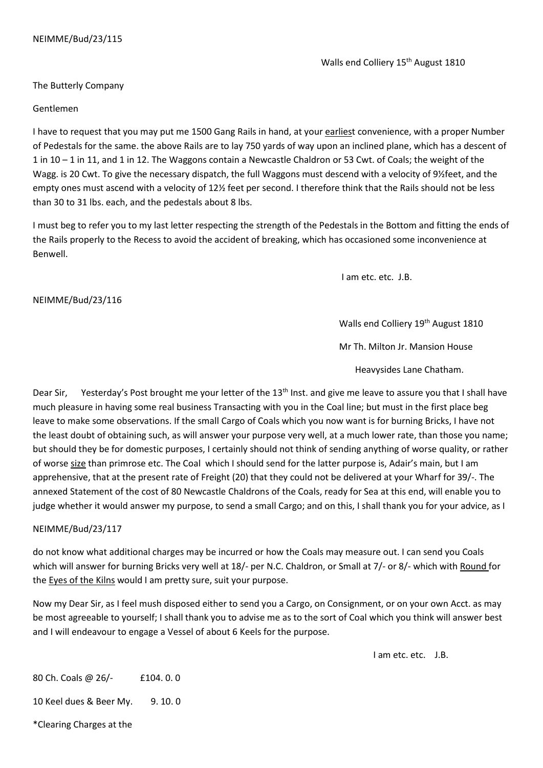NEIMME/Bud/23/115

Walls end Colliery 15th August 1810

The Butterly Company

Gentlemen

I have to request that you may put me 1500 Gang Rails in hand, at your <u>earlies</u>t convenience, with a proper Number of Pedestals for the same. the above Rails are to lay 750 yards of way upon an inclined plane, which has a descent of 1 in 10 – 1 in 11, and 1 in 12. The Waggons contain a Newcastle Chaldron or 53 Cwt. of Coals; the weight of the Wagg. is 20 Cwt. To give the necessary dispatch, the full Waggons must descend with a velocity of 9½feet, and the empty ones must ascend with a velocity of 12½ feet per second. I therefore think that the Rails should not be less than 30 to 31 lbs. each, and the pedestals about 8 lbs.

I must beg to refer you to my last letter respecting the strength of the Pedestals in the Bottom and fitting the ends of the Rails properly to the Recess to avoid the accident of breaking, which has occasioned some inconvenience at Benwell.

I am etc. etc. J.B.

NEIMME/Bud/23/116

Walls end Colliery 19th August 1810

Mr Th. Milton Jr. Mansion House

Heavysides Lane Chatham.

Dear Sir, Yesterday's Post brought me your letter of the 13th Inst. and give me leave to assure you that I shall have much pleasure in having some real business Transacting with you in the Coal line; but must in the first place beg leave to make some observations. If the small Cargo of Coals which you now want is for burning Bricks, I have not the least doubt of obtaining such, as will answer your purpose very well, at a much lower rate, than those you name; but should they be for domestic purposes, I certainly should not think of sending anything of worse quality, or rather of worse <u>size</u> than primrose etc. The Coal which I should send for the latter purpose is, Adair's main, but I am apprehensive, that at the present rate of Freight (20) that they could not be delivered at your Wharf for 39/-. The annexed Statement of the cost of 80 Newcastle Chaldrons of the Coals, ready for Sea at this end, will enable you to judge whether it would answer my purpose, to send a small Cargo; and on this, I shall thank you for your advice, as I

NEIMME/Bud/23/117

do not know what additional charges may be incurred or how the Coals may measure out. I can send you Coals which will answer for burning Bricks very well at 18/- per N.C. Chaldron, or Small at 7/- or 8/- which with <u>Round</u> for the <u>Eyes of the Kilns</u> would I am pretty sure, suit your purpose.

Now my Dear Sir, as I feel mush disposed either to send you a Cargo, on Consignment, or on your own Acct. as may be most agreeable to yourself; I shall thank you to advise me as to the sort of Coal which you think will answer best and I will endeavour to engage a Vessel of about 6 Keels for the purpose.

I am etc. etc. J.B.

| | |
|---|---|
| 80 Ch. Coals @ 26/- | £104. 0. 0 |
| 10 Keel dues & Beer My. | 9. 10. 0 |
| *Clearing Charges at the | |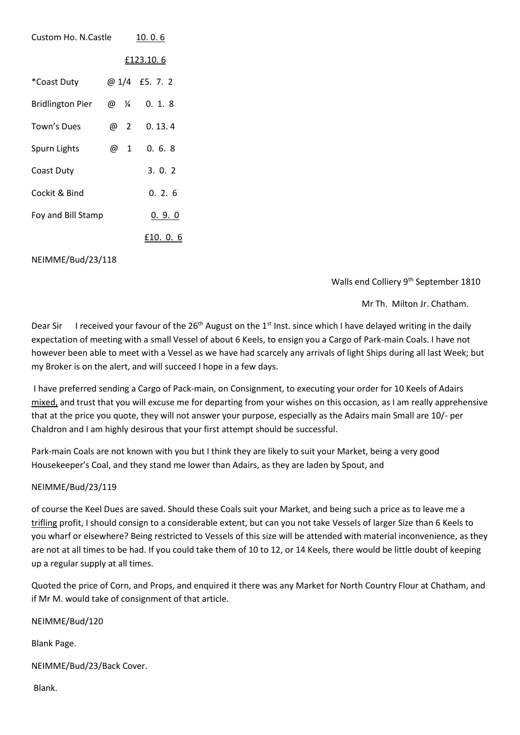| | | | |
|---|---|---|---|
| Custom Ho. N.Castle | | | 10. 0. 6 |
| | | | £123.10. 6 |
| *Coast Duty | @ 1/4 | | £5. 7. 2 |
| Bridlington Pier | @ | ¼ | 0. 1. 8 |
| Town's Dues | @ | 2 | 0. 13. 4 |
| Spurn Lights | @ | 1 | 0. 6. 8 |
| Coast Duty | | | 3. 0. 2 |
| Cockit & Bind | | | 0. 2. 6 |
| Foy and Bill Stamp | | | 0. 9. 0 |
| | | | £10. 0. 6 |

NEIMME/Bud/23/118

Walls end Colliery 9th September 1810

Mr Th. Milton Jr. Chatham.

Dear Sir I received your favour of the 26th August on the 1st Inst. since which I have delayed writing in the daily expectation of meeting with a small Vessel of about 6 Keels, to ensign you a Cargo of Park-main Coals. I have not however been able to meet with a Vessel as we have had scarcely any arrivals of light Ships during all last Week; but my Broker is on the alert, and will succeed I hope in a few days.

I have preferred sending a Cargo of Pack-main, on Consignment, to executing your order for 10 Keels of Adairs mixed, and trust that you will excuse me for departing from your wishes on this occasion, as I am really apprehensive that at the price you quote, they will not answer your purpose, especially as the Adairs main Small are 10/- per Chaldron and I am highly desirous that your first attempt should be successful.

Park-main Coals are not known with you but I think they are likely to suit your Market, being a very good Housekeeper's Coal, and they stand me lower than Adairs, as they are laden by Spout, and

NEIMME/Bud/23/119

of course the Keel Dues are saved. Should these Coals suit your Market, and being such a price as to leave me a trifling profit, I should consign to a considerable extent, but can you not take Vessels of larger Size than 6 Keels to you wharf or elsewhere? Being restricted to Vessels of this size will be attended with material inconvenience, as they are not at all times to be had. If you could take them of 10 to 12, or 14 Keels, there would be little doubt of keeping up a regular supply at all times.

Quoted the price of Corn, and Props, and enquired it there was any Market for North Country Flour at Chatham, and if Mr M. would take of consignment of that article.

NEIMME/Bud/120

Blank Page.

NEIMME/Bud/23/Back Cover.

Blank.